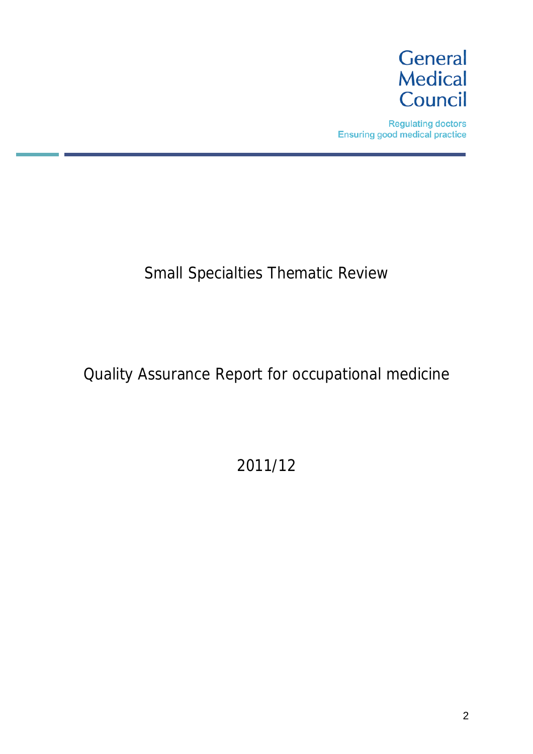General Medical Council

Regulating doctors
Ensuring good medical practice

# Small Specialties Thematic Review

# Quality Assurance Report for occupational medicine

## 2011/12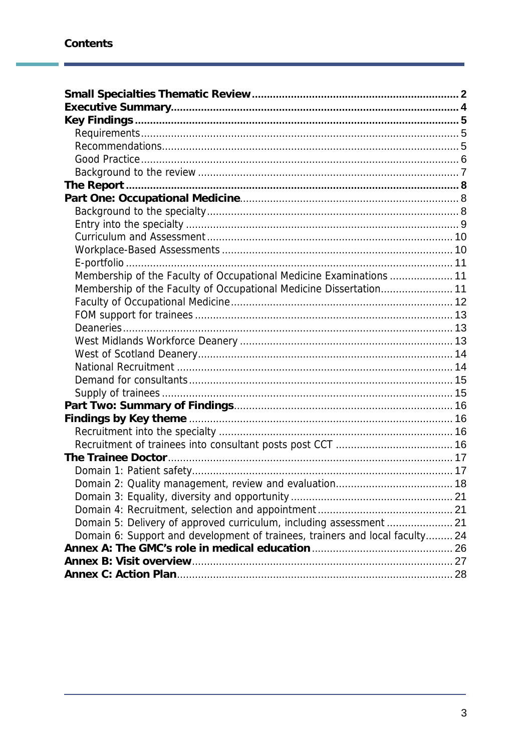## Contents

- **Small Specialties Thematic Review** ..... 2
- **Executive Summary** ..... 4
- **Key Findings** ..... 5
  - Requirements ..... 5
  - Recommendations ..... 5
  - Good Practice ..... 6
  - Background to the review ..... 7
- **The Report** ..... 8
- **Part One: Occupational Medicine** ..... 8
  - Background to the specialty ..... 8
  - Entry into the specialty ..... 9
  - Curriculum and Assessment ..... 10
  - Workplace-Based Assessments ..... 10
  - E-portfolio ..... 11
  - Membership of the Faculty of Occupational Medicine Examinations ..... 11
  - Membership of the Faculty of Occupational Medicine Dissertation ..... 11
  - Faculty of Occupational Medicine ..... 12
  - FOM support for trainees ..... 13
  - Deaneries ..... 13
  - West Midlands Workforce Deanery ..... 13
  - West of Scotland Deanery ..... 14
  - National Recruitment ..... 14
  - Demand for consultants ..... 15
  - Supply of trainees ..... 15
- **Part Two: Summary of Findings** ..... 16
- **Findings by Key theme** ..... 16
  - Recruitment into the specialty ..... 16
  - Recruitment of trainees into consultant posts post CCT ..... 16
- **The Trainee Doctor** ..... 17
  - Domain 1: Patient safety ..... 17
  - Domain 2: Quality management, review and evaluation ..... 18
  - Domain 3: Equality, diversity and opportunity ..... 21
  - Domain 4: Recruitment, selection and appointment ..... 21
  - Domain 5: Delivery of approved curriculum, including assessment ..... 21
  - Domain 6: Support and development of trainees, trainers and local faculty ..... 24
- **Annex A: The GMC's role in medical education** ..... 26
- **Annex B: Visit overview** ..... 27
- **Annex C: Action Plan** ..... 28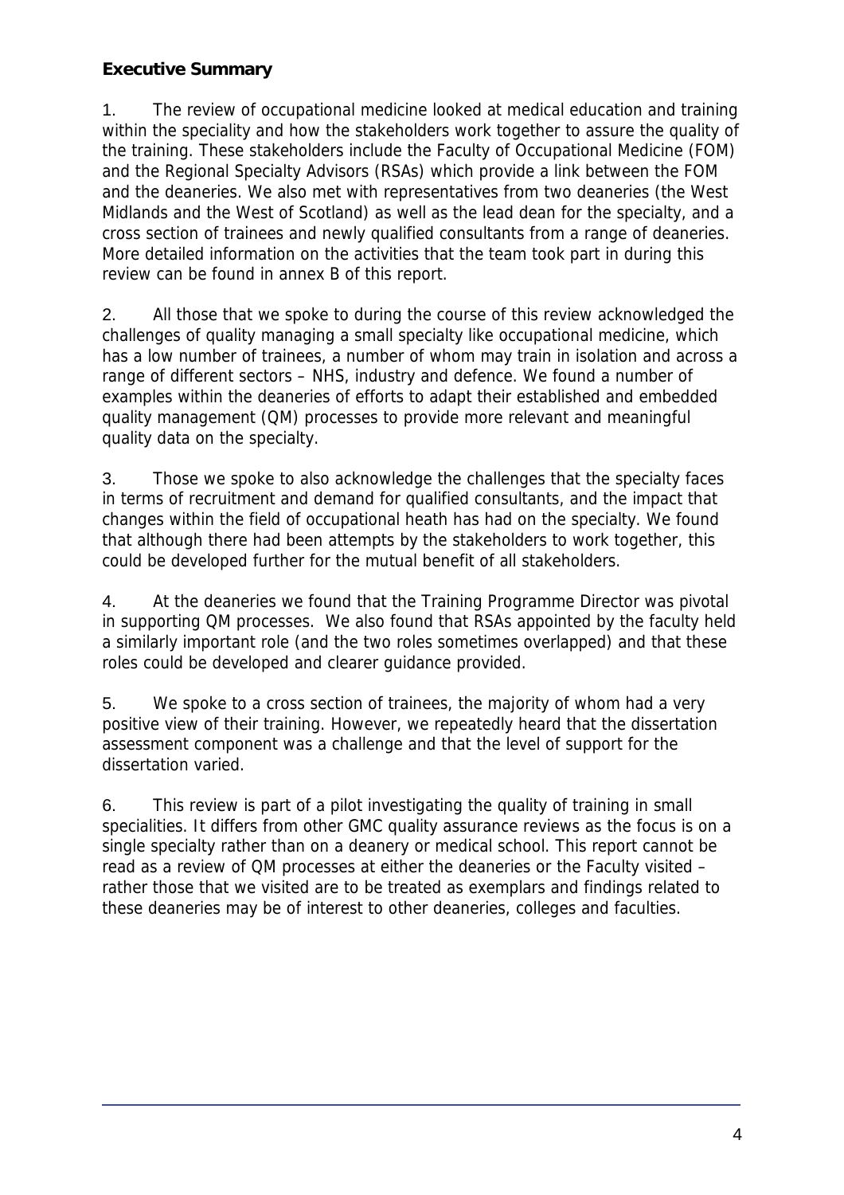## Executive Summary

1. The review of occupational medicine looked at medical education and training within the speciality and how the stakeholders work together to assure the quality of the training. These stakeholders include the Faculty of Occupational Medicine (FOM) and the Regional Specialty Advisors (RSAs) which provide a link between the FOM and the deaneries. We also met with representatives from two deaneries (the West Midlands and the West of Scotland) as well as the lead dean for the specialty, and a cross section of trainees and newly qualified consultants from a range of deaneries. More detailed information on the activities that the team took part in during this review can be found in annex B of this report.

2. All those that we spoke to during the course of this review acknowledged the challenges of quality managing a small specialty like occupational medicine, which has a low number of trainees, a number of whom may train in isolation and across a range of different sectors – NHS, industry and defence. We found a number of examples within the deaneries of efforts to adapt their established and embedded quality management (QM) processes to provide more relevant and meaningful quality data on the specialty.

3. Those we spoke to also acknowledge the challenges that the specialty faces in terms of recruitment and demand for qualified consultants, and the impact that changes within the field of occupational heath has had on the specialty. We found that although there had been attempts by the stakeholders to work together, this could be developed further for the mutual benefit of all stakeholders.

4. At the deaneries we found that the Training Programme Director was pivotal in supporting QM processes. We also found that RSAs appointed by the faculty held a similarly important role (and the two roles sometimes overlapped) and that these roles could be developed and clearer guidance provided.

5. We spoke to a cross section of trainees, the majority of whom had a very positive view of their training. However, we repeatedly heard that the dissertation assessment component was a challenge and that the level of support for the dissertation varied.

6. This review is part of a pilot investigating the quality of training in small specialities. It differs from other GMC quality assurance reviews as the focus is on a single specialty rather than on a deanery or medical school. This report cannot be read as a review of QM processes at either the deaneries or the Faculty visited – rather those that we visited are to be treated as exemplars and findings related to these deaneries may be of interest to other deaneries, colleges and faculties.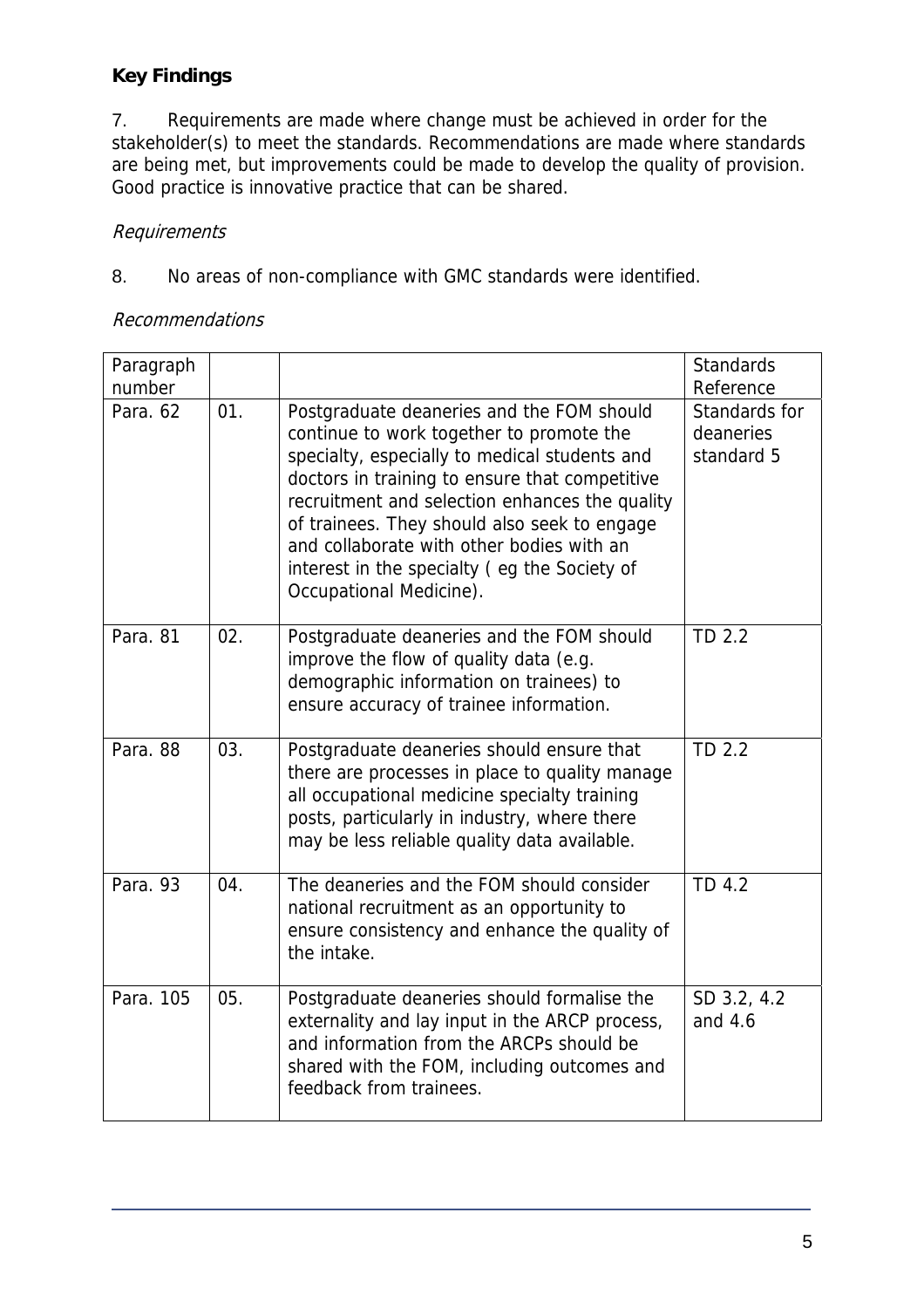## Key Findings

7. Requirements are made where change must be achieved in order for the stakeholder(s) to meet the standards. Recommendations are made where standards are being met, but improvements could be made to develop the quality of provision. Good practice is innovative practice that can be shared.

*Requirements*

8. No areas of non-compliance with GMC standards were identified.

*Recommendations*

| Paragraph number | | | Standards Reference |
|---|---|---|---|
| Para. 62 | 01. | Postgraduate deaneries and the FOM should continue to work together to promote the specialty, especially to medical students and doctors in training to ensure that competitive recruitment and selection enhances the quality of trainees. They should also seek to engage and collaborate with other bodies with an interest in the specialty ( eg the Society of Occupational Medicine). | Standards for deaneries standard 5 |
| Para. 81 | 02. | Postgraduate deaneries and the FOM should improve the flow of quality data (e.g. demographic information on trainees) to ensure accuracy of trainee information. | TD 2.2 |
| Para. 88 | 03. | Postgraduate deaneries should ensure that there are processes in place to quality manage all occupational medicine specialty training posts, particularly in industry, where there may be less reliable quality data available. | TD 2.2 |
| Para. 93 | 04. | The deaneries and the FOM should consider national recruitment as an opportunity to ensure consistency and enhance the quality of the intake. | TD 4.2 |
| Para. 105 | 05. | Postgraduate deaneries should formalise the externality and lay input in the ARCP process, and information from the ARCPs should be shared with the FOM, including outcomes and feedback from trainees. | SD 3.2, 4.2 and 4.6 |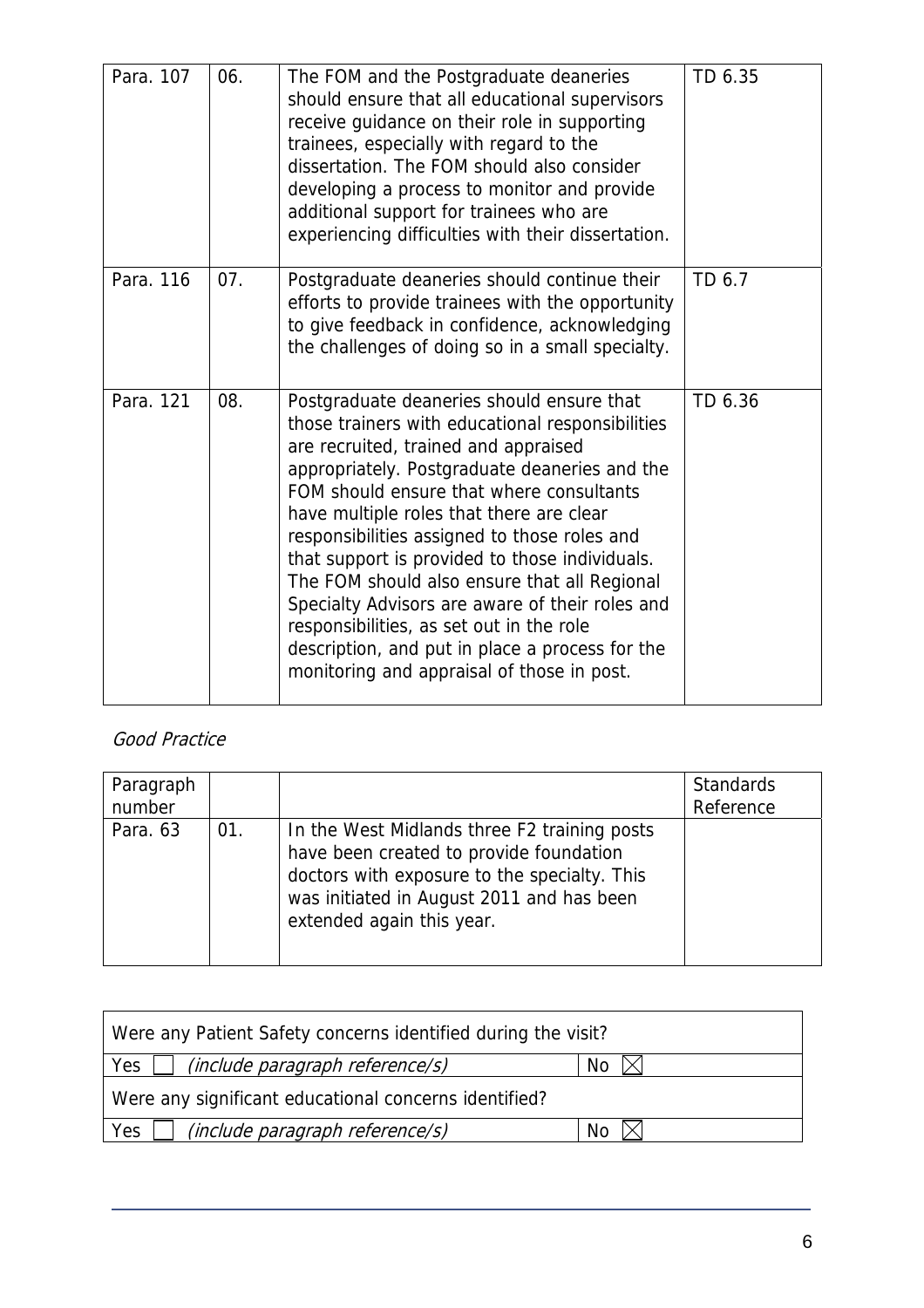| | | | |
|---|---|---|---|
| Para. 107 | 06. | The FOM and the Postgraduate deaneries should ensure that all educational supervisors receive guidance on their role in supporting trainees, especially with regard to the dissertation. The FOM should also consider developing a process to monitor and provide additional support for trainees who are experiencing difficulties with their dissertation. | TD 6.35 |
| Para. 116 | 07. | Postgraduate deaneries should continue their efforts to provide trainees with the opportunity to give feedback in confidence, acknowledging the challenges of doing so in a small specialty. | TD 6.7 |
| Para. 121 | 08. | Postgraduate deaneries should ensure that those trainers with educational responsibilities are recruited, trained and appraised appropriately. Postgraduate deaneries and the FOM should ensure that where consultants have multiple roles that there are clear responsibilities assigned to those roles and that support is provided to those individuals. The FOM should also ensure that all Regional Specialty Advisors are aware of their roles and responsibilities, as set out in the role description, and put in place a process for the monitoring and appraisal of those in post. | TD 6.36 |

*Good Practice*

| Paragraph number | | | Standards Reference |
|---|---|---|---|
| Para. 63 | 01. | In the West Midlands three F2 training posts have been created to provide foundation doctors with exposure to the specialty. This was initiated in August 2011 and has been extended again this year. | |

| Were any Patient Safety concerns identified during the visit? | |
|---|---|
| Yes ☐ *(include paragraph reference/s)* | No ☒ |
| Were any significant educational concerns identified? | |
| Yes ☐ *(include paragraph reference/s)* | No ☒ |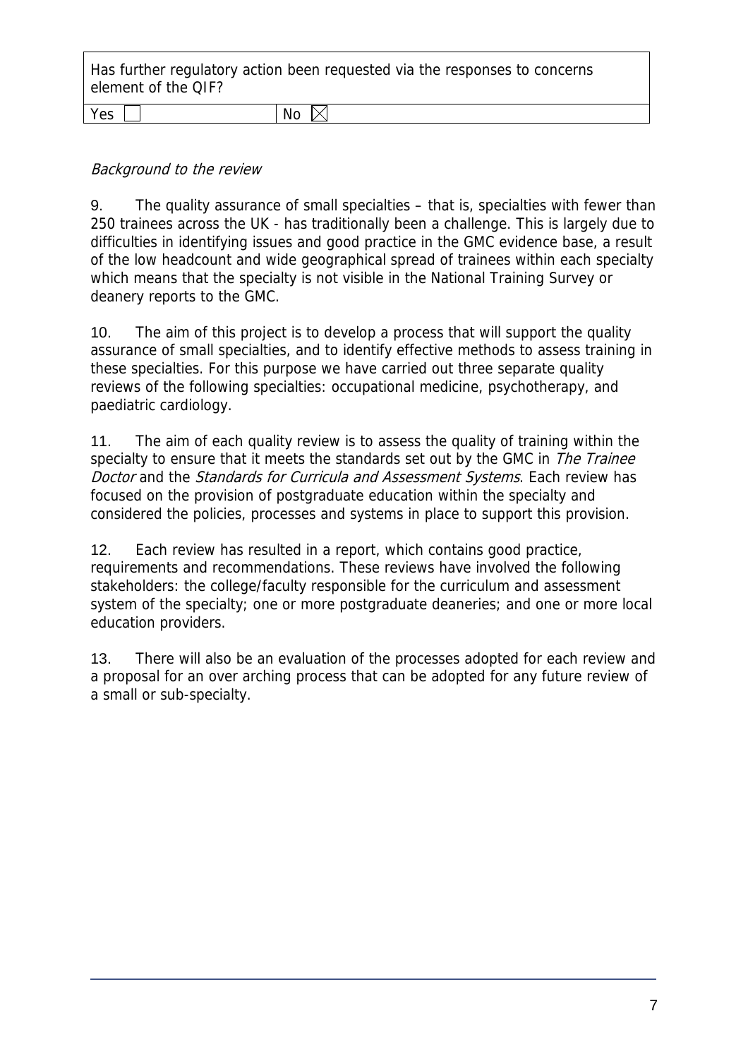| Has further regulatory action been requested via the responses to concerns element of the QIF? | |
|---|---|
| Yes ☐ | No ☒ |

*Background to the review*

9. The quality assurance of small specialties – that is, specialties with fewer than 250 trainees across the UK - has traditionally been a challenge. This is largely due to difficulties in identifying issues and good practice in the GMC evidence base, a result of the low headcount and wide geographical spread of trainees within each specialty which means that the specialty is not visible in the National Training Survey or deanery reports to the GMC.

10. The aim of this project is to develop a process that will support the quality assurance of small specialties, and to identify effective methods to assess training in these specialties. For this purpose we have carried out three separate quality reviews of the following specialties: occupational medicine, psychotherapy, and paediatric cardiology.

11. The aim of each quality review is to assess the quality of training within the specialty to ensure that it meets the standards set out by the GMC in *The Trainee Doctor* and the *Standards for Curricula and Assessment Systems*. Each review has focused on the provision of postgraduate education within the specialty and considered the policies, processes and systems in place to support this provision.

12. Each review has resulted in a report, which contains good practice, requirements and recommendations. These reviews have involved the following stakeholders: the college/faculty responsible for the curriculum and assessment system of the specialty; one or more postgraduate deaneries; and one or more local education providers.

13. There will also be an evaluation of the processes adopted for each review and a proposal for an over arching process that can be adopted for any future review of a small or sub-specialty.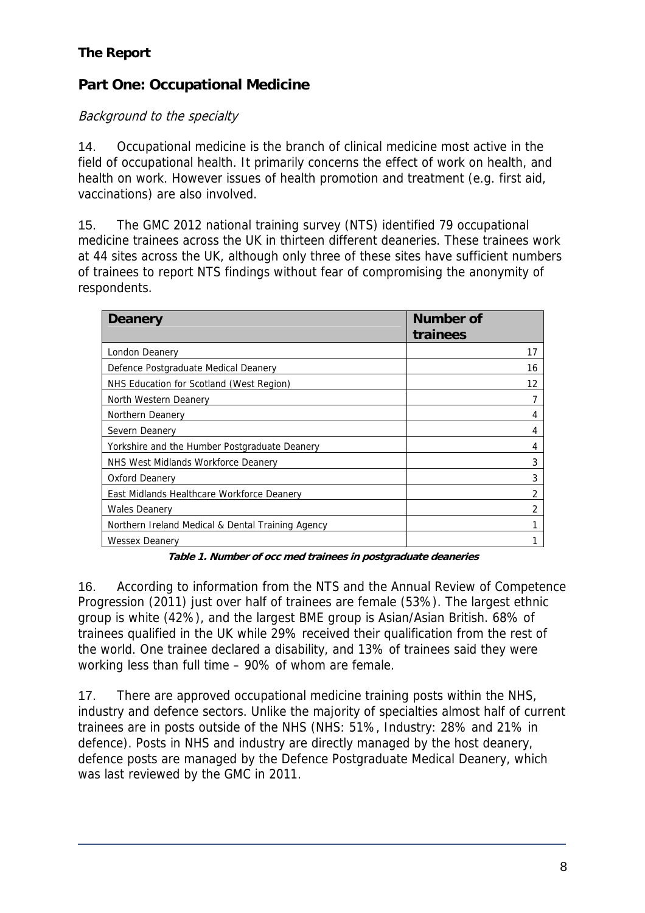**The Report**

## Part One: Occupational Medicine

*Background to the specialty*

14. Occupational medicine is the branch of clinical medicine most active in the field of occupational health. It primarily concerns the effect of work on health, and health on work. However issues of health promotion and treatment (e.g. first aid, vaccinations) are also involved.

15. The GMC 2012 national training survey (NTS) identified 79 occupational medicine trainees across the UK in thirteen different deaneries. These trainees work at 44 sites across the UK, although only three of these sites have sufficient numbers of trainees to report NTS findings without fear of compromising the anonymity of respondents.

| Deanery | Number of trainees |
|---|---|
| London Deanery | 17 |
| Defence Postgraduate Medical Deanery | 16 |
| NHS Education for Scotland (West Region) | 12 |
| North Western Deanery | 7 |
| Northern Deanery | 4 |
| Severn Deanery | 4 |
| Yorkshire and the Humber Postgraduate Deanery | 4 |
| NHS West Midlands Workforce Deanery | 3 |
| Oxford Deanery | 3 |
| East Midlands Healthcare Workforce Deanery | 2 |
| Wales Deanery | 2 |
| Northern Ireland Medical & Dental Training Agency | 1 |
| Wessex Deanery | 1 |

**Table 1. Number of occ med trainees in postgraduate deaneries**

16. According to information from the NTS and the Annual Review of Competence Progression (2011) just over half of trainees are female (53%). The largest ethnic group is white (42%), and the largest BME group is Asian/Asian British. 68% of trainees qualified in the UK while 29% received their qualification from the rest of the world. One trainee declared a disability, and 13% of trainees said they were working less than full time – 90% of whom are female.

17. There are approved occupational medicine training posts within the NHS, industry and defence sectors. Unlike the majority of specialties almost half of current trainees are in posts outside of the NHS (NHS: 51%, Industry: 28% and 21% in defence). Posts in NHS and industry are directly managed by the host deanery, defence posts are managed by the Defence Postgraduate Medical Deanery, which was last reviewed by the GMC in 2011.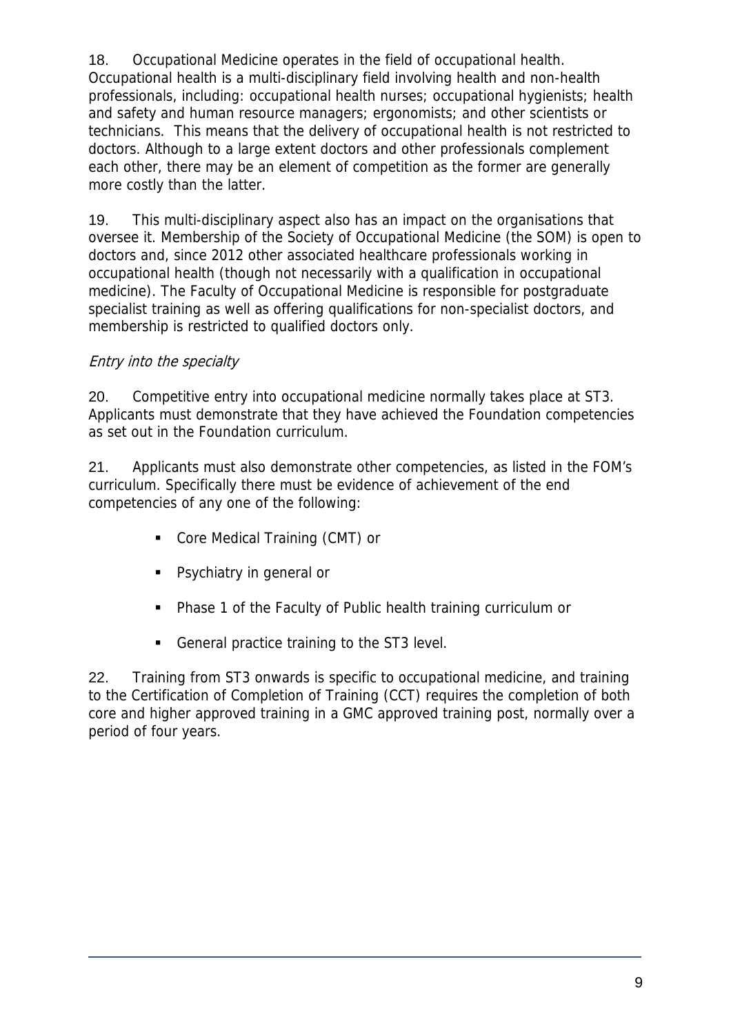18. Occupational Medicine operates in the field of occupational health. Occupational health is a multi-disciplinary field involving health and non-health professionals, including: occupational health nurses; occupational hygienists; health and safety and human resource managers; ergonomists; and other scientists or technicians. This means that the delivery of occupational health is not restricted to doctors. Although to a large extent doctors and other professionals complement each other, there may be an element of competition as the former are generally more costly than the latter.

19. This multi-disciplinary aspect also has an impact on the organisations that oversee it. Membership of the Society of Occupational Medicine (the SOM) is open to doctors and, since 2012 other associated healthcare professionals working in occupational health (though not necessarily with a qualification in occupational medicine). The Faculty of Occupational Medicine is responsible for postgraduate specialist training as well as offering qualifications for non-specialist doctors, and membership is restricted to qualified doctors only.

*Entry into the specialty*

20. Competitive entry into occupational medicine normally takes place at ST3. Applicants must demonstrate that they have achieved the Foundation competencies as set out in the Foundation curriculum.

21. Applicants must also demonstrate other competencies, as listed in the FOM's curriculum. Specifically there must be evidence of achievement of the end competencies of any one of the following:

- Core Medical Training (CMT) or
- Psychiatry in general or
- Phase 1 of the Faculty of Public health training curriculum or
- General practice training to the ST3 level.

22. Training from ST3 onwards is specific to occupational medicine, and training to the Certification of Completion of Training (CCT) requires the completion of both core and higher approved training in a GMC approved training post, normally over a period of four years.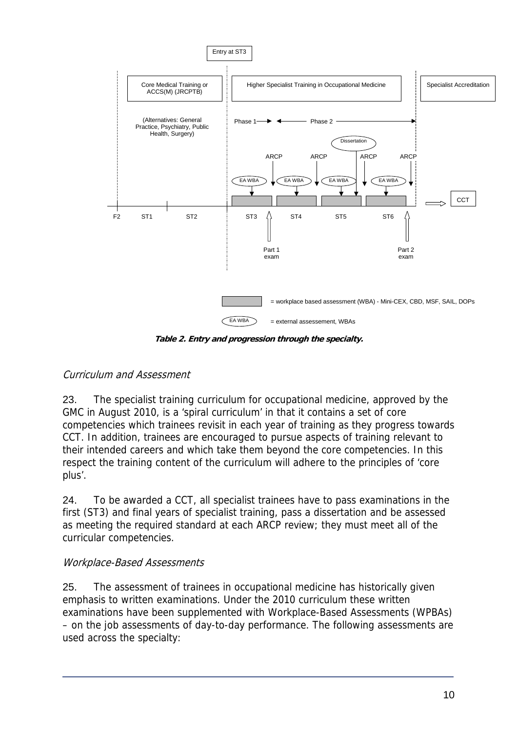**Table 2. Entry and progression through the specialty.**

### *Curriculum and Assessment*

23. The specialist training curriculum for occupational medicine, approved by the GMC in August 2010, is a 'spiral curriculum' in that it contains a set of core competencies which trainees revisit in each year of training as they progress towards CCT. In addition, trainees are encouraged to pursue aspects of training relevant to their intended careers and which take them beyond the core competencies. In this respect the training content of the curriculum will adhere to the principles of 'core plus'.

24. To be awarded a CCT, all specialist trainees have to pass examinations in the first (ST3) and final years of specialist training, pass a dissertation and be assessed as meeting the required standard at each ARCP review; they must meet all of the curricular competencies.

### *Workplace-Based Assessments*

25. The assessment of trainees in occupational medicine has historically given emphasis to written examinations. Under the 2010 curriculum these written examinations have been supplemented with Workplace-Based Assessments (WPBAs) – on the job assessments of day-to-day performance. The following assessments are used across the specialty: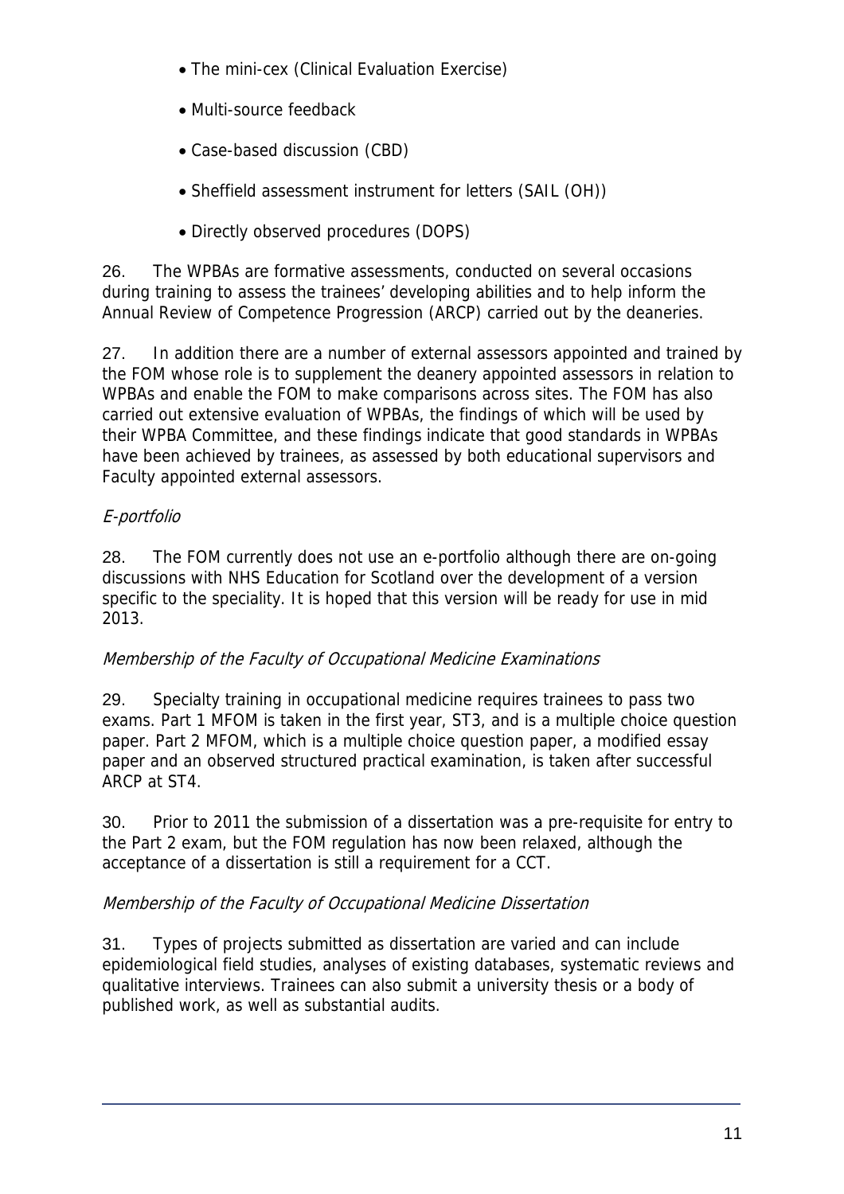- The mini-cex (Clinical Evaluation Exercise)
- Multi-source feedback
- Case-based discussion (CBD)
- Sheffield assessment instrument for letters (SAIL (OH))
- Directly observed procedures (DOPS)

26. The WPBAs are formative assessments, conducted on several occasions during training to assess the trainees' developing abilities and to help inform the Annual Review of Competence Progression (ARCP) carried out by the deaneries.

27. In addition there are a number of external assessors appointed and trained by the FOM whose role is to supplement the deanery appointed assessors in relation to WPBAs and enable the FOM to make comparisons across sites. The FOM has also carried out extensive evaluation of WPBAs, the findings of which will be used by their WPBA Committee, and these findings indicate that good standards in WPBAs have been achieved by trainees, as assessed by both educational supervisors and Faculty appointed external assessors.

*E-portfolio*

28. The FOM currently does not use an e-portfolio although there are on-going discussions with NHS Education for Scotland over the development of a version specific to the speciality. It is hoped that this version will be ready for use in mid 2013.

*Membership of the Faculty of Occupational Medicine Examinations*

29. Specialty training in occupational medicine requires trainees to pass two exams. Part 1 MFOM is taken in the first year, ST3, and is a multiple choice question paper. Part 2 MFOM, which is a multiple choice question paper, a modified essay paper and an observed structured practical examination, is taken after successful ARCP at ST4.

30. Prior to 2011 the submission of a dissertation was a pre-requisite for entry to the Part 2 exam, but the FOM regulation has now been relaxed, although the acceptance of a dissertation is still a requirement for a CCT.

*Membership of the Faculty of Occupational Medicine Dissertation*

31. Types of projects submitted as dissertation are varied and can include epidemiological field studies, analyses of existing databases, systematic reviews and qualitative interviews. Trainees can also submit a university thesis or a body of published work, as well as substantial audits.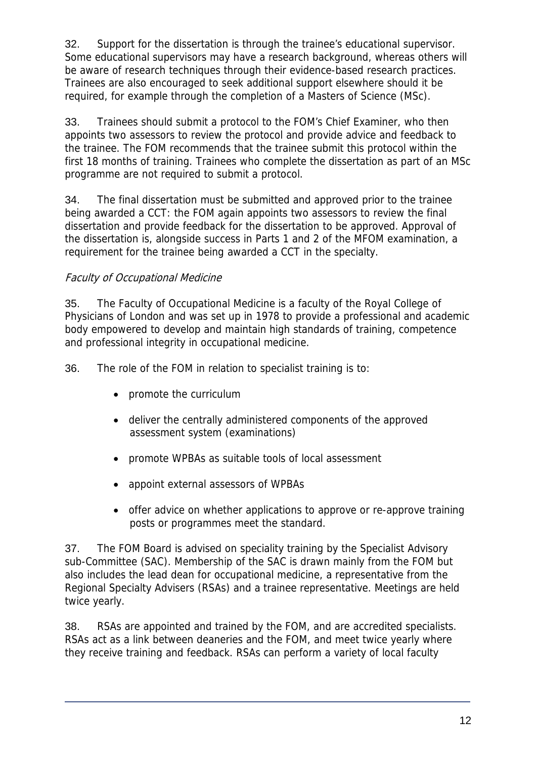32. Support for the dissertation is through the trainee's educational supervisor. Some educational supervisors may have a research background, whereas others will be aware of research techniques through their evidence-based research practices. Trainees are also encouraged to seek additional support elsewhere should it be required, for example through the completion of a Masters of Science (MSc).

33. Trainees should submit a protocol to the FOM's Chief Examiner, who then appoints two assessors to review the protocol and provide advice and feedback to the trainee. The FOM recommends that the trainee submit this protocol within the first 18 months of training. Trainees who complete the dissertation as part of an MSc programme are not required to submit a protocol.

34. The final dissertation must be submitted and approved prior to the trainee being awarded a CCT: the FOM again appoints two assessors to review the final dissertation and provide feedback for the dissertation to be approved. Approval of the dissertation is, alongside success in Parts 1 and 2 of the MFOM examination, a requirement for the trainee being awarded a CCT in the specialty.

*Faculty of Occupational Medicine*

35. The Faculty of Occupational Medicine is a faculty of the Royal College of Physicians of London and was set up in 1978 to provide a professional and academic body empowered to develop and maintain high standards of training, competence and professional integrity in occupational medicine.

36. The role of the FOM in relation to specialist training is to:

- promote the curriculum
- deliver the centrally administered components of the approved assessment system (examinations)
- promote WPBAs as suitable tools of local assessment
- appoint external assessors of WPBAs
- offer advice on whether applications to approve or re-approve training posts or programmes meet the standard.

37. The FOM Board is advised on speciality training by the Specialist Advisory sub-Committee (SAC). Membership of the SAC is drawn mainly from the FOM but also includes the lead dean for occupational medicine, a representative from the Regional Specialty Advisers (RSAs) and a trainee representative. Meetings are held twice yearly.

38. RSAs are appointed and trained by the FOM, and are accredited specialists. RSAs act as a link between deaneries and the FOM, and meet twice yearly where they receive training and feedback. RSAs can perform a variety of local faculty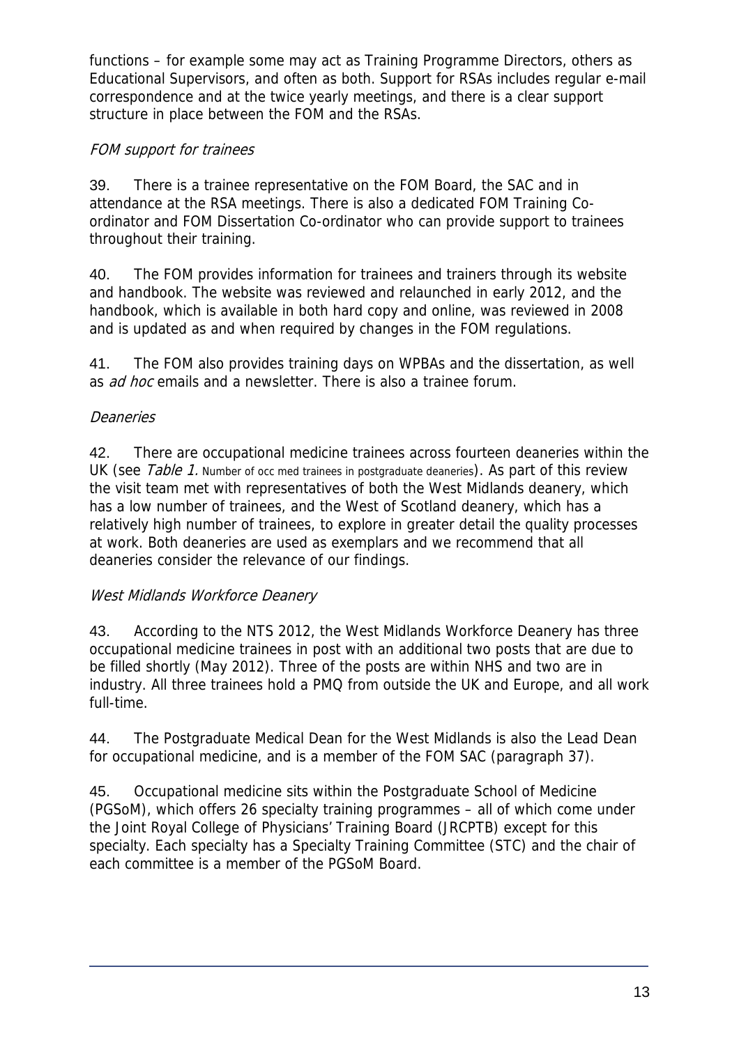functions – for example some may act as Training Programme Directors, others as Educational Supervisors, and often as both. Support for RSAs includes regular e-mail correspondence and at the twice yearly meetings, and there is a clear support structure in place between the FOM and the RSAs.

### *FOM support for trainees*

39. There is a trainee representative on the FOM Board, the SAC and in attendance at the RSA meetings. There is also a dedicated FOM Training Co-ordinator and FOM Dissertation Co-ordinator who can provide support to trainees throughout their training.

40. The FOM provides information for trainees and trainers through its website and handbook. The website was reviewed and relaunched in early 2012, and the handbook, which is available in both hard copy and online, was reviewed in 2008 and is updated as and when required by changes in the FOM regulations.

41. The FOM also provides training days on WPBAs and the dissertation, as well as *ad hoc* emails and a newsletter. There is also a trainee forum.

### *Deaneries*

42. There are occupational medicine trainees across fourteen deaneries within the UK (see *Table 1.* Number of occ med trainees in postgraduate deaneries). As part of this review the visit team met with representatives of both the West Midlands deanery, which has a low number of trainees, and the West of Scotland deanery, which has a relatively high number of trainees, to explore in greater detail the quality processes at work. Both deaneries are used as exemplars and we recommend that all deaneries consider the relevance of our findings.

### *West Midlands Workforce Deanery*

43. According to the NTS 2012, the West Midlands Workforce Deanery has three occupational medicine trainees in post with an additional two posts that are due to be filled shortly (May 2012). Three of the posts are within NHS and two are in industry. All three trainees hold a PMQ from outside the UK and Europe, and all work full-time.

44. The Postgraduate Medical Dean for the West Midlands is also the Lead Dean for occupational medicine, and is a member of the FOM SAC (paragraph 37).

45. Occupational medicine sits within the Postgraduate School of Medicine (PGSoM), which offers 26 specialty training programmes – all of which come under the Joint Royal College of Physicians' Training Board (JRCPTB) except for this specialty. Each specialty has a Specialty Training Committee (STC) and the chair of each committee is a member of the PGSoM Board.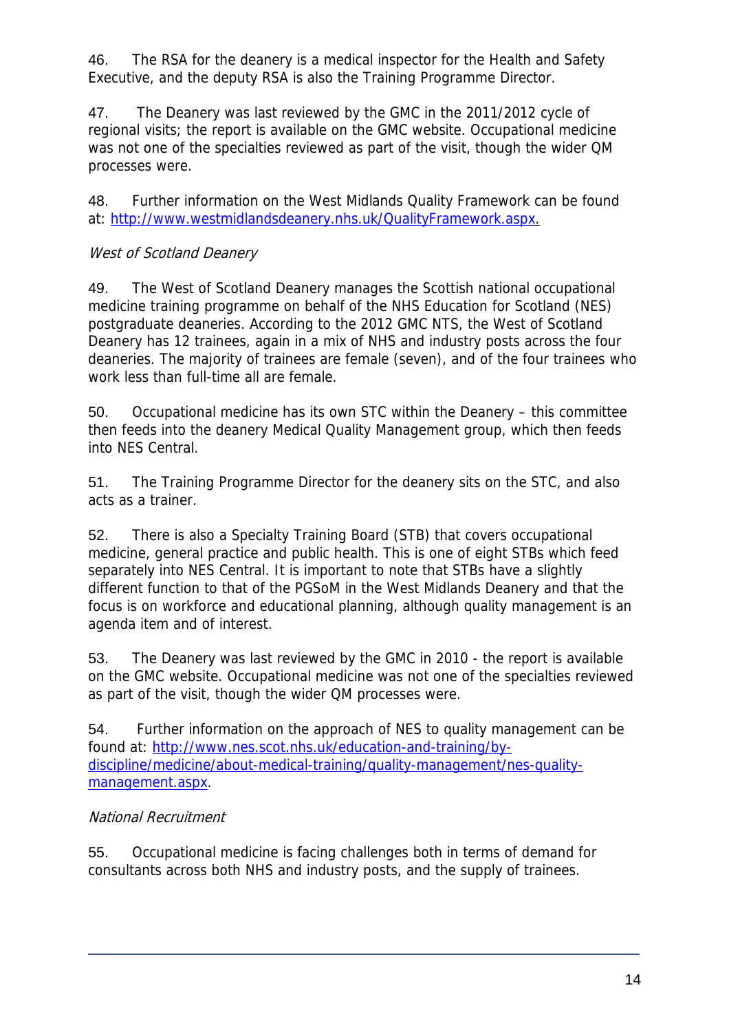46. The RSA for the deanery is a medical inspector for the Health and Safety Executive, and the deputy RSA is also the Training Programme Director.

47. The Deanery was last reviewed by the GMC in the 2011/2012 cycle of regional visits; the report is available on the GMC website. Occupational medicine was not one of the specialties reviewed as part of the visit, though the wider QM processes were.

48. Further information on the West Midlands Quality Framework can be found at: [http://www.westmidlandsdeanery.nhs.uk/QualityFramework.aspx.](http://www.westmidlandsdeanery.nhs.uk/QualityFramework.aspx)

*West of Scotland Deanery*

49. The West of Scotland Deanery manages the Scottish national occupational medicine training programme on behalf of the NHS Education for Scotland (NES) postgraduate deaneries. According to the 2012 GMC NTS, the West of Scotland Deanery has 12 trainees, again in a mix of NHS and industry posts across the four deaneries. The majority of trainees are female (seven), and of the four trainees who work less than full-time all are female.

50. Occupational medicine has its own STC within the Deanery – this committee then feeds into the deanery Medical Quality Management group, which then feeds into NES Central.

51. The Training Programme Director for the deanery sits on the STC, and also acts as a trainer.

52. There is also a Specialty Training Board (STB) that covers occupational medicine, general practice and public health. This is one of eight STBs which feed separately into NES Central. It is important to note that STBs have a slightly different function to that of the PGSoM in the West Midlands Deanery and that the focus is on workforce and educational planning, although quality management is an agenda item and of interest.

53. The Deanery was last reviewed by the GMC in 2010 - the report is available on the GMC website. Occupational medicine was not one of the specialties reviewed as part of the visit, though the wider QM processes were.

54. Further information on the approach of NES to quality management can be found at: [http://www.nes.scot.nhs.uk/education-and-training/by-discipline/medicine/about-medical-training/quality-management/nes-quality-management.aspx](http://www.nes.scot.nhs.uk/education-and-training/by-discipline/medicine/about-medical-training/quality-management/nes-quality-management.aspx).

*National Recruitment*

55. Occupational medicine is facing challenges both in terms of demand for consultants across both NHS and industry posts, and the supply of trainees.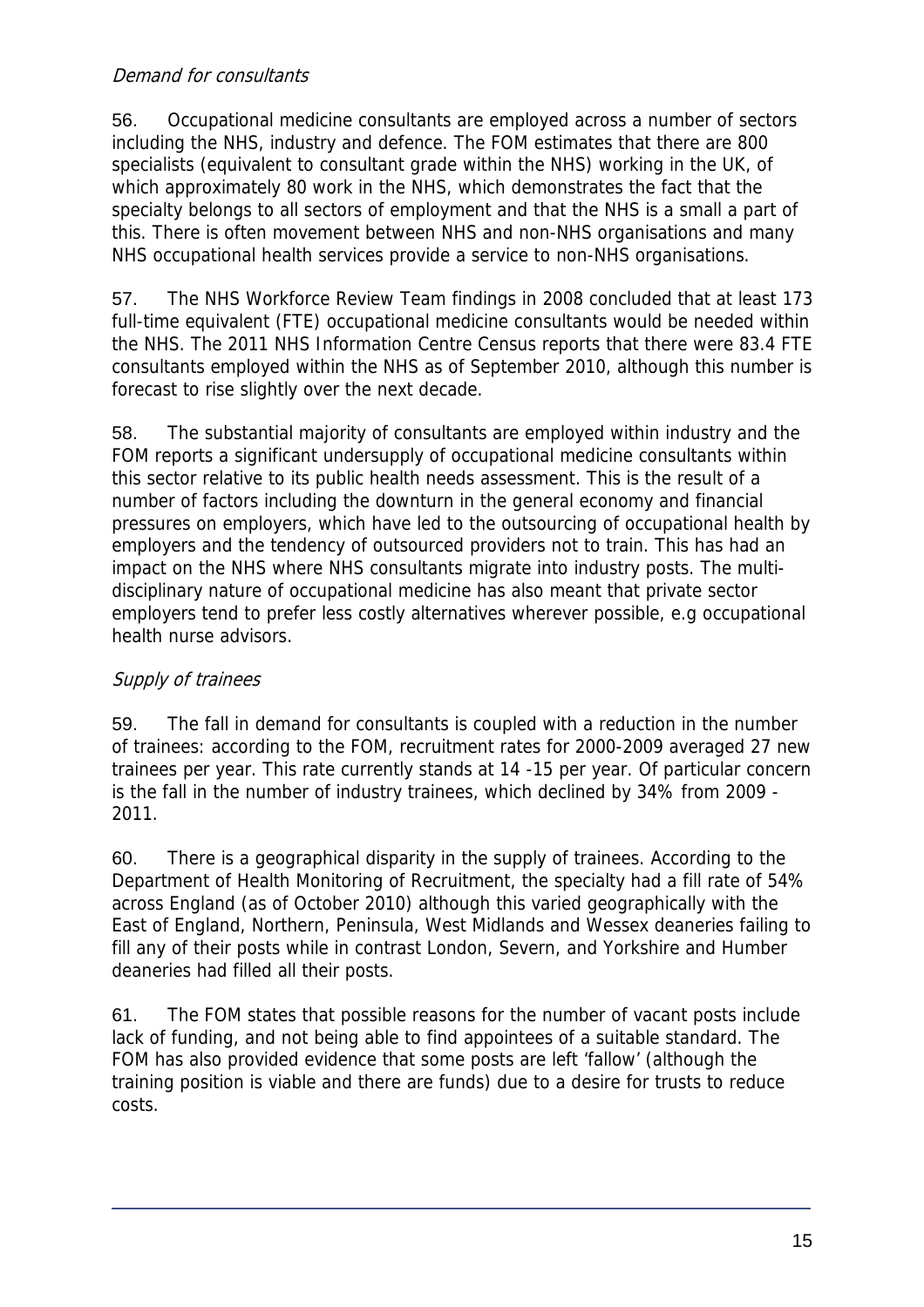*Demand for consultants*

56. Occupational medicine consultants are employed across a number of sectors including the NHS, industry and defence. The FOM estimates that there are 800 specialists (equivalent to consultant grade within the NHS) working in the UK, of which approximately 80 work in the NHS, which demonstrates the fact that the specialty belongs to all sectors of employment and that the NHS is a small a part of this. There is often movement between NHS and non-NHS organisations and many NHS occupational health services provide a service to non-NHS organisations.

57. The NHS Workforce Review Team findings in 2008 concluded that at least 173 full-time equivalent (FTE) occupational medicine consultants would be needed within the NHS. The 2011 NHS Information Centre Census reports that there were 83.4 FTE consultants employed within the NHS as of September 2010, although this number is forecast to rise slightly over the next decade.

58. The substantial majority of consultants are employed within industry and the FOM reports a significant undersupply of occupational medicine consultants within this sector relative to its public health needs assessment. This is the result of a number of factors including the downturn in the general economy and financial pressures on employers, which have led to the outsourcing of occupational health by employers and the tendency of outsourced providers not to train. This has had an impact on the NHS where NHS consultants migrate into industry posts. The multi-disciplinary nature of occupational medicine has also meant that private sector employers tend to prefer less costly alternatives wherever possible, e.g occupational health nurse advisors.

*Supply of trainees*

59. The fall in demand for consultants is coupled with a reduction in the number of trainees: according to the FOM, recruitment rates for 2000-2009 averaged 27 new trainees per year. This rate currently stands at 14 -15 per year. Of particular concern is the fall in the number of industry trainees, which declined by 34% from 2009 - 2011.

60. There is a geographical disparity in the supply of trainees. According to the Department of Health Monitoring of Recruitment, the specialty had a fill rate of 54% across England (as of October 2010) although this varied geographically with the East of England, Northern, Peninsula, West Midlands and Wessex deaneries failing to fill any of their posts while in contrast London, Severn, and Yorkshire and Humber deaneries had filled all their posts.

61. The FOM states that possible reasons for the number of vacant posts include lack of funding, and not being able to find appointees of a suitable standard. The FOM has also provided evidence that some posts are left 'fallow' (although the training position is viable and there are funds) due to a desire for trusts to reduce costs.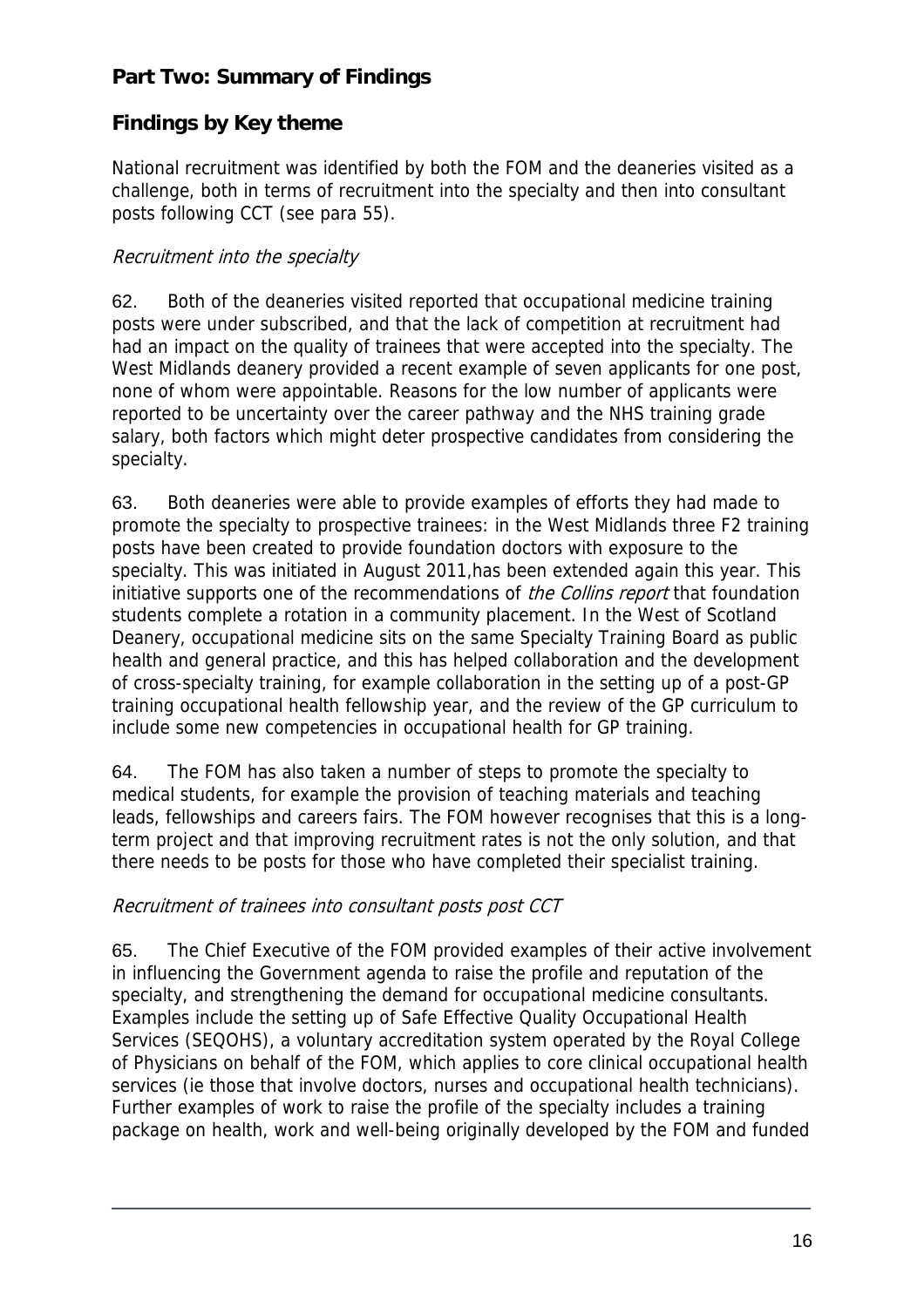## Part Two: Summary of Findings

## Findings by Key theme

National recruitment was identified by both the FOM and the deaneries visited as a challenge, both in terms of recruitment into the specialty and then into consultant posts following CCT (see para 55).

*Recruitment into the specialty*

62. Both of the deaneries visited reported that occupational medicine training posts were under subscribed, and that the lack of competition at recruitment had had an impact on the quality of trainees that were accepted into the specialty. The West Midlands deanery provided a recent example of seven applicants for one post, none of whom were appointable. Reasons for the low number of applicants were reported to be uncertainty over the career pathway and the NHS training grade salary, both factors which might deter prospective candidates from considering the specialty.

63. Both deaneries were able to provide examples of efforts they had made to promote the specialty to prospective trainees: in the West Midlands three F2 training posts have been created to provide foundation doctors with exposure to the specialty. This was initiated in August 2011,has been extended again this year. This initiative supports one of the recommendations of *the Collins report* that foundation students complete a rotation in a community placement. In the West of Scotland Deanery, occupational medicine sits on the same Specialty Training Board as public health and general practice, and this has helped collaboration and the development of cross-specialty training, for example collaboration in the setting up of a post-GP training occupational health fellowship year, and the review of the GP curriculum to include some new competencies in occupational health for GP training.

64. The FOM has also taken a number of steps to promote the specialty to medical students, for example the provision of teaching materials and teaching leads, fellowships and careers fairs. The FOM however recognises that this is a long-term project and that improving recruitment rates is not the only solution, and that there needs to be posts for those who have completed their specialist training.

*Recruitment of trainees into consultant posts post CCT*

65. The Chief Executive of the FOM provided examples of their active involvement in influencing the Government agenda to raise the profile and reputation of the specialty, and strengthening the demand for occupational medicine consultants. Examples include the setting up of Safe Effective Quality Occupational Health Services (SEQOHS), a voluntary accreditation system operated by the Royal College of Physicians on behalf of the FOM, which applies to core clinical occupational health services (ie those that involve doctors, nurses and occupational health technicians). Further examples of work to raise the profile of the specialty includes a training package on health, work and well-being originally developed by the FOM and funded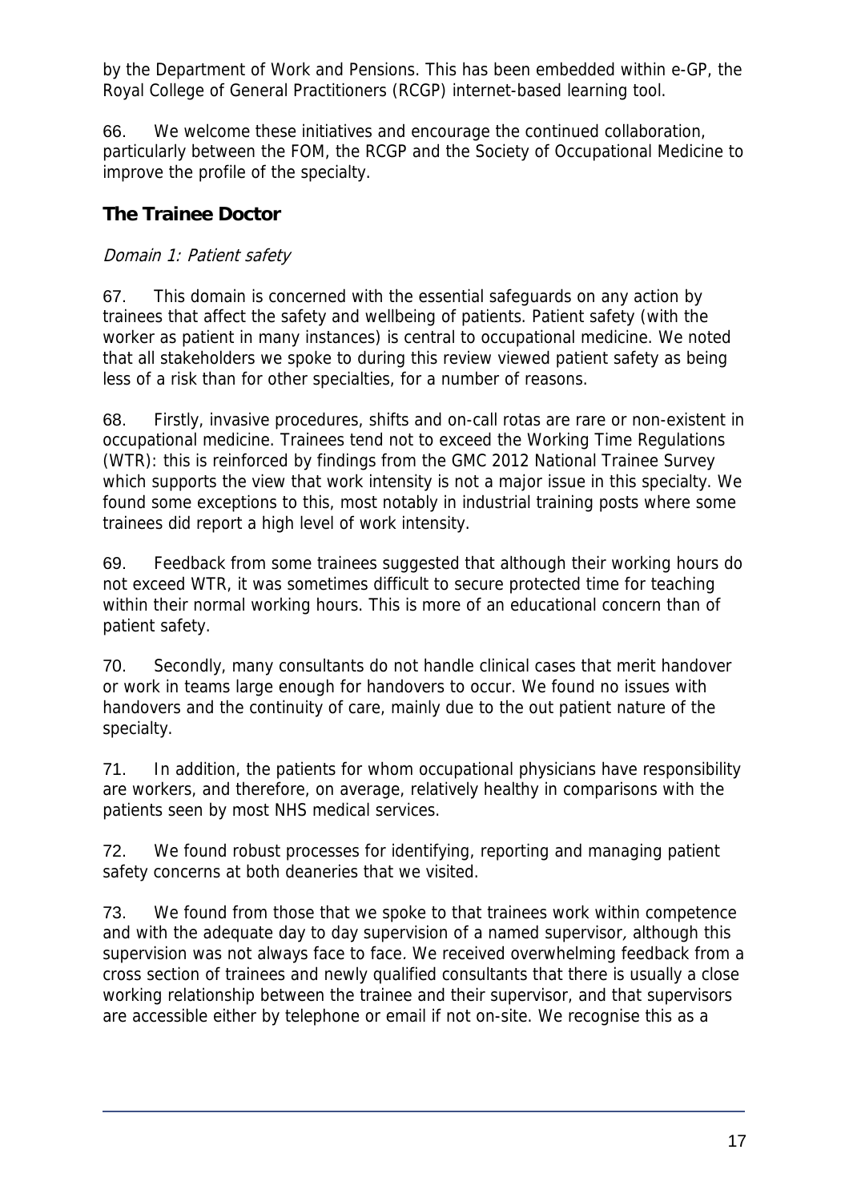by the Department of Work and Pensions. This has been embedded within e-GP, the Royal College of General Practitioners (RCGP) internet-based learning tool.

66. We welcome these initiatives and encourage the continued collaboration, particularly between the FOM, the RCGP and the Society of Occupational Medicine to improve the profile of the specialty.

## The Trainee Doctor

*Domain 1: Patient safety*

67. This domain is concerned with the essential safeguards on any action by trainees that affect the safety and wellbeing of patients. Patient safety (with the worker as patient in many instances) is central to occupational medicine. We noted that all stakeholders we spoke to during this review viewed patient safety as being less of a risk than for other specialties, for a number of reasons.

68. Firstly, invasive procedures, shifts and on-call rotas are rare or non-existent in occupational medicine. Trainees tend not to exceed the Working Time Regulations (WTR): this is reinforced by findings from the GMC 2012 National Trainee Survey which supports the view that work intensity is not a major issue in this specialty. We found some exceptions to this, most notably in industrial training posts where some trainees did report a high level of work intensity.

69. Feedback from some trainees suggested that although their working hours do not exceed WTR, it was sometimes difficult to secure protected time for teaching within their normal working hours. This is more of an educational concern than of patient safety.

70. Secondly, many consultants do not handle clinical cases that merit handover or work in teams large enough for handovers to occur. We found no issues with handovers and the continuity of care, mainly due to the out patient nature of the specialty.

71. In addition, the patients for whom occupational physicians have responsibility are workers, and therefore, on average, relatively healthy in comparisons with the patients seen by most NHS medical services.

72. We found robust processes for identifying, reporting and managing patient safety concerns at both deaneries that we visited.

73. We found from those that we spoke to that trainees work within competence and with the adequate day to day supervision of a named supervisor, although this supervision was not always face to face. We received overwhelming feedback from a cross section of trainees and newly qualified consultants that there is usually a close working relationship between the trainee and their supervisor, and that supervisors are accessible either by telephone or email if not on-site. We recognise this as a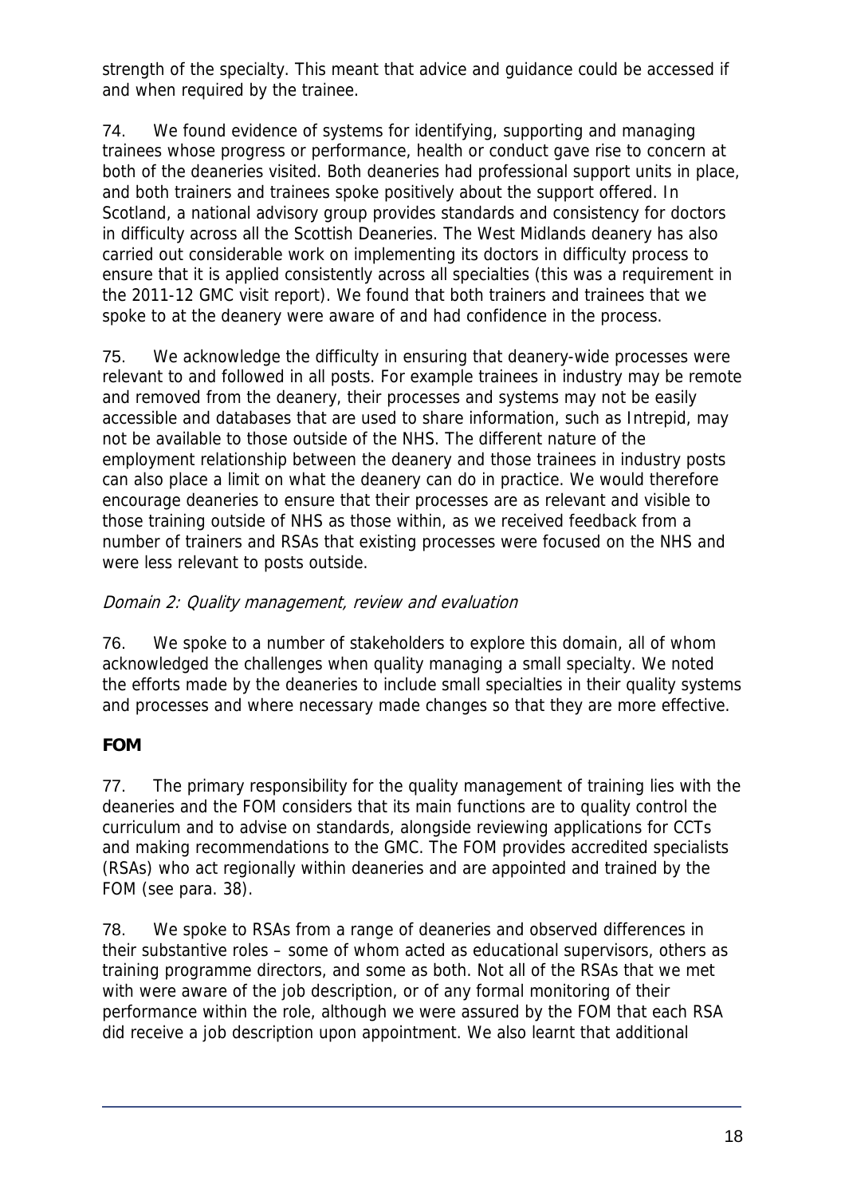strength of the specialty. This meant that advice and guidance could be accessed if and when required by the trainee.

74. We found evidence of systems for identifying, supporting and managing trainees whose progress or performance, health or conduct gave rise to concern at both of the deaneries visited. Both deaneries had professional support units in place, and both trainers and trainees spoke positively about the support offered. In Scotland, a national advisory group provides standards and consistency for doctors in difficulty across all the Scottish Deaneries. The West Midlands deanery has also carried out considerable work on implementing its doctors in difficulty process to ensure that it is applied consistently across all specialties (this was a requirement in the 2011-12 GMC visit report). We found that both trainers and trainees that we spoke to at the deanery were aware of and had confidence in the process.

75. We acknowledge the difficulty in ensuring that deanery-wide processes were relevant to and followed in all posts. For example trainees in industry may be remote and removed from the deanery, their processes and systems may not be easily accessible and databases that are used to share information, such as Intrepid, may not be available to those outside of the NHS. The different nature of the employment relationship between the deanery and those trainees in industry posts can also place a limit on what the deanery can do in practice. We would therefore encourage deaneries to ensure that their processes are as relevant and visible to those training outside of NHS as those within, as we received feedback from a number of trainers and RSAs that existing processes were focused on the NHS and were less relevant to posts outside.

*Domain 2: Quality management, review and evaluation*

76. We spoke to a number of stakeholders to explore this domain, all of whom acknowledged the challenges when quality managing a small specialty. We noted the efforts made by the deaneries to include small specialties in their quality systems and processes and where necessary made changes so that they are more effective.

**FOM**

77. The primary responsibility for the quality management of training lies with the deaneries and the FOM considers that its main functions are to quality control the curriculum and to advise on standards, alongside reviewing applications for CCTs and making recommendations to the GMC. The FOM provides accredited specialists (RSAs) who act regionally within deaneries and are appointed and trained by the FOM (see para. 38).

78. We spoke to RSAs from a range of deaneries and observed differences in their substantive roles – some of whom acted as educational supervisors, others as training programme directors, and some as both. Not all of the RSAs that we met with were aware of the job description, or of any formal monitoring of their performance within the role, although we were assured by the FOM that each RSA did receive a job description upon appointment. We also learnt that additional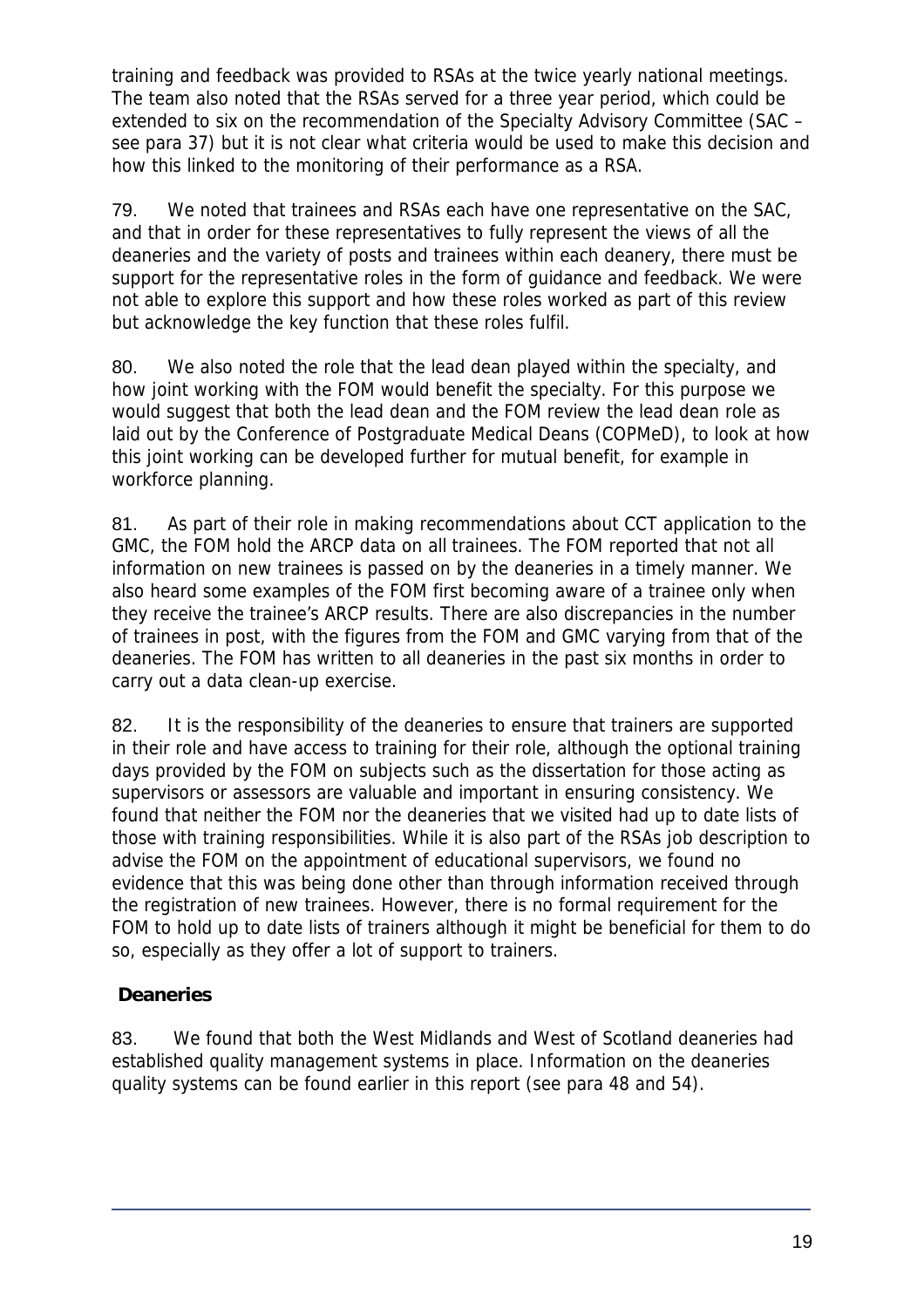training and feedback was provided to RSAs at the twice yearly national meetings. The team also noted that the RSAs served for a three year period, which could be extended to six on the recommendation of the Specialty Advisory Committee (SAC – see para 37) but it is not clear what criteria would be used to make this decision and how this linked to the monitoring of their performance as a RSA.

79. We noted that trainees and RSAs each have one representative on the SAC, and that in order for these representatives to fully represent the views of all the deaneries and the variety of posts and trainees within each deanery, there must be support for the representative roles in the form of guidance and feedback. We were not able to explore this support and how these roles worked as part of this review but acknowledge the key function that these roles fulfil.

80. We also noted the role that the lead dean played within the specialty, and how joint working with the FOM would benefit the specialty. For this purpose we would suggest that both the lead dean and the FOM review the lead dean role as laid out by the Conference of Postgraduate Medical Deans (COPMeD), to look at how this joint working can be developed further for mutual benefit, for example in workforce planning.

81. As part of their role in making recommendations about CCT application to the GMC, the FOM hold the ARCP data on all trainees. The FOM reported that not all information on new trainees is passed on by the deaneries in a timely manner. We also heard some examples of the FOM first becoming aware of a trainee only when they receive the trainee's ARCP results. There are also discrepancies in the number of trainees in post, with the figures from the FOM and GMC varying from that of the deaneries. The FOM has written to all deaneries in the past six months in order to carry out a data clean-up exercise.

82. It is the responsibility of the deaneries to ensure that trainers are supported in their role and have access to training for their role, although the optional training days provided by the FOM on subjects such as the dissertation for those acting as supervisors or assessors are valuable and important in ensuring consistency. We found that neither the FOM nor the deaneries that we visited had up to date lists of those with training responsibilities. While it is also part of the RSAs job description to advise the FOM on the appointment of educational supervisors, we found no evidence that this was being done other than through information received through the registration of new trainees. However, there is no formal requirement for the FOM to hold up to date lists of trainers although it might be beneficial for them to do so, especially as they offer a lot of support to trainers.

### Deaneries

83. We found that both the West Midlands and West of Scotland deaneries had established quality management systems in place. Information on the deaneries quality systems can be found earlier in this report (see para 48 and 54).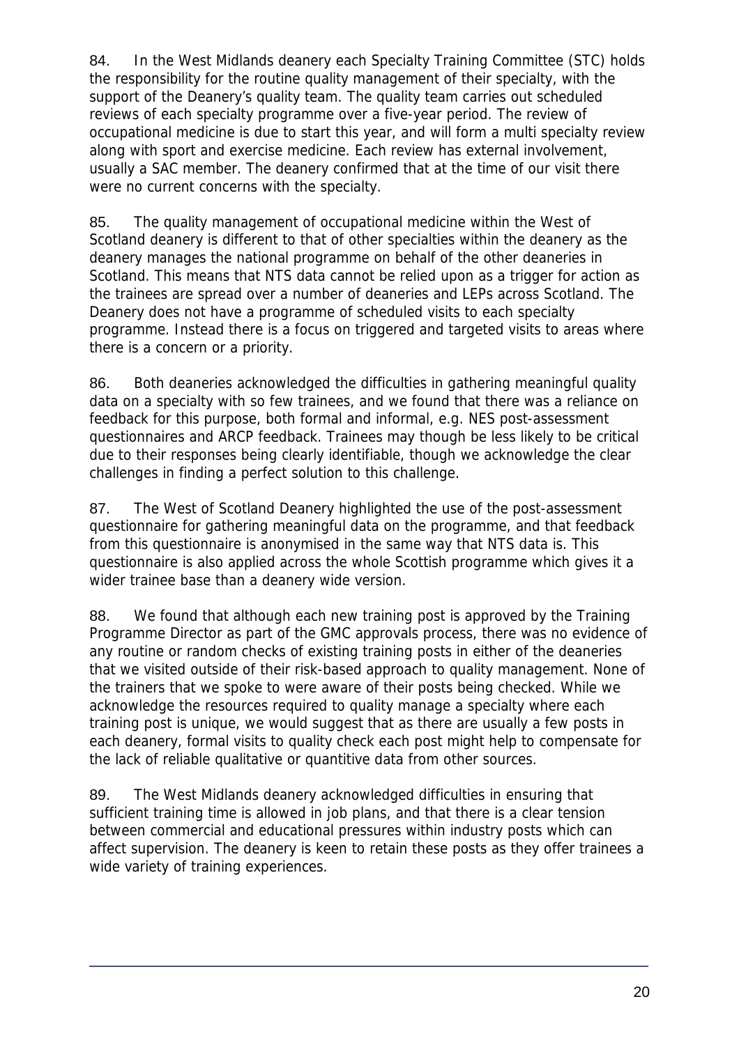84. In the West Midlands deanery each Specialty Training Committee (STC) holds the responsibility for the routine quality management of their specialty, with the support of the Deanery's quality team. The quality team carries out scheduled reviews of each specialty programme over a five-year period. The review of occupational medicine is due to start this year, and will form a multi specialty review along with sport and exercise medicine. Each review has external involvement, usually a SAC member. The deanery confirmed that at the time of our visit there were no current concerns with the specialty.

85. The quality management of occupational medicine within the West of Scotland deanery is different to that of other specialties within the deanery as the deanery manages the national programme on behalf of the other deaneries in Scotland. This means that NTS data cannot be relied upon as a trigger for action as the trainees are spread over a number of deaneries and LEPs across Scotland. The Deanery does not have a programme of scheduled visits to each specialty programme. Instead there is a focus on triggered and targeted visits to areas where there is a concern or a priority.

86. Both deaneries acknowledged the difficulties in gathering meaningful quality data on a specialty with so few trainees, and we found that there was a reliance on feedback for this purpose, both formal and informal, e.g. NES post-assessment questionnaires and ARCP feedback. Trainees may though be less likely to be critical due to their responses being clearly identifiable, though we acknowledge the clear challenges in finding a perfect solution to this challenge.

87. The West of Scotland Deanery highlighted the use of the post-assessment questionnaire for gathering meaningful data on the programme, and that feedback from this questionnaire is anonymised in the same way that NTS data is. This questionnaire is also applied across the whole Scottish programme which gives it a wider trainee base than a deanery wide version.

88. We found that although each new training post is approved by the Training Programme Director as part of the GMC approvals process, there was no evidence of any routine or random checks of existing training posts in either of the deaneries that we visited outside of their risk-based approach to quality management. None of the trainers that we spoke to were aware of their posts being checked. While we acknowledge the resources required to quality manage a specialty where each training post is unique, we would suggest that as there are usually a few posts in each deanery, formal visits to quality check each post might help to compensate for the lack of reliable qualitative or quantitive data from other sources.

89. The West Midlands deanery acknowledged difficulties in ensuring that sufficient training time is allowed in job plans, and that there is a clear tension between commercial and educational pressures within industry posts which can affect supervision. The deanery is keen to retain these posts as they offer trainees a wide variety of training experiences.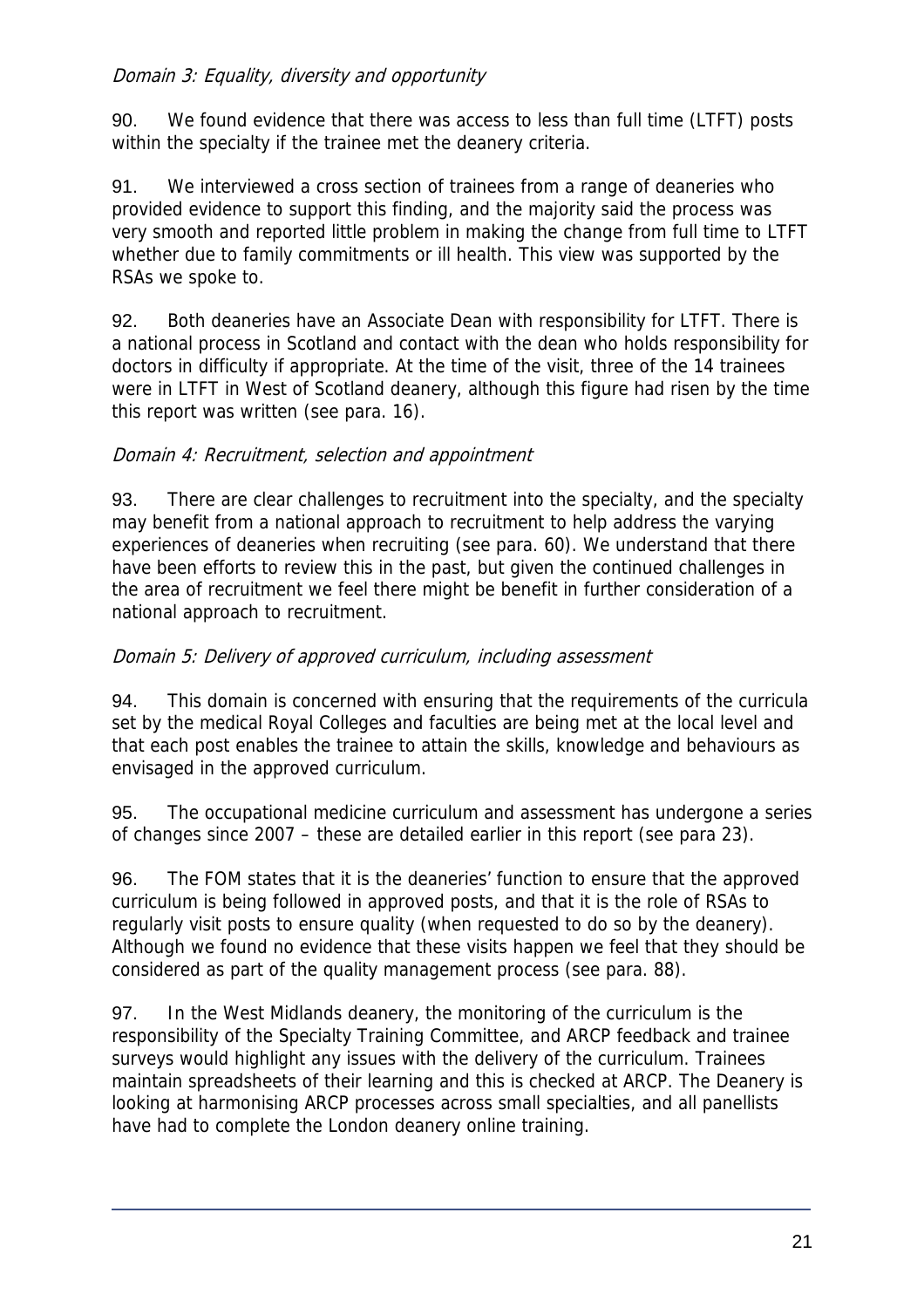*Domain 3: Equality, diversity and opportunity*

90. We found evidence that there was access to less than full time (LTFT) posts within the specialty if the trainee met the deanery criteria.

91. We interviewed a cross section of trainees from a range of deaneries who provided evidence to support this finding, and the majority said the process was very smooth and reported little problem in making the change from full time to LTFT whether due to family commitments or ill health. This view was supported by the RSAs we spoke to.

92. Both deaneries have an Associate Dean with responsibility for LTFT. There is a national process in Scotland and contact with the dean who holds responsibility for doctors in difficulty if appropriate. At the time of the visit, three of the 14 trainees were in LTFT in West of Scotland deanery, although this figure had risen by the time this report was written (see para. 16).

*Domain 4: Recruitment, selection and appointment*

93. There are clear challenges to recruitment into the specialty, and the specialty may benefit from a national approach to recruitment to help address the varying experiences of deaneries when recruiting (see para. 60). We understand that there have been efforts to review this in the past, but given the continued challenges in the area of recruitment we feel there might be benefit in further consideration of a national approach to recruitment.

*Domain 5: Delivery of approved curriculum, including assessment*

94. This domain is concerned with ensuring that the requirements of the curricula set by the medical Royal Colleges and faculties are being met at the local level and that each post enables the trainee to attain the skills, knowledge and behaviours as envisaged in the approved curriculum.

95. The occupational medicine curriculum and assessment has undergone a series of changes since 2007 – these are detailed earlier in this report (see para 23).

96. The FOM states that it is the deaneries' function to ensure that the approved curriculum is being followed in approved posts, and that it is the role of RSAs to regularly visit posts to ensure quality (when requested to do so by the deanery). Although we found no evidence that these visits happen we feel that they should be considered as part of the quality management process (see para. 88).

97. In the West Midlands deanery, the monitoring of the curriculum is the responsibility of the Specialty Training Committee, and ARCP feedback and trainee surveys would highlight any issues with the delivery of the curriculum. Trainees maintain spreadsheets of their learning and this is checked at ARCP. The Deanery is looking at harmonising ARCP processes across small specialties, and all panellists have had to complete the London deanery online training.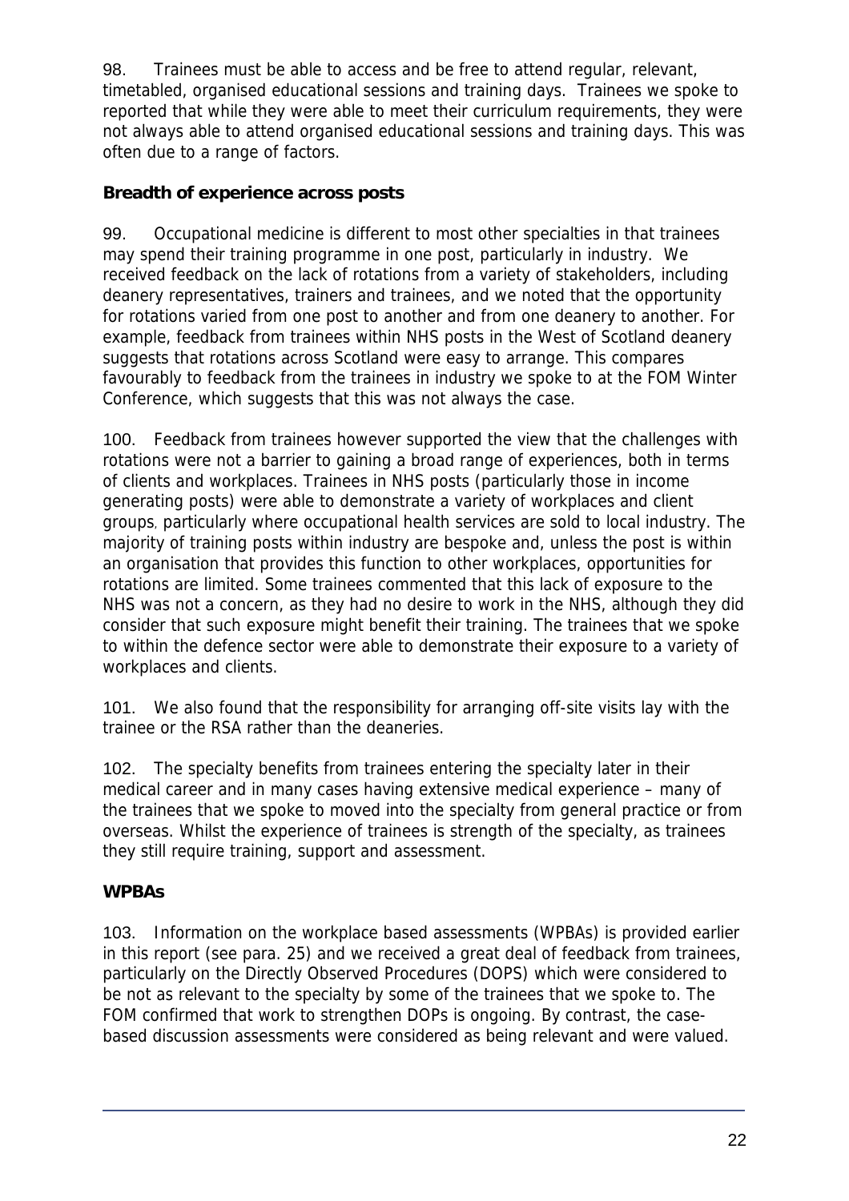98. Trainees must be able to access and be free to attend regular, relevant, timetabled, organised educational sessions and training days. Trainees we spoke to reported that while they were able to meet their curriculum requirements, they were not always able to attend organised educational sessions and training days. This was often due to a range of factors.

**Breadth of experience across posts**

99. Occupational medicine is different to most other specialties in that trainees may spend their training programme in one post, particularly in industry. We received feedback on the lack of rotations from a variety of stakeholders, including deanery representatives, trainers and trainees, and we noted that the opportunity for rotations varied from one post to another and from one deanery to another. For example, feedback from trainees within NHS posts in the West of Scotland deanery suggests that rotations across Scotland were easy to arrange. This compares favourably to feedback from the trainees in industry we spoke to at the FOM Winter Conference, which suggests that this was not always the case.

100. Feedback from trainees however supported the view that the challenges with rotations were not a barrier to gaining a broad range of experiences, both in terms of clients and workplaces. Trainees in NHS posts (particularly those in income generating posts) were able to demonstrate a variety of workplaces and client groups, particularly where occupational health services are sold to local industry. The majority of training posts within industry are bespoke and, unless the post is within an organisation that provides this function to other workplaces, opportunities for rotations are limited. Some trainees commented that this lack of exposure to the NHS was not a concern, as they had no desire to work in the NHS, although they did consider that such exposure might benefit their training. The trainees that we spoke to within the defence sector were able to demonstrate their exposure to a variety of workplaces and clients.

101. We also found that the responsibility for arranging off-site visits lay with the trainee or the RSA rather than the deaneries.

102. The specialty benefits from trainees entering the specialty later in their medical career and in many cases having extensive medical experience – many of the trainees that we spoke to moved into the specialty from general practice or from overseas. Whilst the experience of trainees is strength of the specialty, as trainees they still require training, support and assessment.

**WPBAs**

103. Information on the workplace based assessments (WPBAs) is provided earlier in this report (see para. 25) and we received a great deal of feedback from trainees, particularly on the Directly Observed Procedures (DOPS) which were considered to be not as relevant to the specialty by some of the trainees that we spoke to. The FOM confirmed that work to strengthen DOPs is ongoing. By contrast, the case-based discussion assessments were considered as being relevant and were valued.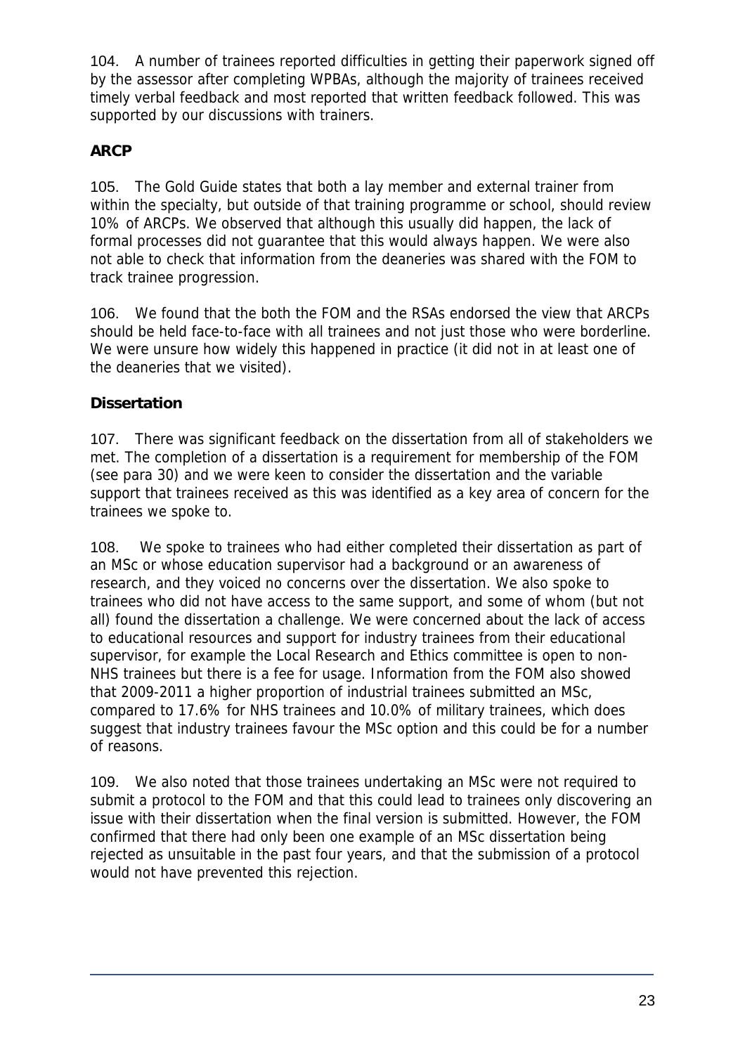104. A number of trainees reported difficulties in getting their paperwork signed off by the assessor after completing WPBAs, although the majority of trainees received timely verbal feedback and most reported that written feedback followed. This was supported by our discussions with trainers.

**ARCP**

105. The Gold Guide states that both a lay member and external trainer from within the specialty, but outside of that training programme or school, should review 10% of ARCPs. We observed that although this usually did happen, the lack of formal processes did not guarantee that this would always happen. We were also not able to check that information from the deaneries was shared with the FOM to track trainee progression.

106. We found that the both the FOM and the RSAs endorsed the view that ARCPs should be held face-to-face with all trainees and not just those who were borderline. We were unsure how widely this happened in practice (it did not in at least one of the deaneries that we visited).

**Dissertation**

107. There was significant feedback on the dissertation from all of stakeholders we met. The completion of a dissertation is a requirement for membership of the FOM (see para 30) and we were keen to consider the dissertation and the variable support that trainees received as this was identified as a key area of concern for the trainees we spoke to.

108. We spoke to trainees who had either completed their dissertation as part of an MSc or whose education supervisor had a background or an awareness of research, and they voiced no concerns over the dissertation. We also spoke to trainees who did not have access to the same support, and some of whom (but not all) found the dissertation a challenge. We were concerned about the lack of access to educational resources and support for industry trainees from their educational supervisor, for example the Local Research and Ethics committee is open to non-NHS trainees but there is a fee for usage. Information from the FOM also showed that 2009-2011 a higher proportion of industrial trainees submitted an MSc, compared to 17.6% for NHS trainees and 10.0% of military trainees, which does suggest that industry trainees favour the MSc option and this could be for a number of reasons.

109. We also noted that those trainees undertaking an MSc were not required to submit a protocol to the FOM and that this could lead to trainees only discovering an issue with their dissertation when the final version is submitted. However, the FOM confirmed that there had only been one example of an MSc dissertation being rejected as unsuitable in the past four years, and that the submission of a protocol would not have prevented this rejection.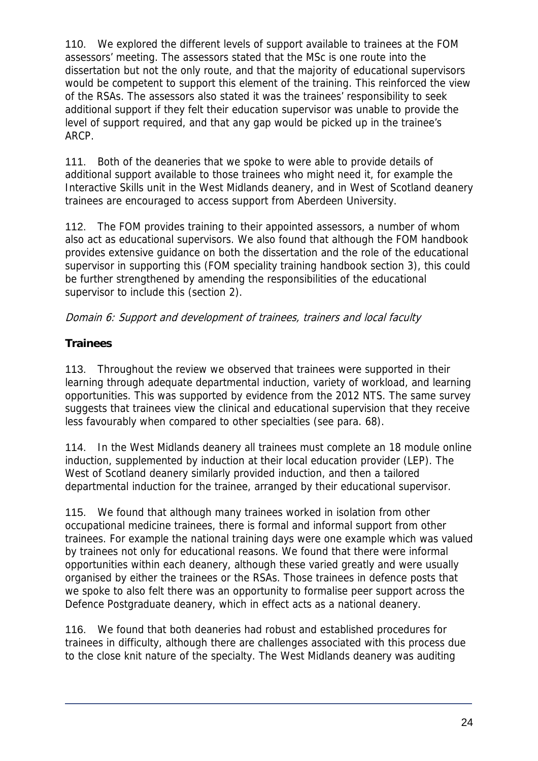110. We explored the different levels of support available to trainees at the FOM assessors' meeting. The assessors stated that the MSc is one route into the dissertation but not the only route, and that the majority of educational supervisors would be competent to support this element of the training. This reinforced the view of the RSAs. The assessors also stated it was the trainees' responsibility to seek additional support if they felt their education supervisor was unable to provide the level of support required, and that any gap would be picked up in the trainee's ARCP.

111. Both of the deaneries that we spoke to were able to provide details of additional support available to those trainees who might need it, for example the Interactive Skills unit in the West Midlands deanery, and in West of Scotland deanery trainees are encouraged to access support from Aberdeen University.

112. The FOM provides training to their appointed assessors, a number of whom also act as educational supervisors. We also found that although the FOM handbook provides extensive guidance on both the dissertation and the role of the educational supervisor in supporting this (FOM speciality training handbook section 3), this could be further strengthened by amending the responsibilities of the educational supervisor to include this (section 2).

*Domain 6: Support and development of trainees, trainers and local faculty*

**Trainees**

113. Throughout the review we observed that trainees were supported in their learning through adequate departmental induction, variety of workload, and learning opportunities. This was supported by evidence from the 2012 NTS. The same survey suggests that trainees view the clinical and educational supervision that they receive less favourably when compared to other specialties (see para. 68).

114. In the West Midlands deanery all trainees must complete an 18 module online induction, supplemented by induction at their local education provider (LEP). The West of Scotland deanery similarly provided induction, and then a tailored departmental induction for the trainee, arranged by their educational supervisor.

115. We found that although many trainees worked in isolation from other occupational medicine trainees, there is formal and informal support from other trainees. For example the national training days were one example which was valued by trainees not only for educational reasons. We found that there were informal opportunities within each deanery, although these varied greatly and were usually organised by either the trainees or the RSAs. Those trainees in defence posts that we spoke to also felt there was an opportunity to formalise peer support across the Defence Postgraduate deanery, which in effect acts as a national deanery.

116. We found that both deaneries had robust and established procedures for trainees in difficulty, although there are challenges associated with this process due to the close knit nature of the specialty. The West Midlands deanery was auditing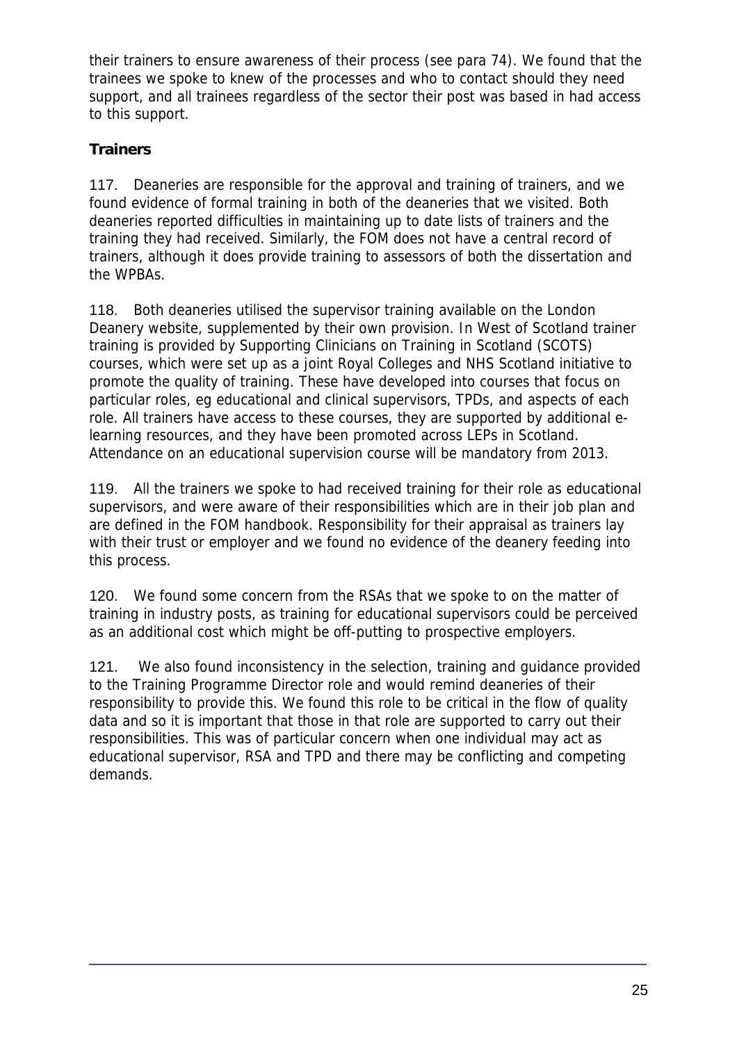their trainers to ensure awareness of their process (see para 74). We found that the trainees we spoke to knew of the processes and who to contact should they need support, and all trainees regardless of the sector their post was based in had access to this support.

### Trainers

117. Deaneries are responsible for the approval and training of trainers, and we found evidence of formal training in both of the deaneries that we visited. Both deaneries reported difficulties in maintaining up to date lists of trainers and the training they had received. Similarly, the FOM does not have a central record of trainers, although it does provide training to assessors of both the dissertation and the WPBAs.

118. Both deaneries utilised the supervisor training available on the London Deanery website, supplemented by their own provision. In West of Scotland trainer training is provided by Supporting Clinicians on Training in Scotland (SCOTS) courses, which were set up as a joint Royal Colleges and NHS Scotland initiative to promote the quality of training. These have developed into courses that focus on particular roles, eg educational and clinical supervisors, TPDs, and aspects of each role. All trainers have access to these courses, they are supported by additional e-learning resources, and they have been promoted across LEPs in Scotland. Attendance on an educational supervision course will be mandatory from 2013.

119. All the trainers we spoke to had received training for their role as educational supervisors, and were aware of their responsibilities which are in their job plan and are defined in the FOM handbook. Responsibility for their appraisal as trainers lay with their trust or employer and we found no evidence of the deanery feeding into this process.

120. We found some concern from the RSAs that we spoke to on the matter of training in industry posts, as training for educational supervisors could be perceived as an additional cost which might be off-putting to prospective employers.

121. We also found inconsistency in the selection, training and guidance provided to the Training Programme Director role and would remind deaneries of their responsibility to provide this. We found this role to be critical in the flow of quality data and so it is important that those in that role are supported to carry out their responsibilities. This was of particular concern when one individual may act as educational supervisor, RSA and TPD and there may be conflicting and competing demands.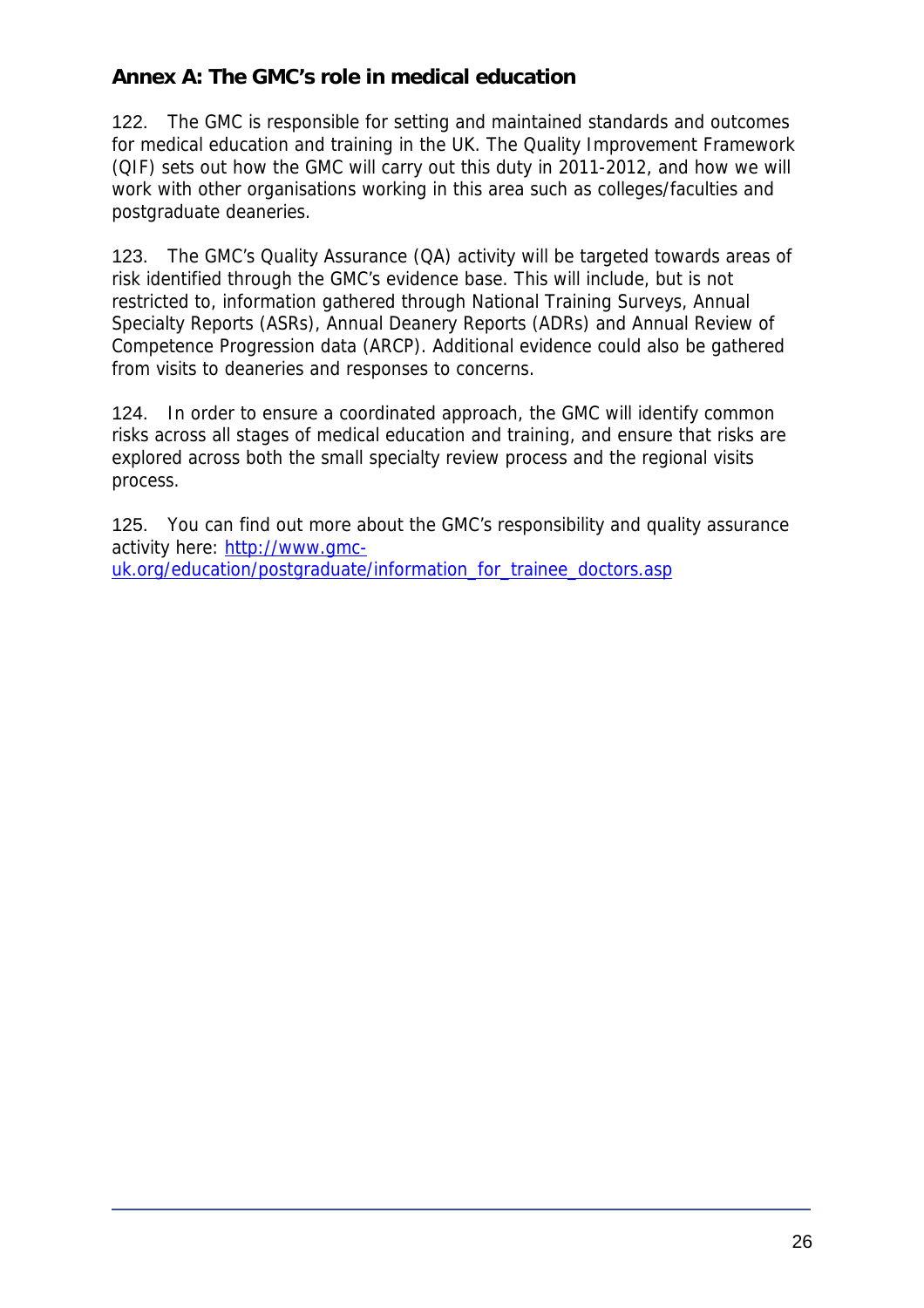## Annex A: The GMC's role in medical education

122. The GMC is responsible for setting and maintained standards and outcomes for medical education and training in the UK. The Quality Improvement Framework (QIF) sets out how the GMC will carry out this duty in 2011-2012, and how we will work with other organisations working in this area such as colleges/faculties and postgraduate deaneries.

123. The GMC's Quality Assurance (QA) activity will be targeted towards areas of risk identified through the GMC's evidence base. This will include, but is not restricted to, information gathered through National Training Surveys, Annual Specialty Reports (ASRs), Annual Deanery Reports (ADRs) and Annual Review of Competence Progression data (ARCP). Additional evidence could also be gathered from visits to deaneries and responses to concerns.

124. In order to ensure a coordinated approach, the GMC will identify common risks across all stages of medical education and training, and ensure that risks are explored across both the small specialty review process and the regional visits process.

125. You can find out more about the GMC's responsibility and quality assurance activity here: [http://www.gmc-uk.org/education/postgraduate/information_for_trainee_doctors.asp](http://www.gmc-uk.org/education/postgraduate/information_for_trainee_doctors.asp)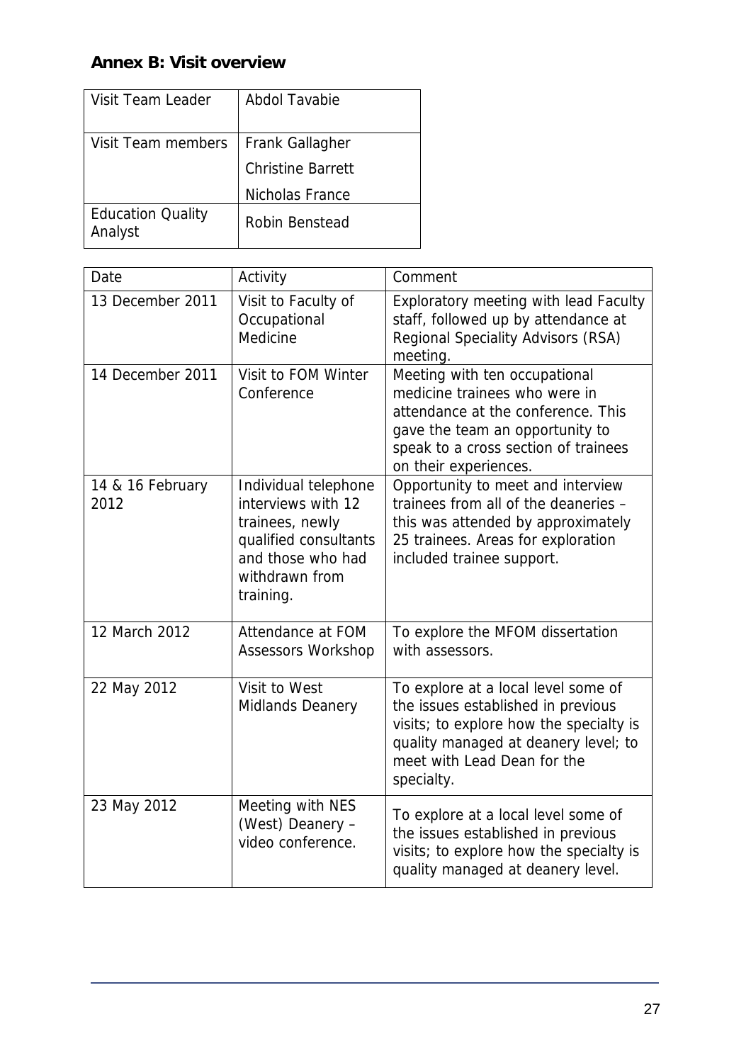## Annex B: Visit overview

| Visit Team Leader | Abdol Tavabie |
|---|---|
| Visit Team members | Frank Gallagher<br>Christine Barrett<br>Nicholas France |
| Education Quality Analyst | Robin Benstead |

| Date | Activity | Comment |
|---|---|---|
| 13 December 2011 | Visit to Faculty of Occupational Medicine | Exploratory meeting with lead Faculty staff, followed up by attendance at Regional Speciality Advisors (RSA) meeting. |
| 14 December 2011 | Visit to FOM Winter Conference | Meeting with ten occupational medicine trainees who were in attendance at the conference. This gave the team an opportunity to speak to a cross section of trainees on their experiences. |
| 14 & 16 February 2012 | Individual telephone interviews with 12 trainees, newly qualified consultants and those who had withdrawn from training. | Opportunity to meet and interview trainees from all of the deaneries – this was attended by approximately 25 trainees. Areas for exploration included trainee support. |
| 12 March 2012 | Attendance at FOM Assessors Workshop | To explore the MFOM dissertation with assessors. |
| 22 May 2012 | Visit to West Midlands Deanery | To explore at a local level some of the issues established in previous visits; to explore how the specialty is quality managed at deanery level; to meet with Lead Dean for the specialty. |
| 23 May 2012 | Meeting with NES (West) Deanery – video conference. | To explore at a local level some of the issues established in previous visits; to explore how the specialty is quality managed at deanery level. |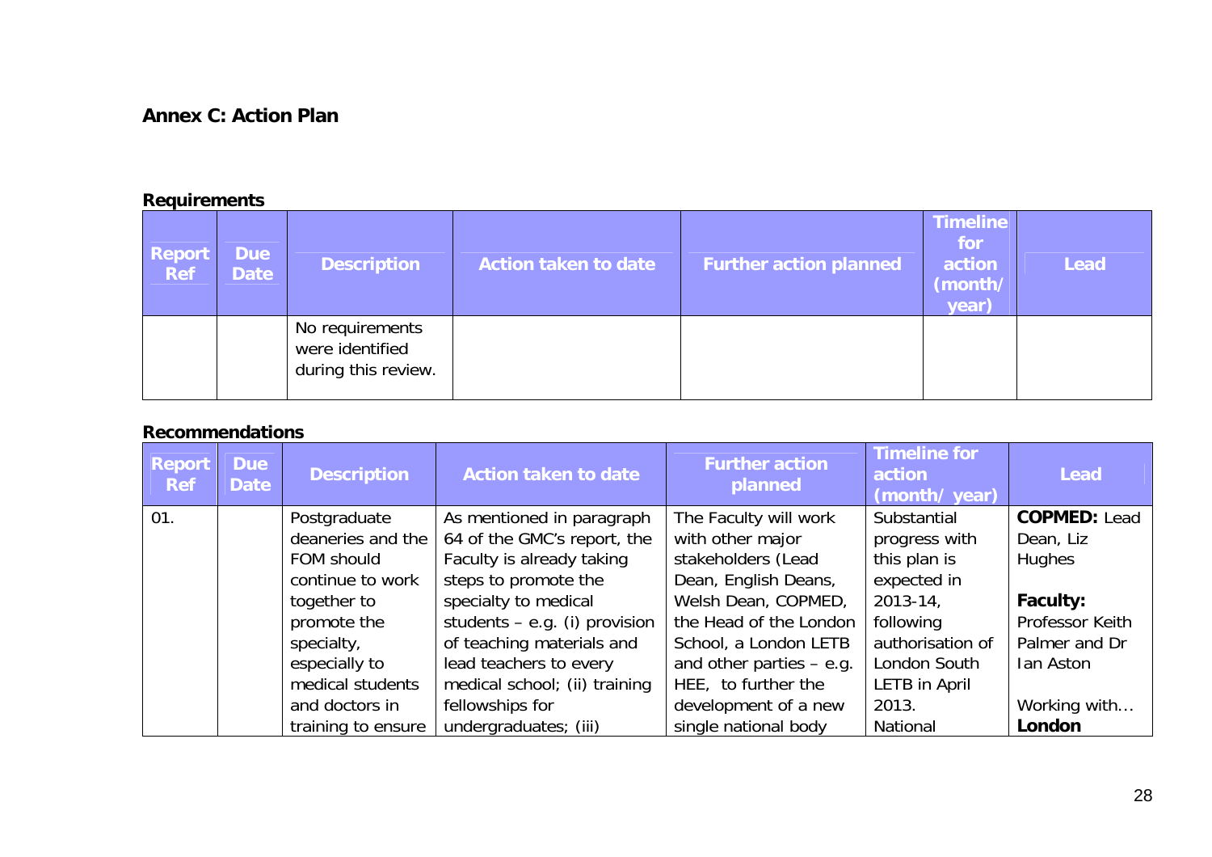**Annex C: Action Plan**

**Requirements**

| Report Ref | Due Date | Description | Action taken to date | Further action planned | Timeline for action (month/ year) | Lead |
|---|---|---|---|---|---|---|
| | | No requirements were identified during this review. | | | | |

**Recommendations**

| Report Ref | Due Date | Description | Action taken to date | Further action planned | Timeline for action (month/ year) | Lead |
|---|---|---|---|---|---|---|
| 01. | | Postgraduate deaneries and the FOM should continue to work together to promote the specialty, especially to medical students and doctors in training to ensure | As mentioned in paragraph 64 of the GMC's report, the Faculty is already taking steps to promote the specialty to medical students – e.g. (i) provision of teaching materials and lead teachers to every medical school; (ii) training fellowships for undergraduates; (iii) | The Faculty will work with other major stakeholders (Lead Dean, English Deans, Welsh Dean, COPMED, the Head of the London School, a London LETB and other parties – e.g. HEE, to further the development of a new single national body | Substantial progress with this plan is expected in 2013-14, following authorisation of London South LETB in April 2013. National | **COPMED:** Lead Dean, Liz Hughes<br><br>**Faculty:** Professor Keith Palmer and Dr Ian Aston<br><br>Working with… **London** |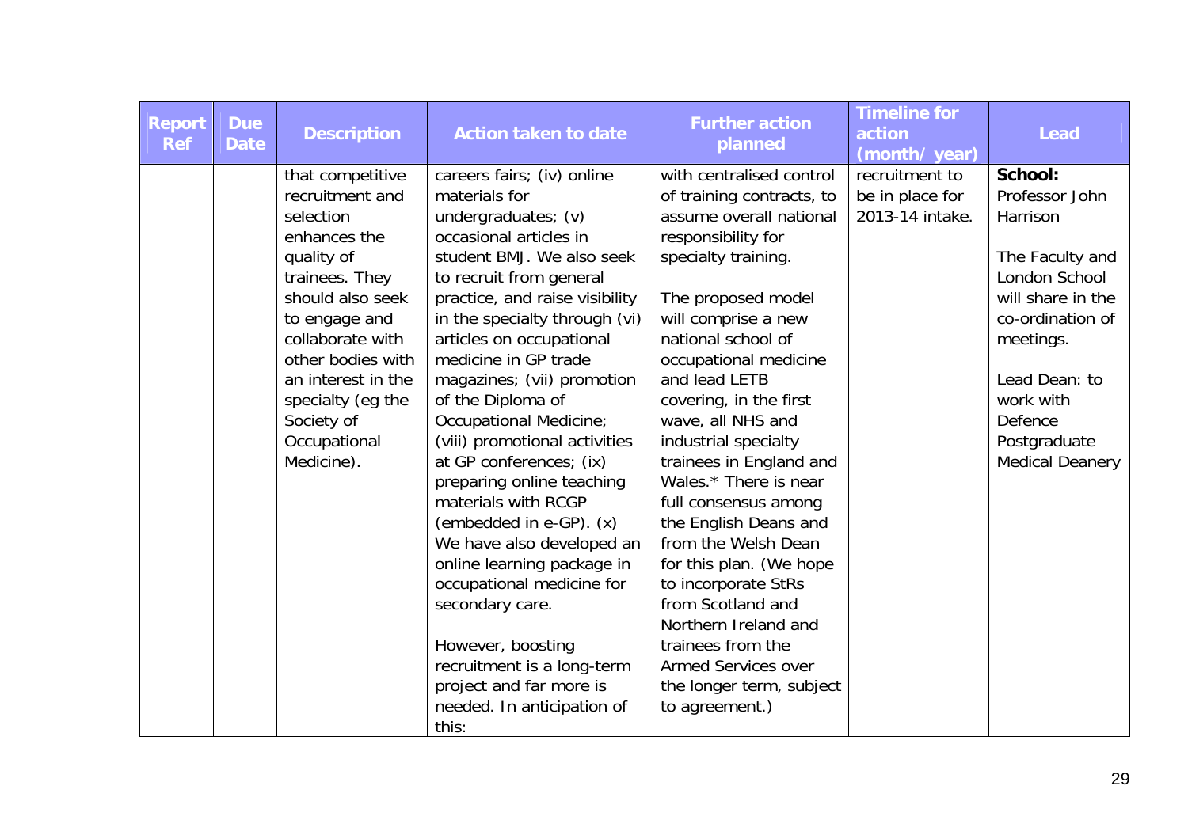| Report Ref | Due Date | Description | Action taken to date | Further action planned | Timeline for action (month/ year) | Lead |
|---|---|---|---|---|---|---|
| | | that competitive recruitment and selection enhances the quality of trainees. They should also seek to engage and collaborate with other bodies with an interest in the specialty (eg the Society of Occupational Medicine). | careers fairs; (iv) online materials for undergraduates; (v) occasional articles in student BMJ. We also seek to recruit from general practice, and raise visibility in the specialty through (vi) articles on occupational medicine in GP trade magazines; (vii) promotion of the Diploma of Occupational Medicine; (viii) promotional activities at GP conferences; (ix) preparing online teaching materials with RCGP (embedded in e-GP). (x) We have also developed an online learning package in occupational medicine for secondary care.<br><br>However, boosting recruitment is a long-term project and far more is needed. In anticipation of this: | with centralised control of training contracts, to assume overall national responsibility for specialty training.<br><br>The proposed model will comprise a new national school of occupational medicine and lead LETB covering, in the first wave, all NHS and industrial specialty trainees in England and Wales.* There is near full consensus among the English Deans and from the Welsh Dean for this plan. (We hope to incorporate StRs from Scotland and Northern Ireland and trainees from the Armed Services over the longer term, subject to agreement.) | recruitment to be in place for 2013-14 intake. | **School:** Professor John Harrison<br><br>The Faculty and London School will share in the co-ordination of meetings.<br><br>Lead Dean: to work with Defence Postgraduate Medical Deanery |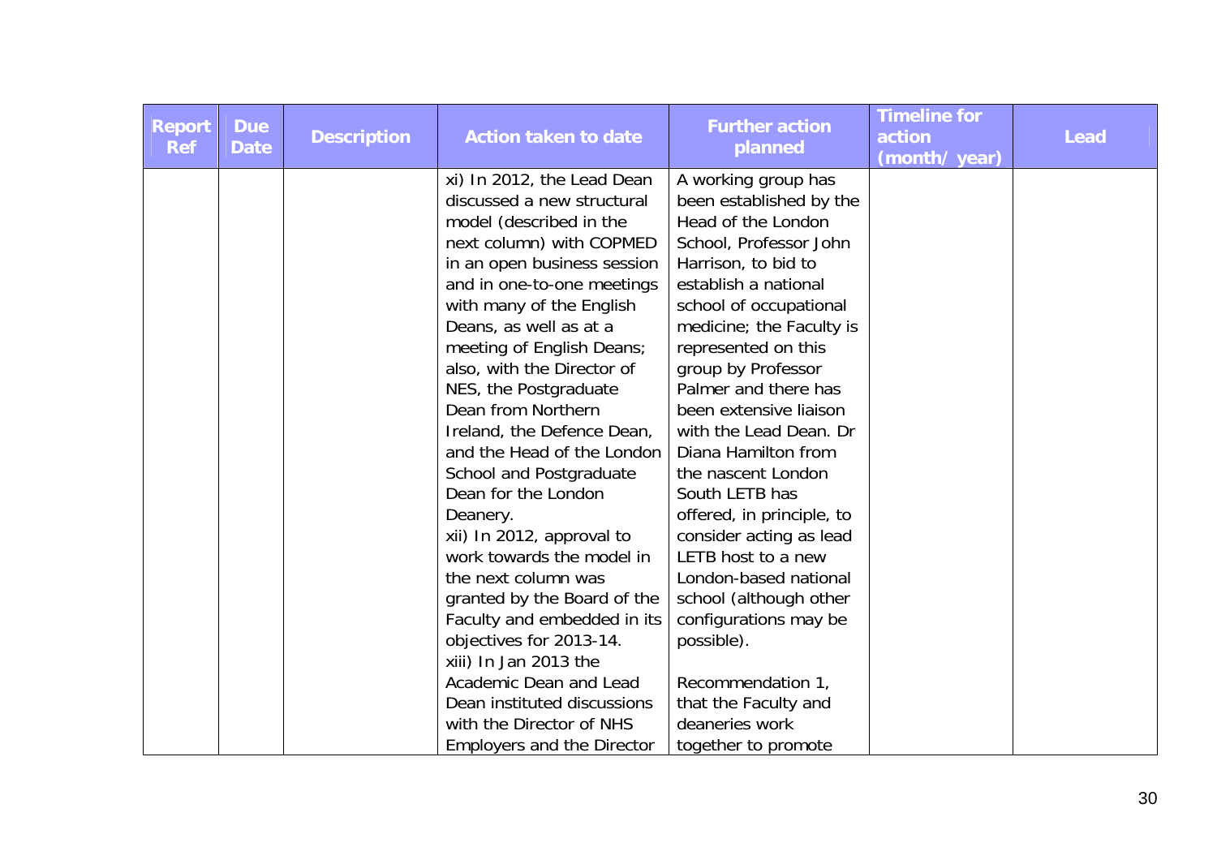| Report Ref | Due Date | Description | Action taken to date | Further action planned | Timeline for action (month/ year) | Lead |
|---|---|---|---|---|---|---|
| | | | xi) In 2012, the Lead Dean discussed a new structural model (described in the next column) with COPMED in an open business session and in one-to-one meetings with many of the English Deans, as well as at a meeting of English Deans; also, with the Director of NES, the Postgraduate Dean from Northern Ireland, the Defence Dean, and the Head of the London School and Postgraduate Dean for the London Deanery.<br>xii) In 2012, approval to work towards the model in the next column was granted by the Board of the Faculty and embedded in its objectives for 2013-14.<br>xiii) In Jan 2013 the Academic Dean and Lead Dean instituted discussions with the Director of NHS Employers and the Director | A working group has been established by the Head of the London School, Professor John Harrison, to bid to establish a national school of occupational medicine; the Faculty is represented on this group by Professor Palmer and there has been extensive liaison with the Lead Dean. Dr Diana Hamilton from the nascent London South LETB has offered, in principle, to consider acting as lead LETB host to a new London-based national school (although other configurations may be possible).<br><br>Recommendation 1, that the Faculty and deaneries work together to promote | | |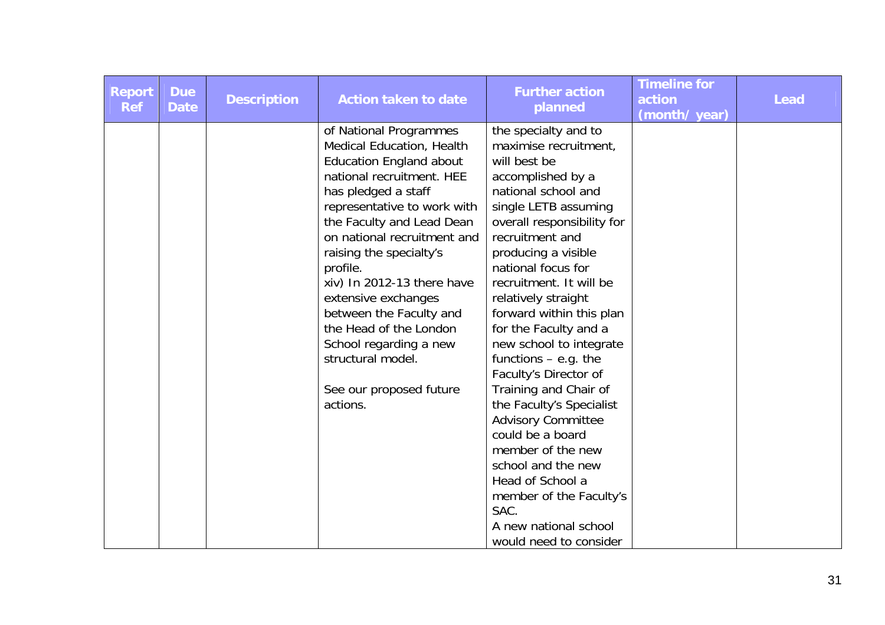| Report Ref | Due Date | Description | Action taken to date | Further action planned | Timeline for action (month/ year) | Lead |
|---|---|---|---|---|---|---|
| | | | of National Programmes Medical Education, Health Education England about national recruitment. HEE has pledged a staff representative to work with the Faculty and Lead Dean on national recruitment and raising the specialty's profile.<br>xiv) In 2012-13 there have extensive exchanges between the Faculty and the Head of the London School regarding a new structural model.<br><br>See our proposed future actions. | the specialty and to maximise recruitment, will best be accomplished by a national school and single LETB assuming overall responsibility for recruitment and producing a visible national focus for recruitment. It will be relatively straight forward within this plan for the Faculty and a new school to integrate functions – e.g. the Faculty's Director of Training and Chair of the Faculty's Specialist Advisory Committee could be a board member of the new school and the new Head of School a member of the Faculty's SAC.<br>A new national school would need to consider | | |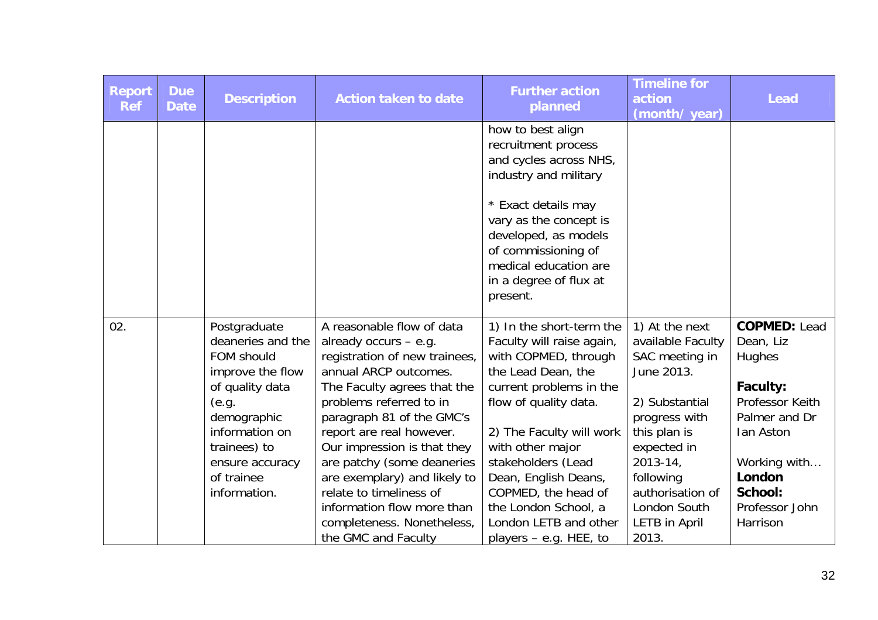| Report Ref | Due Date | Description | Action taken to date | Further action planned | Timeline for action (month/ year) | Lead |
|---|---|---|---|---|---|---|
| | | | | how to best align recruitment process and cycles across NHS, industry and military<br><br>* Exact details may vary as the concept is developed, as models of commissioning of medical education are in a degree of flux at present. | | |
| 02. | | Postgraduate deaneries and the FOM should improve the flow of quality data (e.g. demographic information on trainees) to ensure accuracy of trainee information. | A reasonable flow of data already occurs – e.g. registration of new trainees, annual ARCP outcomes. The Faculty agrees that the problems referred to in paragraph 81 of the GMC's report are real however. Our impression is that they are patchy (some deaneries are exemplary) and likely to relate to timeliness of information flow more than completeness. Nonetheless, the GMC and Faculty | 1) In the short-term the Faculty will raise again, with COPMED, through the Lead Dean, the current problems in the flow of quality data.<br><br>2) The Faculty will work with other major stakeholders (Lead Dean, English Deans, COPMED, the head of the London School, a London LETB and other players – e.g. HEE, to | 1) At the next available Faculty SAC meeting in June 2013.<br><br>2) Substantial progress with this plan is expected in 2013-14, following authorisation of London South LETB in April 2013. | **COPMED:** Lead Dean, Liz Hughes<br><br>**Faculty:** Professor Keith Palmer and Dr Ian Aston<br><br>Working with… **London School:** Professor John Harrison |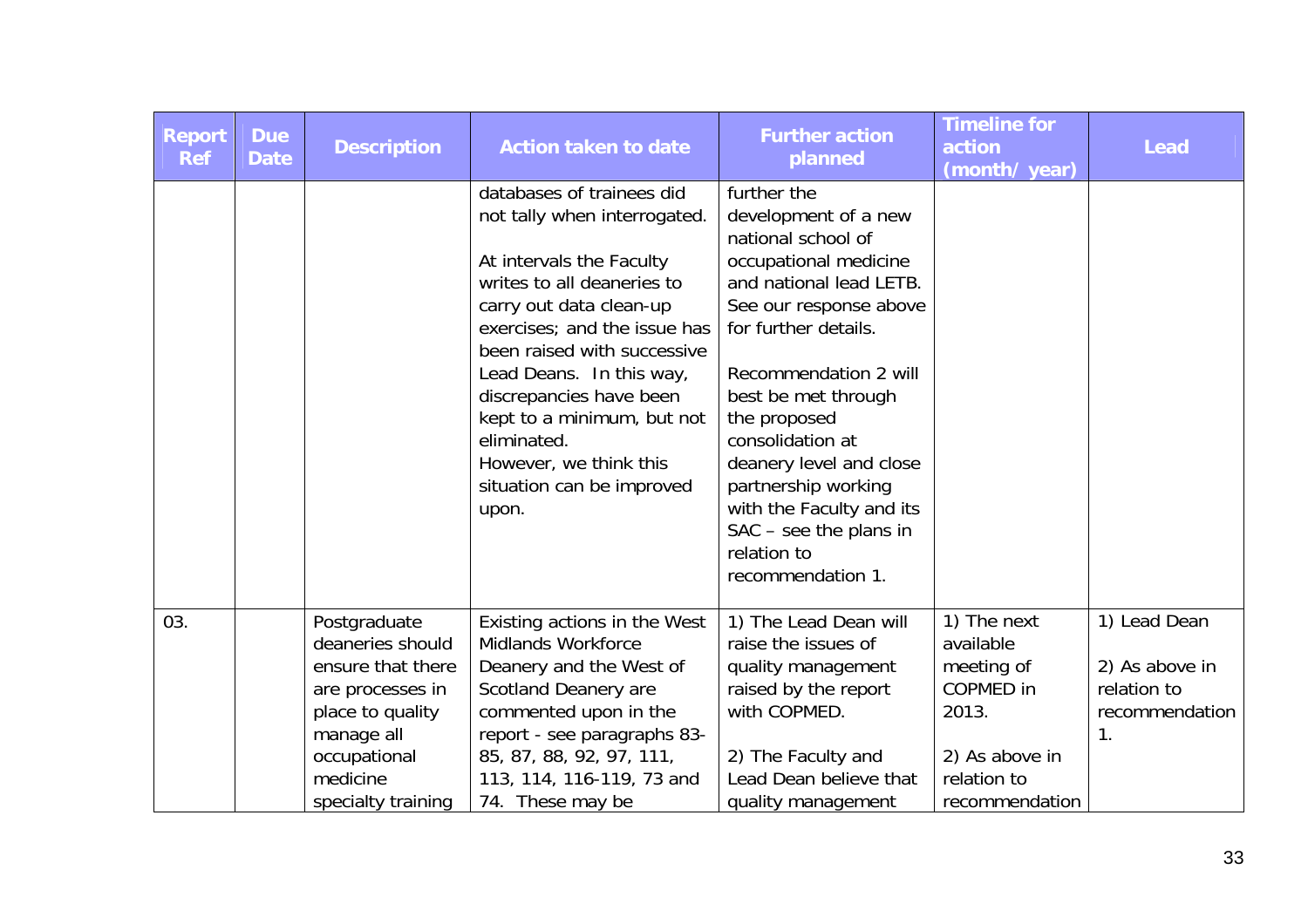| Report Ref | Due Date | Description | Action taken to date | Further action planned | Timeline for action (month/ year) | Lead |
|---|---|---|---|---|---|---|
| | | | databases of trainees did not tally when interrogated.<br><br>At intervals the Faculty writes to all deaneries to carry out data clean-up exercises; and the issue has been raised with successive Lead Deans. In this way, discrepancies have been kept to a minimum, but not eliminated.<br>However, we think this situation can be improved upon. | further the development of a new national school of occupational medicine and national lead LETB. See our response above for further details.<br><br>Recommendation 2 will best be met through the proposed consolidation at deanery level and close partnership working with the Faculty and its SAC – see the plans in relation to recommendation 1. | | |
| 03. | | Postgraduate deaneries should ensure that there are processes in place to quality manage all occupational medicine specialty training | Existing actions in the West Midlands Workforce Deanery and the West of Scotland Deanery are commented upon in the report - see paragraphs 83-85, 87, 88, 92, 97, 111, 113, 114, 116-119, 73 and 74. These may be | 1) The Lead Dean will raise the issues of quality management raised by the report with COPMED.<br><br>2) The Faculty and Lead Dean believe that quality management | 1) The next available meeting of COPMED in 2013.<br><br>2) As above in relation to recommendation | 1) Lead Dean<br><br>2) As above in relation to recommendation 1. |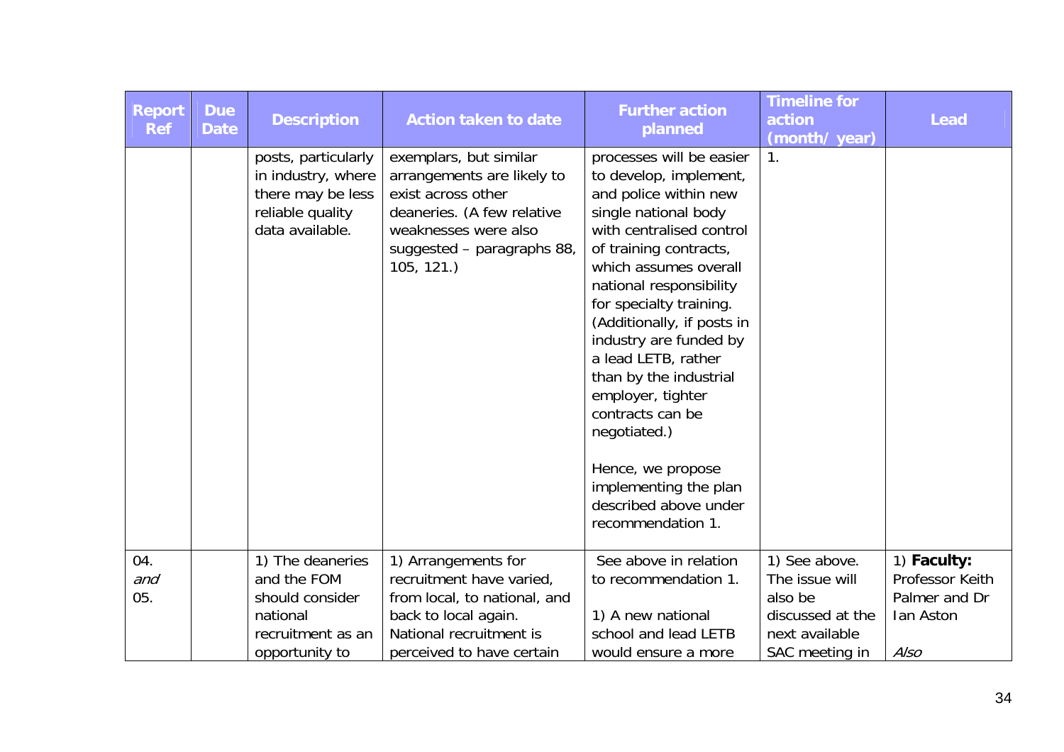| Report Ref | Due Date | Description | Action taken to date | Further action planned | Timeline for action (month/ year) | Lead |
|---|---|---|---|---|---|---|
| | | posts, particularly in industry, where there may be less reliable quality data available. | exemplars, but similar arrangements are likely to exist across other deaneries. (A few relative weaknesses were also suggested – paragraphs 88, 105, 121.) | processes will be easier to develop, implement, and police within new single national body with centralised control of training contracts, which assumes overall national responsibility for specialty training. (Additionally, if posts in industry are funded by a lead LETB, rather than by the industrial employer, tighter contracts can be negotiated.)<br><br>Hence, we propose implementing the plan described above under recommendation 1. | 1. | |
| 04. *and* 05. | | 1) The deaneries and the FOM should consider national recruitment as an opportunity to | 1) Arrangements for recruitment have varied, from local, to national, and back to local again. National recruitment is perceived to have certain | See above in relation to recommendation 1.<br><br>1) A new national school and lead LETB would ensure a more | 1) See above. The issue will also be discussed at the next available SAC meeting in | 1) **Faculty:** Professor Keith Palmer and Dr Ian Aston<br><br>*Also* |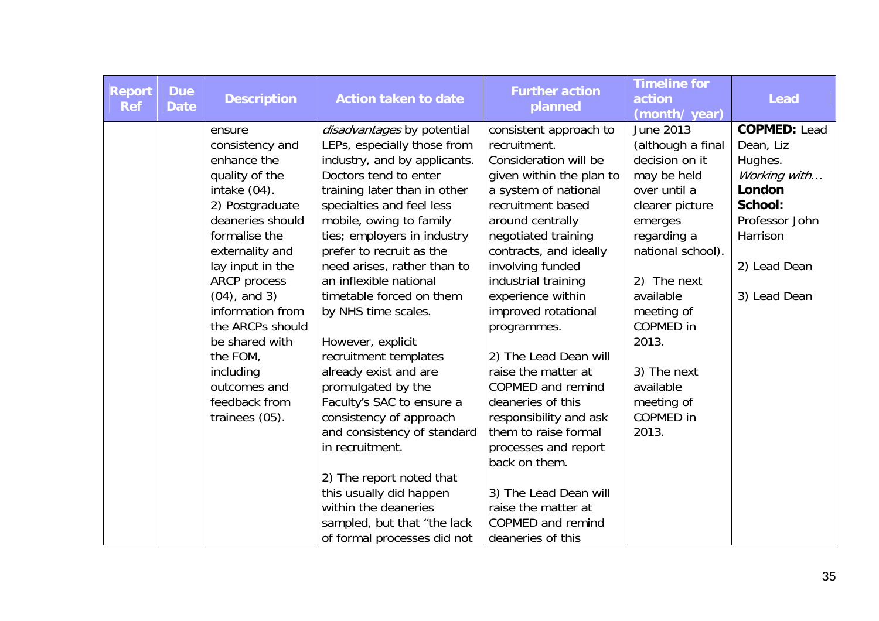| Report Ref | Due Date | Description | Action taken to date | Further action planned | Timeline for action (month/ year) | Lead |
|---|---|---|---|---|---|---|
| | | ensure consistency and enhance the quality of the intake (04). 2) Postgraduate deaneries should formalise the externality and lay input in the ARCP process (04), and 3) information from the ARCPs should be shared with the FOM, including outcomes and feedback from trainees (05). | *disadvantages* by potential LEPs, especially those from industry, and by applicants. Doctors tend to enter training later than in other specialties and feel less mobile, owing to family ties; employers in industry prefer to recruit as the need arises, rather than to an inflexible national timetable forced on them by NHS time scales.<br><br>However, explicit recruitment templates already exist and are promulgated by the Faculty's SAC to ensure a consistency of approach and consistency of standard in recruitment.<br><br>2) The report noted that this usually did happen within the deaneries sampled, but that "the lack of formal processes did not | consistent approach to recruitment. Consideration will be given within the plan to a system of national recruitment based around centrally negotiated training contracts, and ideally involving funded industrial training experience within improved rotational programmes.<br><br>2) The Lead Dean will raise the matter at COPMED and remind deaneries of this responsibility and ask them to raise formal processes and report back on them.<br><br>3) The Lead Dean will raise the matter at COPMED and remind deaneries of this | June 2013 (although a final decision on it may be held over until a clearer picture emerges regarding a national school).<br><br>2) The next available meeting of COPMED in 2013.<br><br>3) The next available meeting of COPMED in 2013. | **COPMED:** Lead Dean, Liz Hughes. *Working with…* **London School:** Professor John Harrison<br><br>2) Lead Dean<br><br>3) Lead Dean |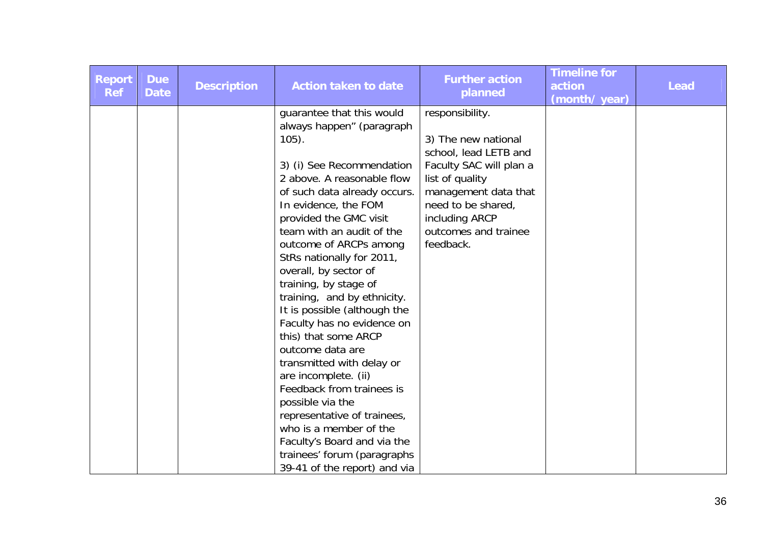| Report Ref | Due Date | Description | Action taken to date | Further action planned | Timeline for action (month/ year) | Lead |
|---|---|---|---|---|---|---|
| | | | guarantee that this would always happen" (paragraph 105).<br><br>3) (i) See Recommendation 2 above. A reasonable flow of such data already occurs. In evidence, the FOM provided the GMC visit team with an audit of the outcome of ARCPs among StRs nationally for 2011, overall, by sector of training, by stage of training, and by ethnicity. It is possible (although the Faculty has no evidence on this) that some ARCP outcome data are transmitted with delay or are incomplete. (ii) Feedback from trainees is possible via the representative of trainees, who is a member of the Faculty's Board and via the trainees' forum (paragraphs 39-41 of the report) and via | responsibility.<br><br>3) The new national school, lead LETB and Faculty SAC will plan a list of quality management data that need to be shared, including ARCP outcomes and trainee feedback. | | |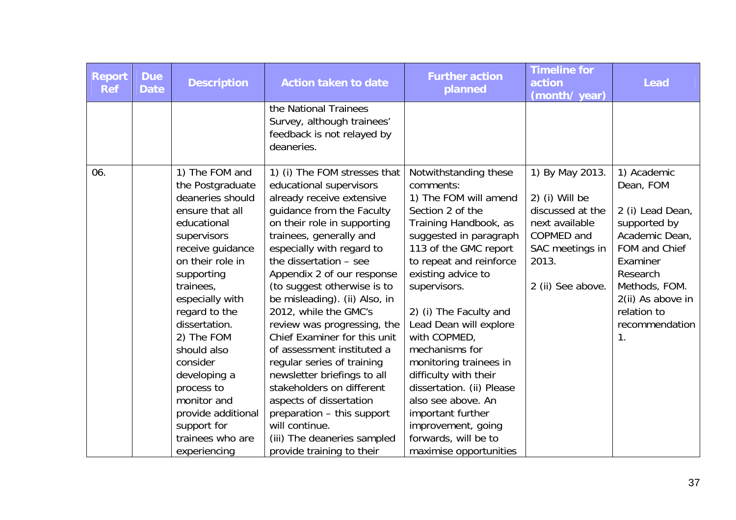| Report Ref | Due Date | Description | Action taken to date | Further action planned | Timeline for action (month/ year) | Lead |
|---|---|---|---|---|---|---|
| | | | the National Trainees Survey, although trainees' feedback is not relayed by deaneries. | | | |
| 06. | | 1) The FOM and the Postgraduate deaneries should ensure that all educational supervisors receive guidance on their role in supporting trainees, especially with regard to the dissertation.<br>2) The FOM should also consider developing a process to monitor and provide additional support for trainees who are experiencing | 1) (i) The FOM stresses that educational supervisors already receive extensive guidance from the Faculty on their role in supporting trainees, generally and especially with regard to the dissertation – see Appendix 2 of our response (to suggest otherwise is to be misleading). (ii) Also, in 2012, while the GMC's review was progressing, the Chief Examiner for this unit of assessment instituted a regular series of training newsletter briefings to all stakeholders on different aspects of dissertation preparation – this support will continue.<br>(iii) The deaneries sampled provide training to their | Notwithstanding these comments:<br>1) The FOM will amend Section 2 of the Training Handbook, as suggested in paragraph 113 of the GMC report to repeat and reinforce existing advice to supervisors.<br><br>2) (i) The Faculty and Lead Dean will explore with COPMED, mechanisms for monitoring trainees in difficulty with their dissertation. (ii) Please also see above. An important further improvement, going forwards, will be to maximise opportunities | 1) By May 2013.<br><br>2) (i) Will be discussed at the next available COPMED and SAC meetings in 2013.<br><br>2 (ii) See above. | 1) Academic Dean, FOM<br><br>2 (i) Lead Dean, supported by Academic Dean, FOM and Chief Examiner Research Methods, FOM.<br>2(ii) As above in relation to recommendation 1. |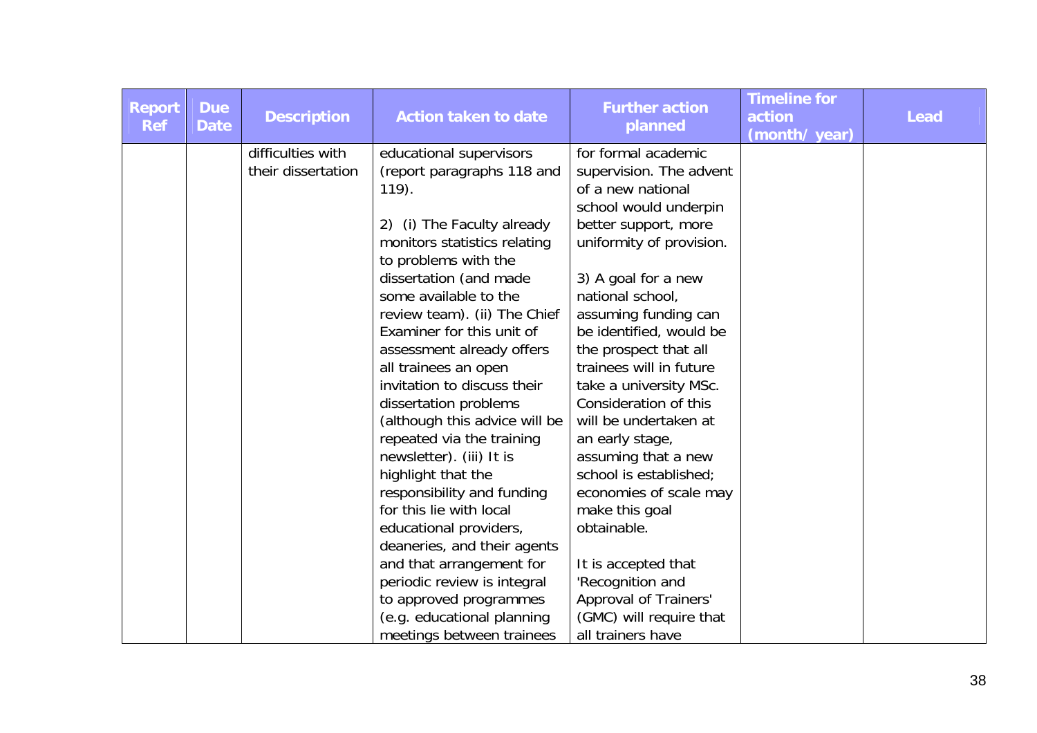| Report Ref | Due Date | Description | Action taken to date | Further action planned | Timeline for action (month/ year) | Lead |
|---|---|---|---|---|---|---|
| | | difficulties with their dissertation | educational supervisors (report paragraphs 118 and 119).<br><br>2) (i) The Faculty already monitors statistics relating to problems with the dissertation (and made some available to the review team). (ii) The Chief Examiner for this unit of assessment already offers all trainees an open invitation to discuss their dissertation problems (although this advice will be repeated via the training newsletter). (iii) It is highlight that the responsibility and funding for this lie with local educational providers, deaneries, and their agents and that arrangement for periodic review is integral to approved programmes (e.g. educational planning meetings between trainees | for formal academic supervision. The advent of a new national school would underpin better support, more uniformity of provision.<br><br>3) A goal for a new national school, assuming funding can be identified, would be the prospect that all trainees will in future take a university MSc. Consideration of this will be undertaken at an early stage, assuming that a new school is established; economies of scale may make this goal obtainable.<br><br>It is accepted that 'Recognition and Approval of Trainers' (GMC) will require that all trainers have | | |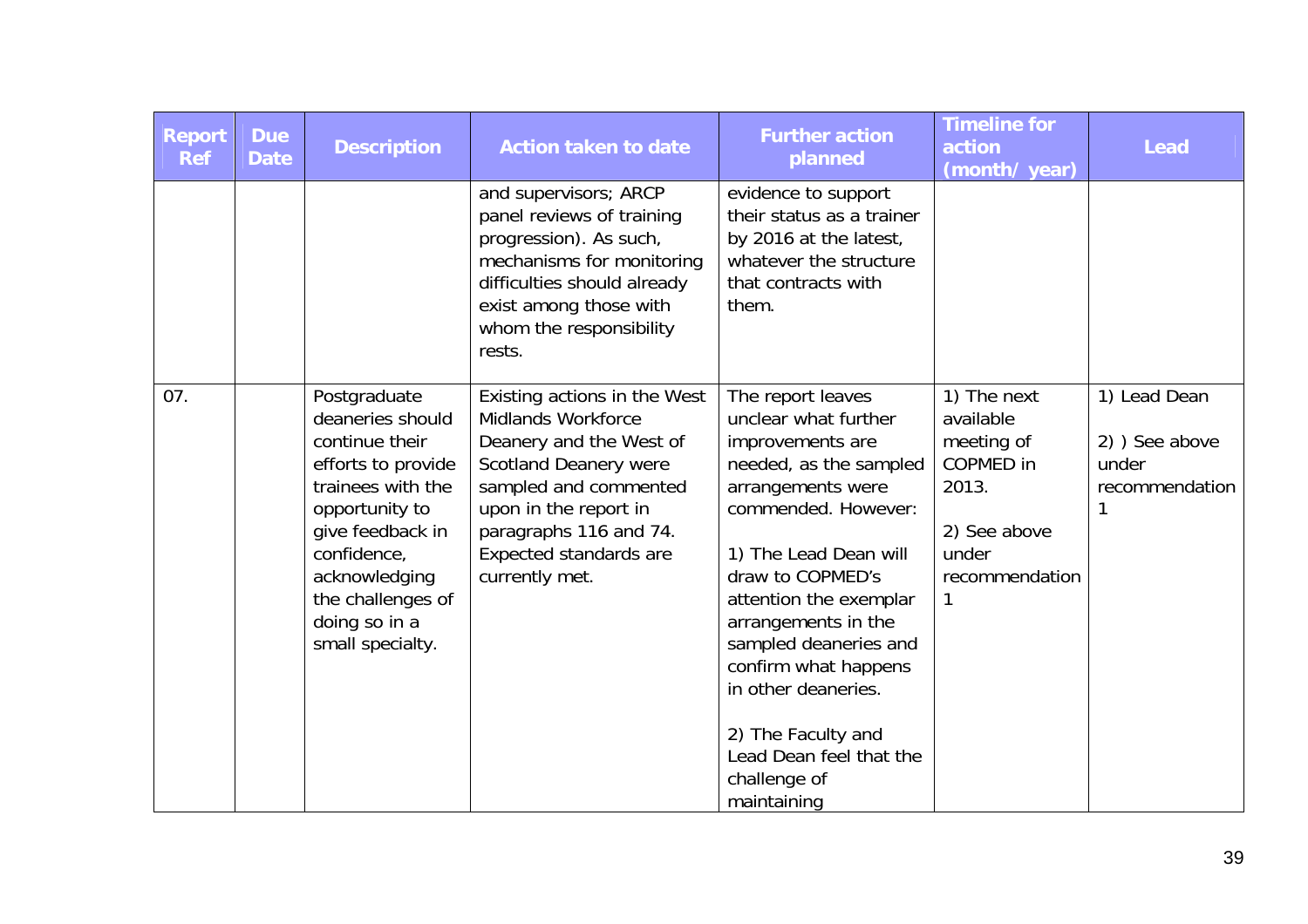| Report Ref | Due Date | Description | Action taken to date | Further action planned | Timeline for action (month/ year) | Lead |
|---|---|---|---|---|---|---|
| | | | and supervisors; ARCP panel reviews of training progression). As such, mechanisms for monitoring difficulties should already exist among those with whom the responsibility rests. | evidence to support their status as a trainer by 2016 at the latest, whatever the structure that contracts with them. | | |
| 07. | | Postgraduate deaneries should continue their efforts to provide trainees with the opportunity to give feedback in confidence, acknowledging the challenges of doing so in a small specialty. | Existing actions in the West Midlands Workforce Deanery and the West of Scotland Deanery were sampled and commented upon in the report in paragraphs 116 and 74. Expected standards are currently met. | The report leaves unclear what further improvements are needed, as the sampled arrangements were commended. However:<br><br>1) The Lead Dean will draw to COPMED's attention the exemplar arrangements in the sampled deaneries and confirm what happens in other deaneries.<br><br>2) The Faculty and Lead Dean feel that the challenge of maintaining | 1) The next available meeting of COPMED in 2013.<br><br>2) See above under recommendation 1 | 1) Lead Dean<br><br>2) ) See above under recommendation 1 |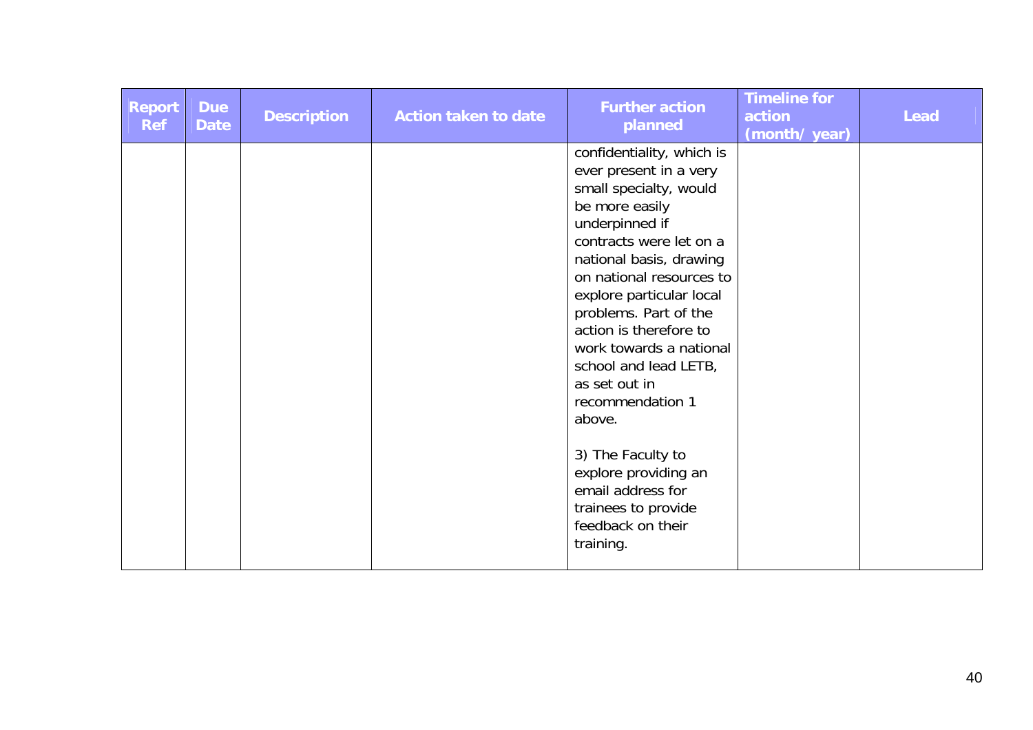| Report Ref | Due Date | Description | Action taken to date | Further action planned | Timeline for action (month/ year) | Lead |
|---|---|---|---|---|---|---|
| | | | | confidentiality, which is ever present in a very small specialty, would be more easily underpinned if contracts were let on a national basis, drawing on national resources to explore particular local problems. Part of the action is therefore to work towards a national school and lead LETB, as set out in recommendation 1 above.<br><br>3) The Faculty to explore providing an email address for trainees to provide feedback on their training. | | |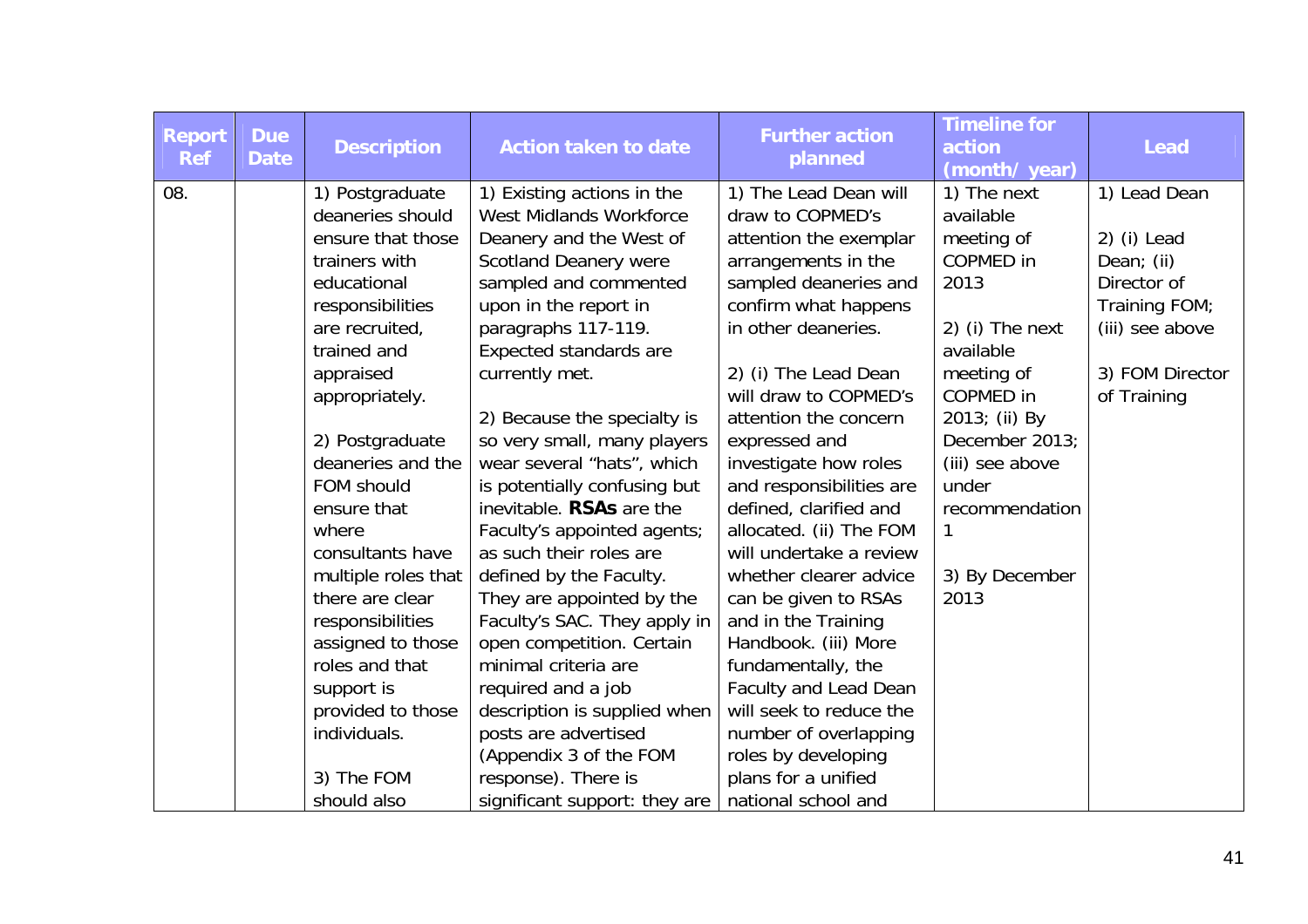| Report Ref | Due Date | Description | Action taken to date | Further action planned | Timeline for action (month/ year) | Lead |
|---|---|---|---|---|---|---|
| 08. | | 1) Postgraduate deaneries should ensure that those trainers with educational responsibilities are recruited, trained and appraised appropriately.<br><br>2) Postgraduate deaneries and the FOM should ensure that where consultants have multiple roles that there are clear responsibilities assigned to those roles and that support is provided to those individuals.<br><br>3) The FOM should also | 1) Existing actions in the West Midlands Workforce Deanery and the West of Scotland Deanery were sampled and commented upon in the report in paragraphs 117-119. Expected standards are currently met.<br><br>2) Because the specialty is so very small, many players wear several "hats", which is potentially confusing but inevitable. **RSAs** are the Faculty's appointed agents; as such their roles are defined by the Faculty. They are appointed by the Faculty's SAC. They apply in open competition. Certain minimal criteria are required and a job description is supplied when posts are advertised (Appendix 3 of the FOM response). There is significant support: they are | 1) The Lead Dean will draw to COPMED's attention the exemplar arrangements in the sampled deaneries and confirm what happens in other deaneries.<br><br>2) (i) The Lead Dean will draw to COPMED's attention the concern expressed and investigate how roles and responsibilities are defined, clarified and allocated. (ii) The FOM will undertake a review whether clearer advice can be given to RSAs and in the Training Handbook. (iii) More fundamentally, the Faculty and Lead Dean will seek to reduce the number of overlapping roles by developing plans for a unified national school and | 1) The next available meeting of COPMED in 2013<br><br>2) (i) The next available meeting of COPMED in 2013; (ii) By December 2013; (iii) see above under recommendation 1<br><br>3) By December 2013 | 1) Lead Dean<br><br>2) (i) Lead Dean; (ii) Director of Training FOM; (iii) see above<br><br>3) FOM Director of Training |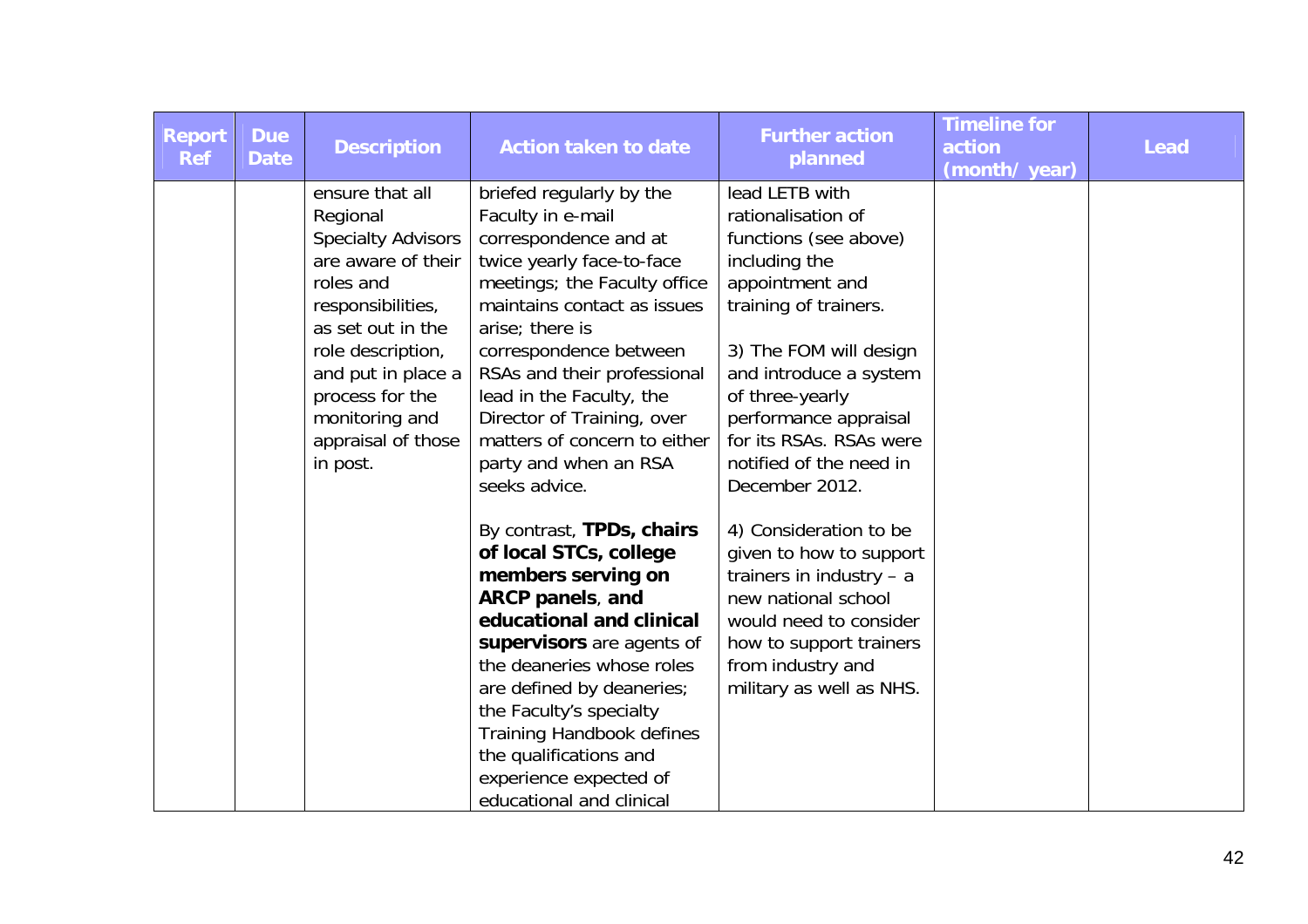| Report Ref | Due Date | Description | Action taken to date | Further action planned | Timeline for action (month/ year) | Lead |
|---|---|---|---|---|---|---|
| | | ensure that all Regional Specialty Advisors are aware of their roles and responsibilities, as set out in the role description, and put in place a process for the monitoring and appraisal of those in post. | briefed regularly by the Faculty in e-mail correspondence and at twice yearly face-to-face meetings; the Faculty office maintains contact as issues arise; there is correspondence between RSAs and their professional lead in the Faculty, the Director of Training, over matters of concern to either party and when an RSA seeks advice.<br><br>By contrast, **TPDs, chairs of local STCs, college members serving on ARCP panels**, **and educational and clinical supervisors** are agents of the deaneries whose roles are defined by deaneries; the Faculty's specialty Training Handbook defines the qualifications and experience expected of educational and clinical | lead LETB with rationalisation of functions (see above) including the appointment and training of trainers.<br><br>3) The FOM will design and introduce a system of three-yearly performance appraisal for its RSAs. RSAs were notified of the need in December 2012.<br><br>4) Consideration to be given to how to support trainers in industry – a new national school would need to consider how to support trainers from industry and military as well as NHS. | | |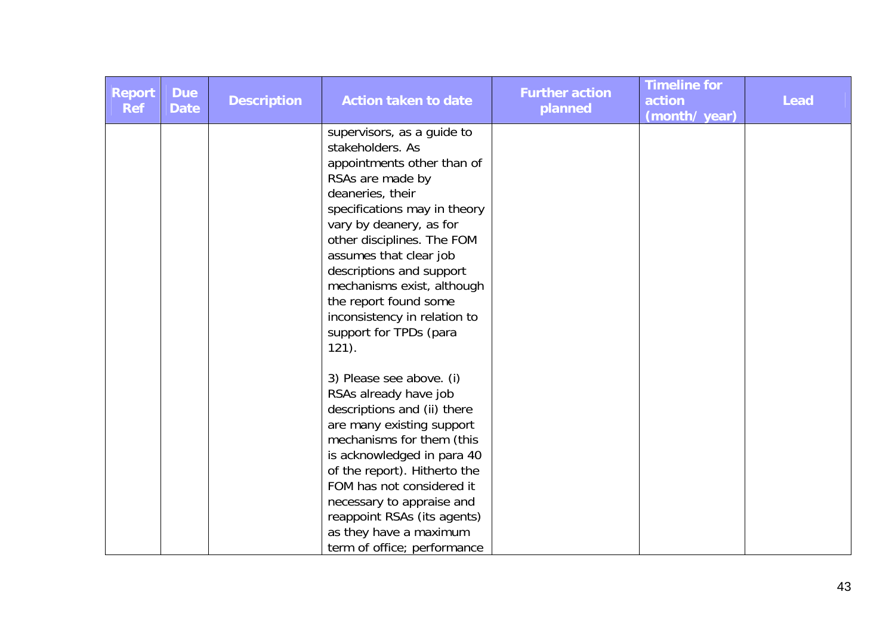| Report Ref | Due Date | Description | Action taken to date | Further action planned | Timeline for action (month/ year) | Lead |
|---|---|---|---|---|---|---|
| | | | supervisors, as a guide to stakeholders. As appointments other than of RSAs are made by deaneries, their specifications may in theory vary by deanery, as for other disciplines. The FOM assumes that clear job descriptions and support mechanisms exist, although the report found some inconsistency in relation to support for TPDs (para 121).<br><br>3) Please see above. (i) RSAs already have job descriptions and (ii) there are many existing support mechanisms for them (this is acknowledged in para 40 of the report). Hitherto the FOM has not considered it necessary to appraise and reappoint RSAs (its agents) as they have a maximum term of office; performance | | | |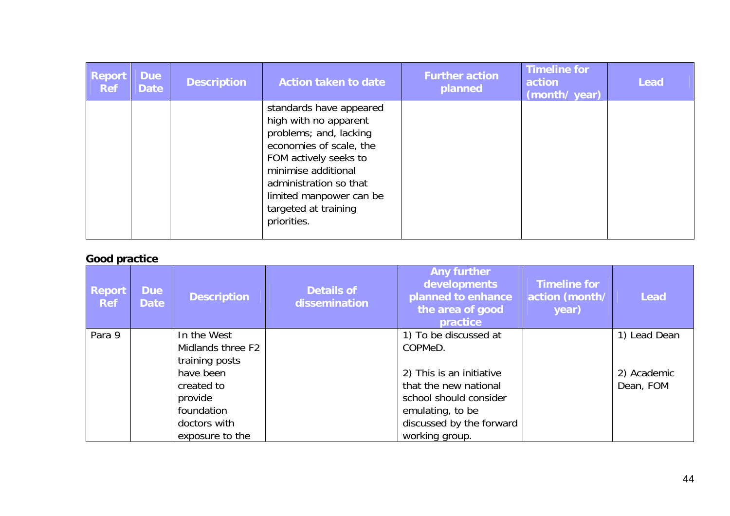| Report Ref | Due Date | Description | Action taken to date | Further action planned | Timeline for action (month/ year) | Lead |
|---|---|---|---|---|---|---|
| | | | standards have appeared high with no apparent problems; and, lacking economies of scale, the FOM actively seeks to minimise additional administration so that limited manpower can be targeted at training priorities. | | | |

**Good practice**

| Report Ref | Due Date | Description | Details of dissemination | Any further developments planned to enhance the area of good practice | Timeline for action (month/ year) | Lead |
|---|---|---|---|---|---|---|
| Para 9 | | In the West Midlands three F2 training posts have been created to provide foundation doctors with exposure to the | | 1) To be discussed at COPMeD.<br><br>2) This is an initiative that the new national school should consider emulating, to be discussed by the forward working group. | | 1) Lead Dean<br><br>2) Academic Dean, FOM |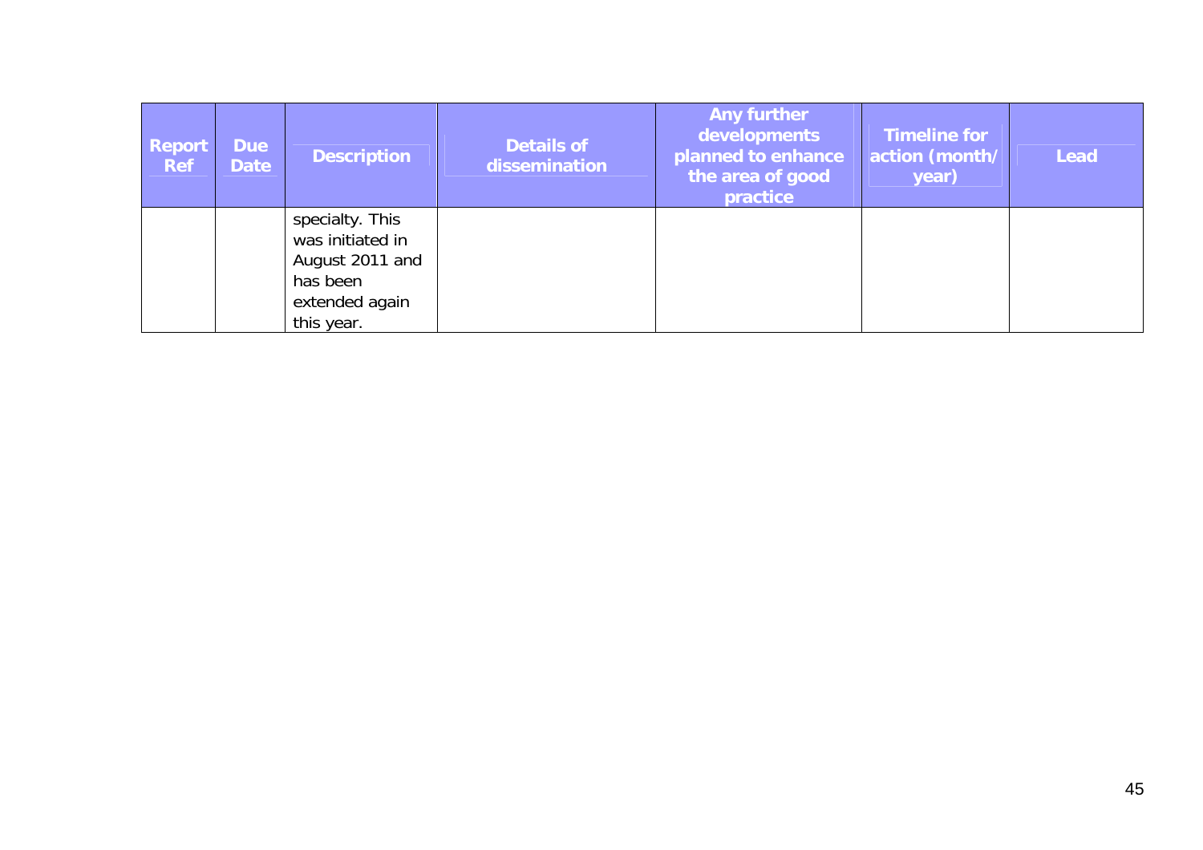| Report Ref | Due Date | Description | Details of dissemination | Any further developments planned to enhance the area of good practice | Timeline for action (month/ year) | Lead |
|---|---|---|---|---|---|---|
| | | specialty. This was initiated in August 2011 and has been extended again this year. | | | | |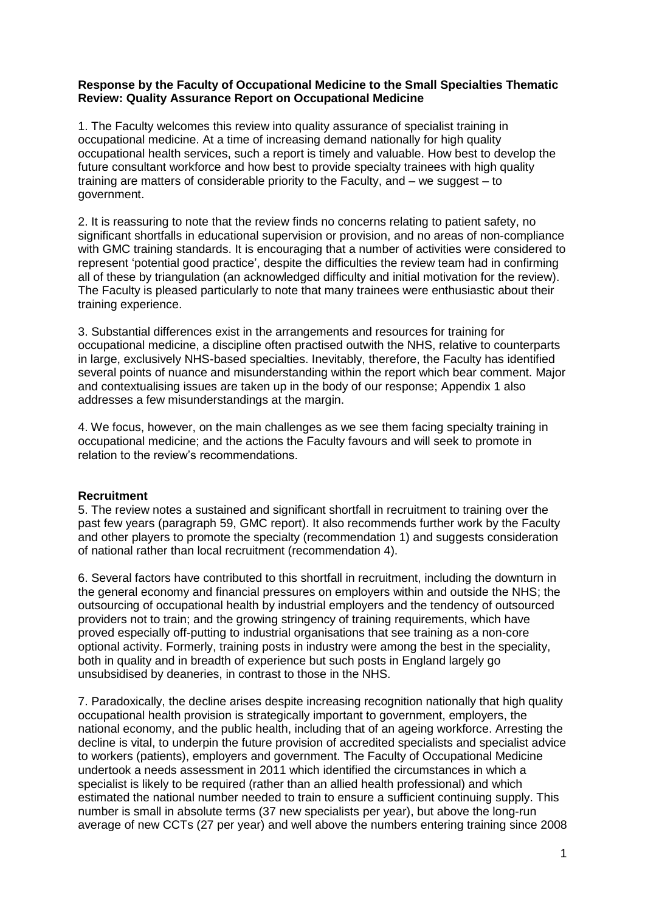**Response by the Faculty of Occupational Medicine to the Small Specialties Thematic Review: Quality Assurance Report on Occupational Medicine**

1. The Faculty welcomes this review into quality assurance of specialist training in occupational medicine. At a time of increasing demand nationally for high quality occupational health services, such a report is timely and valuable. How best to develop the future consultant workforce and how best to provide specialty trainees with high quality training are matters of considerable priority to the Faculty, and – we suggest – to government.

2. It is reassuring to note that the review finds no concerns relating to patient safety, no significant shortfalls in educational supervision or provision, and no areas of non-compliance with GMC training standards. It is encouraging that a number of activities were considered to represent 'potential good practice', despite the difficulties the review team had in confirming all of these by triangulation (an acknowledged difficulty and initial motivation for the review). The Faculty is pleased particularly to note that many trainees were enthusiastic about their training experience.

3. Substantial differences exist in the arrangements and resources for training for occupational medicine, a discipline often practised outwith the NHS, relative to counterparts in large, exclusively NHS-based specialties. Inevitably, therefore, the Faculty has identified several points of nuance and misunderstanding within the report which bear comment. Major and contextualising issues are taken up in the body of our response; Appendix 1 also addresses a few misunderstandings at the margin.

4. We focus, however, on the main challenges as we see them facing specialty training in occupational medicine; and the actions the Faculty favours and will seek to promote in relation to the review's recommendations.

**Recruitment**

5. The review notes a sustained and significant shortfall in recruitment to training over the past few years (paragraph 59, GMC report). It also recommends further work by the Faculty and other players to promote the specialty (recommendation 1) and suggests consideration of national rather than local recruitment (recommendation 4).

6. Several factors have contributed to this shortfall in recruitment, including the downturn in the general economy and financial pressures on employers within and outside the NHS; the outsourcing of occupational health by industrial employers and the tendency of outsourced providers not to train; and the growing stringency of training requirements, which have proved especially off-putting to industrial organisations that see training as a non-core optional activity. Formerly, training posts in industry were among the best in the speciality, both in quality and in breadth of experience but such posts in England largely go unsubsidised by deaneries, in contrast to those in the NHS.

7. Paradoxically, the decline arises despite increasing recognition nationally that high quality occupational health provision is strategically important to government, employers, the national economy, and the public health, including that of an ageing workforce. Arresting the decline is vital, to underpin the future provision of accredited specialists and specialist advice to workers (patients), employers and government. The Faculty of Occupational Medicine undertook a needs assessment in 2011 which identified the circumstances in which a specialist is likely to be required (rather than an allied health professional) and which estimated the national number needed to train to ensure a sufficient continuing supply. This number is small in absolute terms (37 new specialists per year), but above the long-run average of new CCTs (27 per year) and well above the numbers entering training since 2008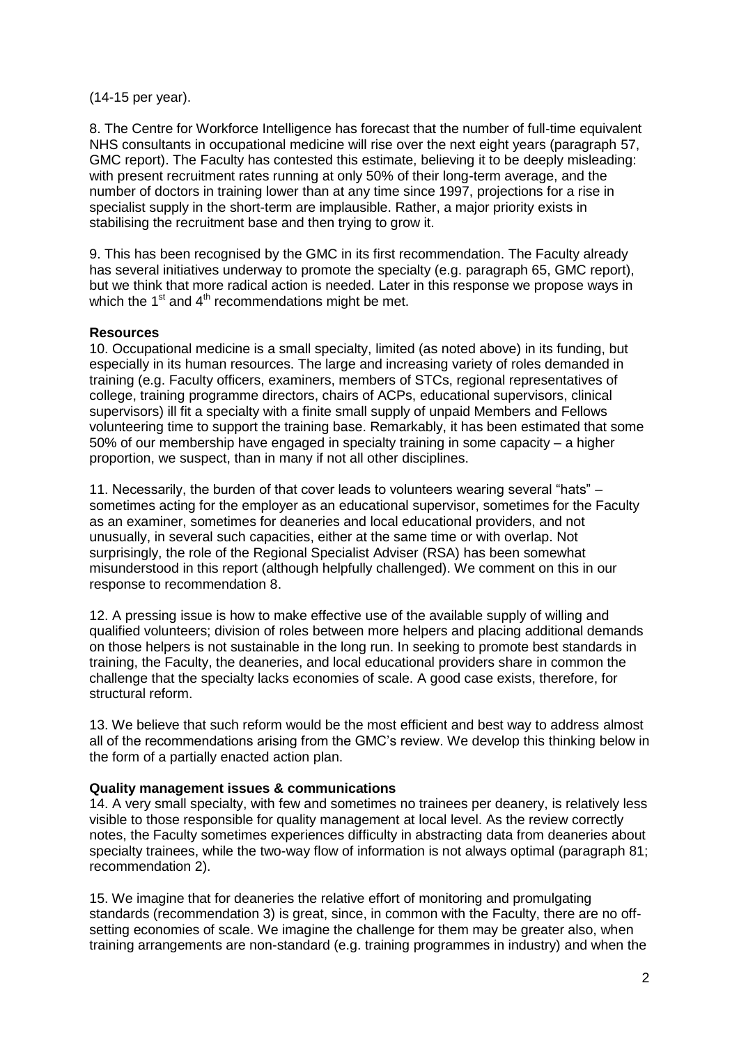(14-15 per year).

8. The Centre for Workforce Intelligence has forecast that the number of full-time equivalent NHS consultants in occupational medicine will rise over the next eight years (paragraph 57, GMC report). The Faculty has contested this estimate, believing it to be deeply misleading: with present recruitment rates running at only 50% of their long-term average, and the number of doctors in training lower than at any time since 1997, projections for a rise in specialist supply in the short-term are implausible. Rather, a major priority exists in stabilising the recruitment base and then trying to grow it.

9. This has been recognised by the GMC in its first recommendation. The Faculty already has several initiatives underway to promote the specialty (e.g. paragraph 65, GMC report), but we think that more radical action is needed. Later in this response we propose ways in which the 1st and 4th recommendations might be met.

**Resources**

10. Occupational medicine is a small specialty, limited (as noted above) in its funding, but especially in its human resources. The large and increasing variety of roles demanded in training (e.g. Faculty officers, examiners, members of STCs, regional representatives of college, training programme directors, chairs of ACPs, educational supervisors, clinical supervisors) ill fit a specialty with a finite small supply of unpaid Members and Fellows volunteering time to support the training base. Remarkably, it has been estimated that some 50% of our membership have engaged in specialty training in some capacity – a higher proportion, we suspect, than in many if not all other disciplines.

11. Necessarily, the burden of that cover leads to volunteers wearing several "hats" – sometimes acting for the employer as an educational supervisor, sometimes for the Faculty as an examiner, sometimes for deaneries and local educational providers, and not unusually, in several such capacities, either at the same time or with overlap. Not surprisingly, the role of the Regional Specialist Adviser (RSA) has been somewhat misunderstood in this report (although helpfully challenged). We comment on this in our response to recommendation 8.

12. A pressing issue is how to make effective use of the available supply of willing and qualified volunteers; division of roles between more helpers and placing additional demands on those helpers is not sustainable in the long run. In seeking to promote best standards in training, the Faculty, the deaneries, and local educational providers share in common the challenge that the specialty lacks economies of scale. A good case exists, therefore, for structural reform.

13. We believe that such reform would be the most efficient and best way to address almost all of the recommendations arising from the GMC's review. We develop this thinking below in the form of a partially enacted action plan.

**Quality management issues & communications**

14. A very small specialty, with few and sometimes no trainees per deanery, is relatively less visible to those responsible for quality management at local level. As the review correctly notes, the Faculty sometimes experiences difficulty in abstracting data from deaneries about specialty trainees, while the two-way flow of information is not always optimal (paragraph 81; recommendation 2).

15. We imagine that for deaneries the relative effort of monitoring and promulgating standards (recommendation 3) is great, since, in common with the Faculty, there are no off-setting economies of scale. We imagine the challenge for them may be greater also, when training arrangements are non-standard (e.g. training programmes in industry) and when the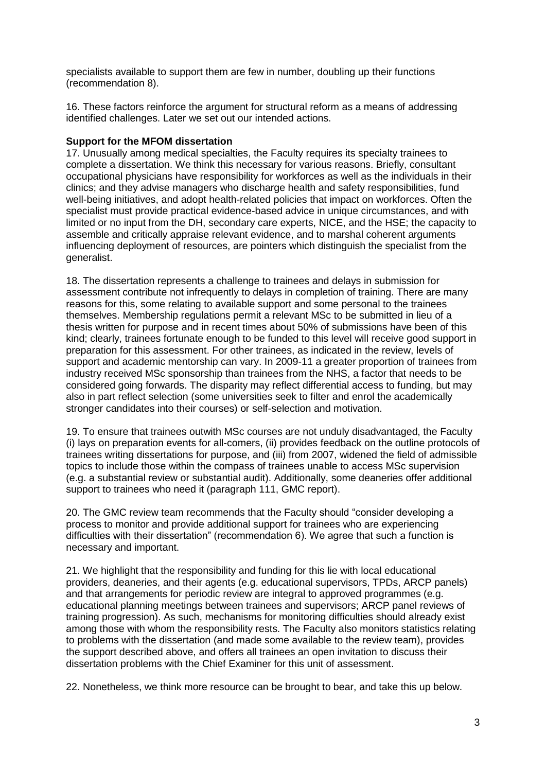specialists available to support them are few in number, doubling up their functions (recommendation 8).

16. These factors reinforce the argument for structural reform as a means of addressing identified challenges. Later we set out our intended actions.

**Support for the MFOM dissertation**

17. Unusually among medical specialties, the Faculty requires its specialty trainees to complete a dissertation. We think this necessary for various reasons. Briefly, consultant occupational physicians have responsibility for workforces as well as the individuals in their clinics; and they advise managers who discharge health and safety responsibilities, fund well-being initiatives, and adopt health-related policies that impact on workforces. Often the specialist must provide practical evidence-based advice in unique circumstances, and with limited or no input from the DH, secondary care experts, NICE, and the HSE; the capacity to assemble and critically appraise relevant evidence, and to marshal coherent arguments influencing deployment of resources, are pointers which distinguish the specialist from the generalist.

18. The dissertation represents a challenge to trainees and delays in submission for assessment contribute not infrequently to delays in completion of training. There are many reasons for this, some relating to available support and some personal to the trainees themselves. Membership regulations permit a relevant MSc to be submitted in lieu of a thesis written for purpose and in recent times about 50% of submissions have been of this kind; clearly, trainees fortunate enough to be funded to this level will receive good support in preparation for this assessment. For other trainees, as indicated in the review, levels of support and academic mentorship can vary. In 2009-11 a greater proportion of trainees from industry received MSc sponsorship than trainees from the NHS, a factor that needs to be considered going forwards. The disparity may reflect differential access to funding, but may also in part reflect selection (some universities seek to filter and enrol the academically stronger candidates into their courses) or self-selection and motivation.

19. To ensure that trainees outwith MSc courses are not unduly disadvantaged, the Faculty (i) lays on preparation events for all-comers, (ii) provides feedback on the outline protocols of trainees writing dissertations for purpose, and (iii) from 2007, widened the field of admissible topics to include those within the compass of trainees unable to access MSc supervision (e.g. a substantial review or substantial audit). Additionally, some deaneries offer additional support to trainees who need it (paragraph 111, GMC report).

20. The GMC review team recommends that the Faculty should "consider developing a process to monitor and provide additional support for trainees who are experiencing difficulties with their dissertation" (recommendation 6). We agree that such a function is necessary and important.

21. We highlight that the responsibility and funding for this lie with local educational providers, deaneries, and their agents (e.g. educational supervisors, TPDs, ARCP panels) and that arrangements for periodic review are integral to approved programmes (e.g. educational planning meetings between trainees and supervisors; ARCP panel reviews of training progression). As such, mechanisms for monitoring difficulties should already exist among those with whom the responsibility rests. The Faculty also monitors statistics relating to problems with the dissertation (and made some available to the review team), provides the support described above, and offers all trainees an open invitation to discuss their dissertation problems with the Chief Examiner for this unit of assessment.

22. Nonetheless, we think more resource can be brought to bear, and take this up below.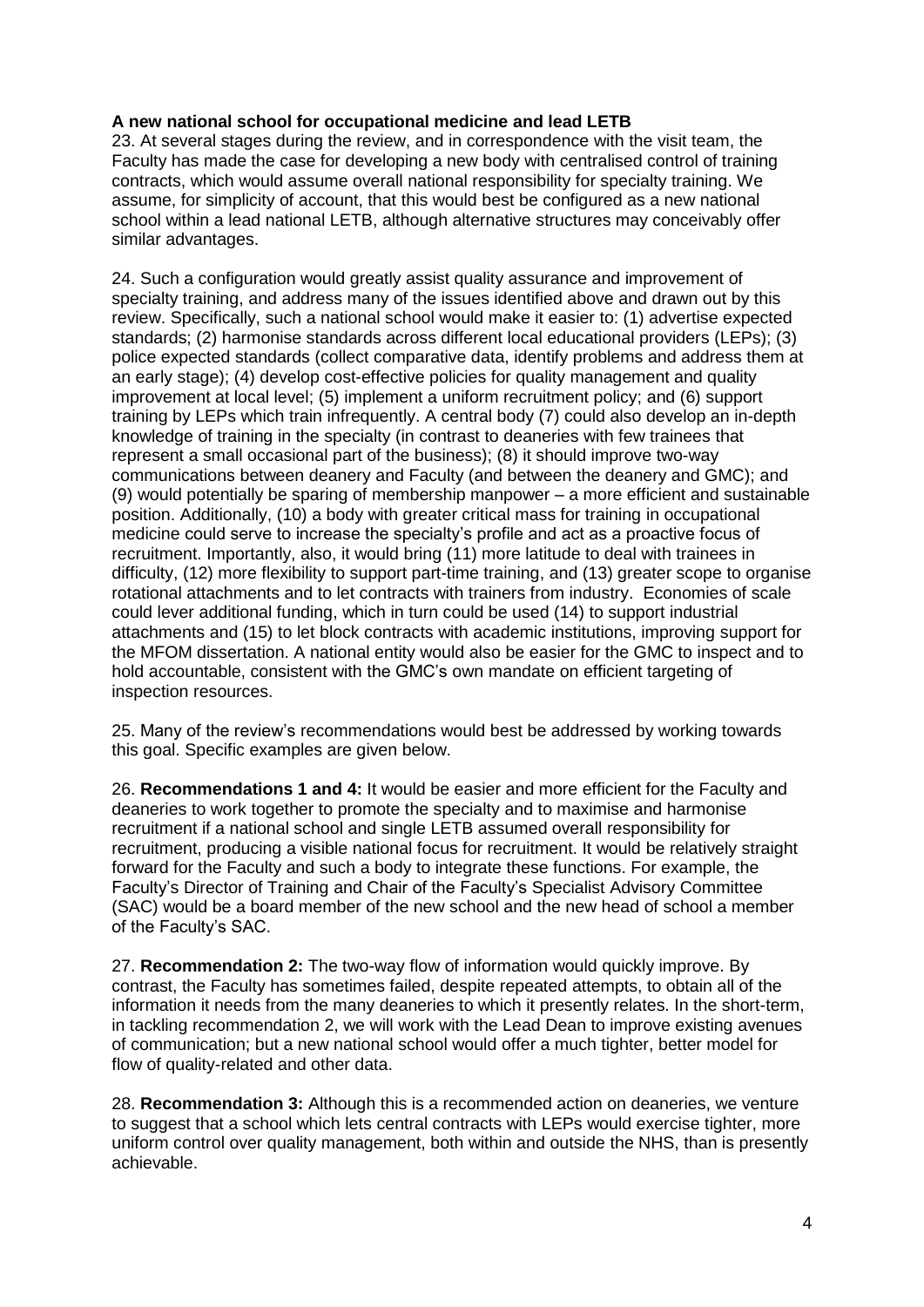**A new national school for occupational medicine and lead LETB**

23. At several stages during the review, and in correspondence with the visit team, the Faculty has made the case for developing a new body with centralised control of training contracts, which would assume overall national responsibility for specialty training. We assume, for simplicity of account, that this would best be configured as a new national school within a lead national LETB, although alternative structures may conceivably offer similar advantages.

24. Such a configuration would greatly assist quality assurance and improvement of specialty training, and address many of the issues identified above and drawn out by this review. Specifically, such a national school would make it easier to: (1) advertise expected standards; (2) harmonise standards across different local educational providers (LEPs); (3) police expected standards (collect comparative data, identify problems and address them at an early stage); (4) develop cost-effective policies for quality management and quality improvement at local level; (5) implement a uniform recruitment policy; and (6) support training by LEPs which train infrequently. A central body (7) could also develop an in-depth knowledge of training in the specialty (in contrast to deaneries with few trainees that represent a small occasional part of the business); (8) it should improve two-way communications between deanery and Faculty (and between the deanery and GMC); and (9) would potentially be sparing of membership manpower – a more efficient and sustainable position. Additionally, (10) a body with greater critical mass for training in occupational medicine could serve to increase the specialty's profile and act as a proactive focus of recruitment. Importantly, also, it would bring (11) more latitude to deal with trainees in difficulty, (12) more flexibility to support part-time training, and (13) greater scope to organise rotational attachments and to let contracts with trainers from industry. Economies of scale could lever additional funding, which in turn could be used (14) to support industrial attachments and (15) to let block contracts with academic institutions, improving support for the MFOM dissertation. A national entity would also be easier for the GMC to inspect and to hold accountable, consistent with the GMC's own mandate on efficient targeting of inspection resources.

25. Many of the review's recommendations would best be addressed by working towards this goal. Specific examples are given below.

26. **Recommendations 1 and 4:** It would be easier and more efficient for the Faculty and deaneries to work together to promote the specialty and to maximise and harmonise recruitment if a national school and single LETB assumed overall responsibility for recruitment, producing a visible national focus for recruitment. It would be relatively straight forward for the Faculty and such a body to integrate these functions. For example, the Faculty's Director of Training and Chair of the Faculty's Specialist Advisory Committee (SAC) would be a board member of the new school and the new head of school a member of the Faculty's SAC.

27. **Recommendation 2:** The two-way flow of information would quickly improve. By contrast, the Faculty has sometimes failed, despite repeated attempts, to obtain all of the information it needs from the many deaneries to which it presently relates. In the short-term, in tackling recommendation 2, we will work with the Lead Dean to improve existing avenues of communication; but a new national school would offer a much tighter, better model for flow of quality-related and other data.

28. **Recommendation 3:** Although this is a recommended action on deaneries, we venture to suggest that a school which lets central contracts with LEPs would exercise tighter, more uniform control over quality management, both within and outside the NHS, than is presently achievable.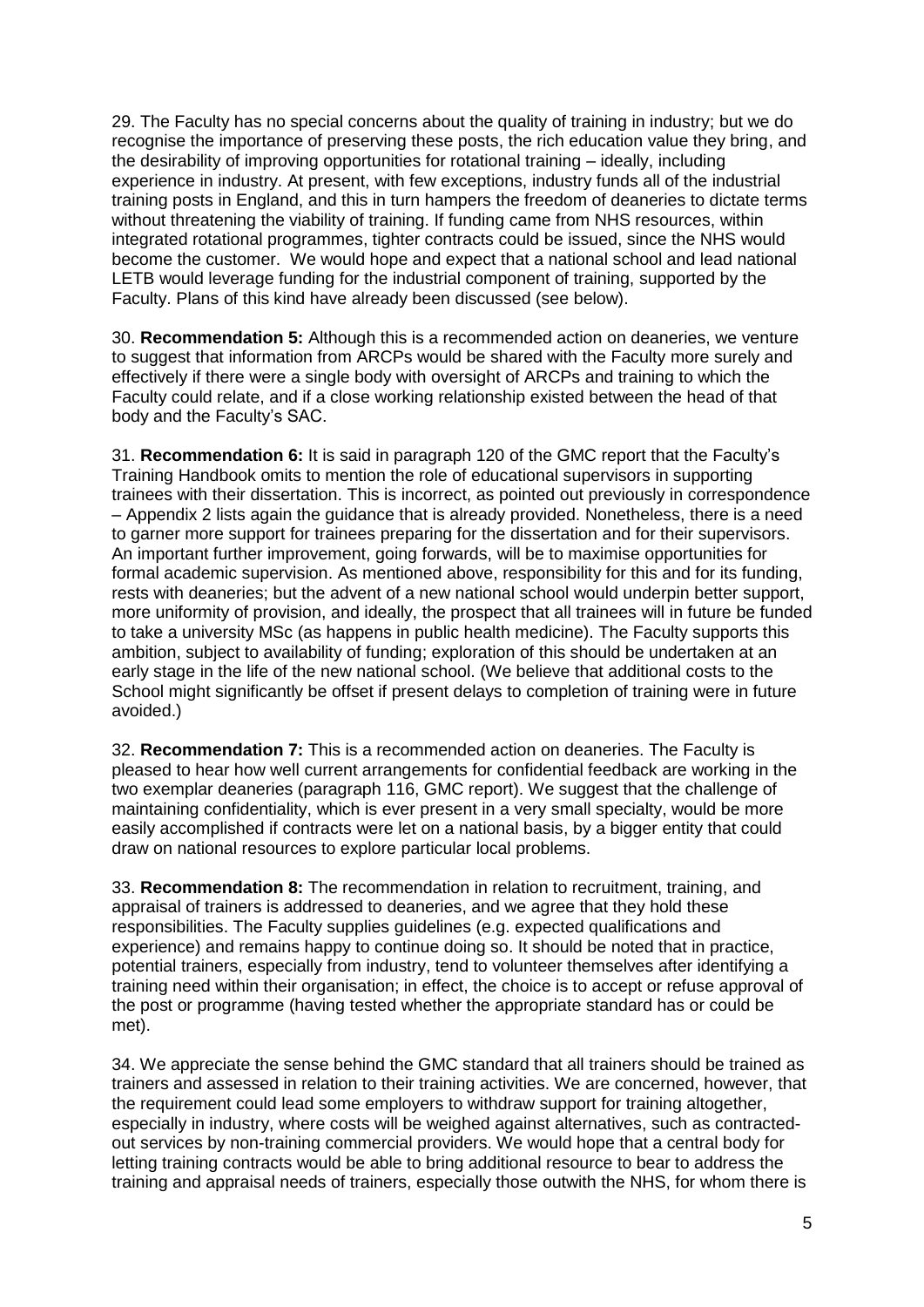29. The Faculty has no special concerns about the quality of training in industry; but we do recognise the importance of preserving these posts, the rich education value they bring, and the desirability of improving opportunities for rotational training – ideally, including experience in industry. At present, with few exceptions, industry funds all of the industrial training posts in England, and this in turn hampers the freedom of deaneries to dictate terms without threatening the viability of training. If funding came from NHS resources, within integrated rotational programmes, tighter contracts could be issued, since the NHS would become the customer. We would hope and expect that a national school and lead national LETB would leverage funding for the industrial component of training, supported by the Faculty. Plans of this kind have already been discussed (see below).

30. **Recommendation 5:** Although this is a recommended action on deaneries, we venture to suggest that information from ARCPs would be shared with the Faculty more surely and effectively if there were a single body with oversight of ARCPs and training to which the Faculty could relate, and if a close working relationship existed between the head of that body and the Faculty's SAC.

31. **Recommendation 6:** It is said in paragraph 120 of the GMC report that the Faculty's Training Handbook omits to mention the role of educational supervisors in supporting trainees with their dissertation. This is incorrect, as pointed out previously in correspondence – Appendix 2 lists again the guidance that is already provided. Nonetheless, there is a need to garner more support for trainees preparing for the dissertation and for their supervisors. An important further improvement, going forwards, will be to maximise opportunities for formal academic supervision. As mentioned above, responsibility for this and for its funding, rests with deaneries; but the advent of a new national school would underpin better support, more uniformity of provision, and ideally, the prospect that all trainees will in future be funded to take a university MSc (as happens in public health medicine). The Faculty supports this ambition, subject to availability of funding; exploration of this should be undertaken at an early stage in the life of the new national school. (We believe that additional costs to the School might significantly be offset if present delays to completion of training were in future avoided.)

32. **Recommendation 7:** This is a recommended action on deaneries. The Faculty is pleased to hear how well current arrangements for confidential feedback are working in the two exemplar deaneries (paragraph 116, GMC report). We suggest that the challenge of maintaining confidentiality, which is ever present in a very small specialty, would be more easily accomplished if contracts were let on a national basis, by a bigger entity that could draw on national resources to explore particular local problems.

33. **Recommendation 8:** The recommendation in relation to recruitment, training, and appraisal of trainers is addressed to deaneries, and we agree that they hold these responsibilities. The Faculty supplies guidelines (e.g. expected qualifications and experience) and remains happy to continue doing so. It should be noted that in practice, potential trainers, especially from industry, tend to volunteer themselves after identifying a training need within their organisation; in effect, the choice is to accept or refuse approval of the post or programme (having tested whether the appropriate standard has or could be met).

34. We appreciate the sense behind the GMC standard that all trainers should be trained as trainers and assessed in relation to their training activities. We are concerned, however, that the requirement could lead some employers to withdraw support for training altogether, especially in industry, where costs will be weighed against alternatives, such as contracted-out services by non-training commercial providers. We would hope that a central body for letting training contracts would be able to bring additional resource to bear to address the training and appraisal needs of trainers, especially those outwith the NHS, for whom there is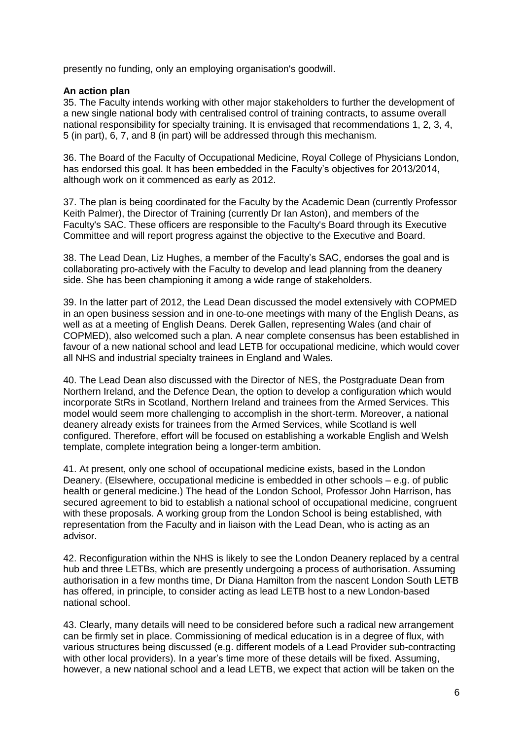presently no funding, only an employing organisation's goodwill.

**An action plan**

35. The Faculty intends working with other major stakeholders to further the development of a new single national body with centralised control of training contracts, to assume overall national responsibility for specialty training. It is envisaged that recommendations 1, 2, 3, 4, 5 (in part), 6, 7, and 8 (in part) will be addressed through this mechanism.

36. The Board of the Faculty of Occupational Medicine, Royal College of Physicians London, has endorsed this goal. It has been embedded in the Faculty's objectives for 2013/2014, although work on it commenced as early as 2012.

37. The plan is being coordinated for the Faculty by the Academic Dean (currently Professor Keith Palmer), the Director of Training (currently Dr Ian Aston), and members of the Faculty's SAC. These officers are responsible to the Faculty's Board through its Executive Committee and will report progress against the objective to the Executive and Board.

38. The Lead Dean, Liz Hughes, a member of the Faculty's SAC, endorses the goal and is collaborating pro-actively with the Faculty to develop and lead planning from the deanery side. She has been championing it among a wide range of stakeholders.

39. In the latter part of 2012, the Lead Dean discussed the model extensively with COPMED in an open business session and in one-to-one meetings with many of the English Deans, as well as at a meeting of English Deans. Derek Gallen, representing Wales (and chair of COPMED), also welcomed such a plan. A near complete consensus has been established in favour of a new national school and lead LETB for occupational medicine, which would cover all NHS and industrial specialty trainees in England and Wales.

40. The Lead Dean also discussed with the Director of NES, the Postgraduate Dean from Northern Ireland, and the Defence Dean, the option to develop a configuration which would incorporate StRs in Scotland, Northern Ireland and trainees from the Armed Services. This model would seem more challenging to accomplish in the short-term. Moreover, a national deanery already exists for trainees from the Armed Services, while Scotland is well configured. Therefore, effort will be focused on establishing a workable English and Welsh template, complete integration being a longer-term ambition.

41. At present, only one school of occupational medicine exists, based in the London Deanery. (Elsewhere, occupational medicine is embedded in other schools – e.g. of public health or general medicine.) The head of the London School, Professor John Harrison, has secured agreement to bid to establish a national school of occupational medicine, congruent with these proposals. A working group from the London School is being established, with representation from the Faculty and in liaison with the Lead Dean, who is acting as an advisor.

42. Reconfiguration within the NHS is likely to see the London Deanery replaced by a central hub and three LETBs, which are presently undergoing a process of authorisation. Assuming authorisation in a few months time, Dr Diana Hamilton from the nascent London South LETB has offered, in principle, to consider acting as lead LETB host to a new London-based national school.

43. Clearly, many details will need to be considered before such a radical new arrangement can be firmly set in place. Commissioning of medical education is in a degree of flux, with various structures being discussed (e.g. different models of a Lead Provider sub-contracting with other local providers). In a year's time more of these details will be fixed. Assuming, however, a new national school and a lead LETB, we expect that action will be taken on the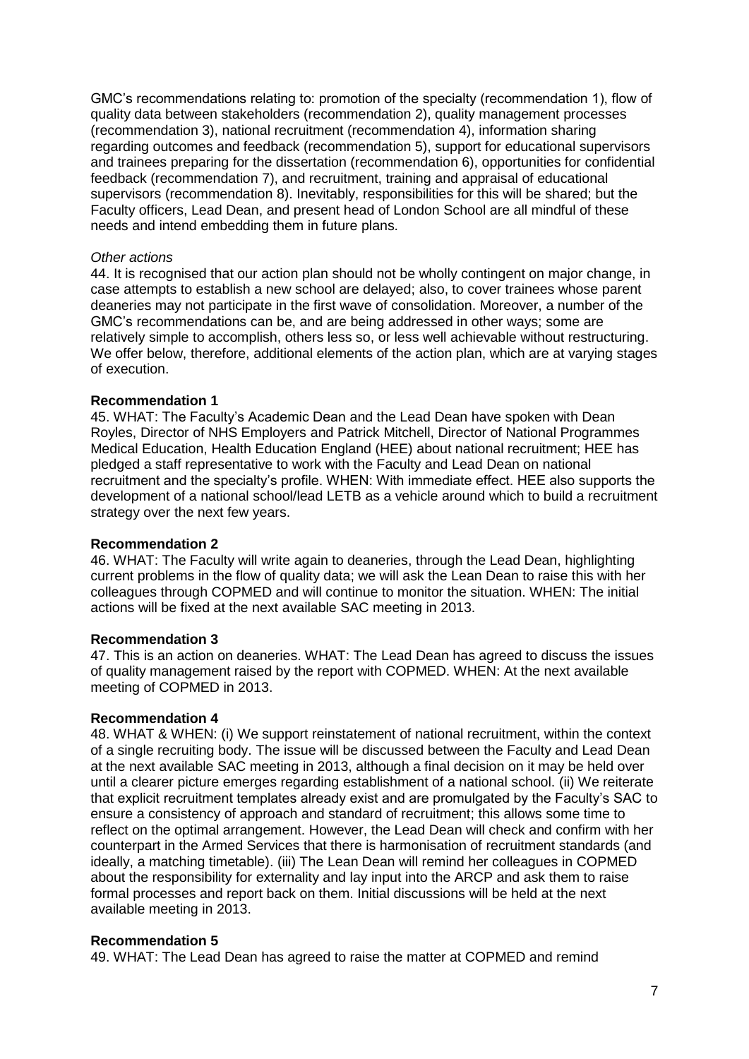GMC's recommendations relating to: promotion of the specialty (recommendation 1), flow of quality data between stakeholders (recommendation 2), quality management processes (recommendation 3), national recruitment (recommendation 4), information sharing regarding outcomes and feedback (recommendation 5), support for educational supervisors and trainees preparing for the dissertation (recommendation 6), opportunities for confidential feedback (recommendation 7), and recruitment, training and appraisal of educational supervisors (recommendation 8). Inevitably, responsibilities for this will be shared; but the Faculty officers, Lead Dean, and present head of London School are all mindful of these needs and intend embedding them in future plans.

*Other actions*

44. It is recognised that our action plan should not be wholly contingent on major change, in case attempts to establish a new school are delayed; also, to cover trainees whose parent deaneries may not participate in the first wave of consolidation. Moreover, a number of the GMC's recommendations can be, and are being addressed in other ways; some are relatively simple to accomplish, others less so, or less well achievable without restructuring. We offer below, therefore, additional elements of the action plan, which are at varying stages of execution.

**Recommendation 1**

45. WHAT: The Faculty's Academic Dean and the Lead Dean have spoken with Dean Royles, Director of NHS Employers and Patrick Mitchell, Director of National Programmes Medical Education, Health Education England (HEE) about national recruitment; HEE has pledged a staff representative to work with the Faculty and Lead Dean on national recruitment and the specialty's profile. WHEN: With immediate effect. HEE also supports the development of a national school/lead LETB as a vehicle around which to build a recruitment strategy over the next few years.

**Recommendation 2**

46. WHAT: The Faculty will write again to deaneries, through the Lead Dean, highlighting current problems in the flow of quality data; we will ask the Lean Dean to raise this with her colleagues through COPMED and will continue to monitor the situation. WHEN: The initial actions will be fixed at the next available SAC meeting in 2013.

**Recommendation 3**

47. This is an action on deaneries. WHAT: The Lead Dean has agreed to discuss the issues of quality management raised by the report with COPMED. WHEN: At the next available meeting of COPMED in 2013.

**Recommendation 4**

48. WHAT & WHEN: (i) We support reinstatement of national recruitment, within the context of a single recruiting body. The issue will be discussed between the Faculty and Lead Dean at the next available SAC meeting in 2013, although a final decision on it may be held over until a clearer picture emerges regarding establishment of a national school. (ii) We reiterate that explicit recruitment templates already exist and are promulgated by the Faculty's SAC to ensure a consistency of approach and standard of recruitment; this allows some time to reflect on the optimal arrangement. However, the Lead Dean will check and confirm with her counterpart in the Armed Services that there is harmonisation of recruitment standards (and ideally, a matching timetable). (iii) The Lean Dean will remind her colleagues in COPMED about the responsibility for externality and lay input into the ARCP and ask them to raise formal processes and report back on them. Initial discussions will be held at the next available meeting in 2013.

**Recommendation 5**

49. WHAT: The Lead Dean has agreed to raise the matter at COPMED and remind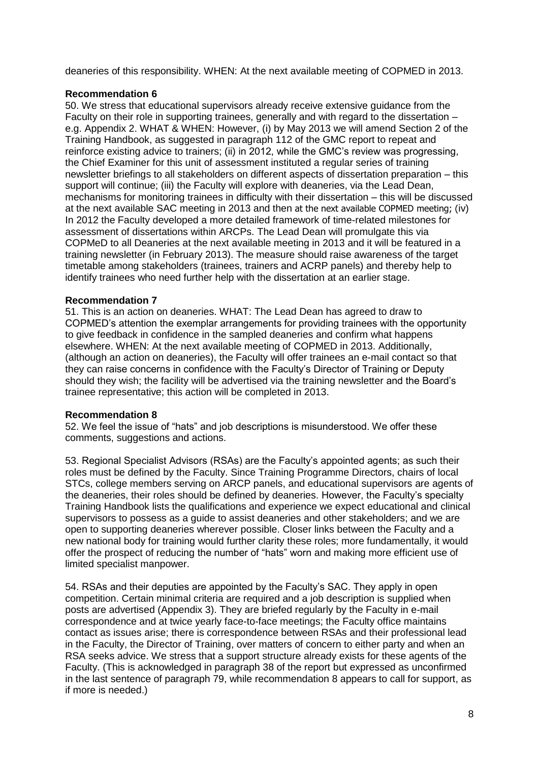deaneries of this responsibility. WHEN: At the next available meeting of COPMED in 2013.

**Recommendation 6**

50. We stress that educational supervisors already receive extensive guidance from the Faculty on their role in supporting trainees, generally and with regard to the dissertation – e.g. Appendix 2. WHAT & WHEN: However, (i) by May 2013 we will amend Section 2 of the Training Handbook, as suggested in paragraph 112 of the GMC report to repeat and reinforce existing advice to trainers; (ii) in 2012, while the GMC's review was progressing, the Chief Examiner for this unit of assessment instituted a regular series of training newsletter briefings to all stakeholders on different aspects of dissertation preparation – this support will continue; (iii) the Faculty will explore with deaneries, via the Lead Dean, mechanisms for monitoring trainees in difficulty with their dissertation – this will be discussed at the next available SAC meeting in 2013 and then at the next available COPMED meeting; (iv) In 2012 the Faculty developed a more detailed framework of time-related milestones for assessment of dissertations within ARCPs. The Lead Dean will promulgate this via COPMeD to all Deaneries at the next available meeting in 2013 and it will be featured in a training newsletter (in February 2013). The measure should raise awareness of the target timetable among stakeholders (trainees, trainers and ACRP panels) and thereby help to identify trainees who need further help with the dissertation at an earlier stage.

**Recommendation 7**

51. This is an action on deaneries. WHAT: The Lead Dean has agreed to draw to COPMED's attention the exemplar arrangements for providing trainees with the opportunity to give feedback in confidence in the sampled deaneries and confirm what happens elsewhere. WHEN: At the next available meeting of COPMED in 2013. Additionally, (although an action on deaneries), the Faculty will offer trainees an e-mail contact so that they can raise concerns in confidence with the Faculty's Director of Training or Deputy should they wish; the facility will be advertised via the training newsletter and the Board's trainee representative; this action will be completed in 2013.

**Recommendation 8**

52. We feel the issue of "hats" and job descriptions is misunderstood. We offer these comments, suggestions and actions.

53. Regional Specialist Advisors (RSAs) are the Faculty's appointed agents; as such their roles must be defined by the Faculty. Since Training Programme Directors, chairs of local STCs, college members serving on ARCP panels, and educational supervisors are agents of the deaneries, their roles should be defined by deaneries. However, the Faculty's specialty Training Handbook lists the qualifications and experience we expect educational and clinical supervisors to possess as a guide to assist deaneries and other stakeholders; and we are open to supporting deaneries wherever possible. Closer links between the Faculty and a new national body for training would further clarity these roles; more fundamentally, it would offer the prospect of reducing the number of "hats" worn and making more efficient use of limited specialist manpower.

54. RSAs and their deputies are appointed by the Faculty's SAC. They apply in open competition. Certain minimal criteria are required and a job description is supplied when posts are advertised (Appendix 3). They are briefed regularly by the Faculty in e-mail correspondence and at twice yearly face-to-face meetings; the Faculty office maintains contact as issues arise; there is correspondence between RSAs and their professional lead in the Faculty, the Director of Training, over matters of concern to either party and when an RSA seeks advice. We stress that a support structure already exists for these agents of the Faculty. (This is acknowledged in paragraph 38 of the report but expressed as unconfirmed in the last sentence of paragraph 79, while recommendation 8 appears to call for support, as if more is needed.)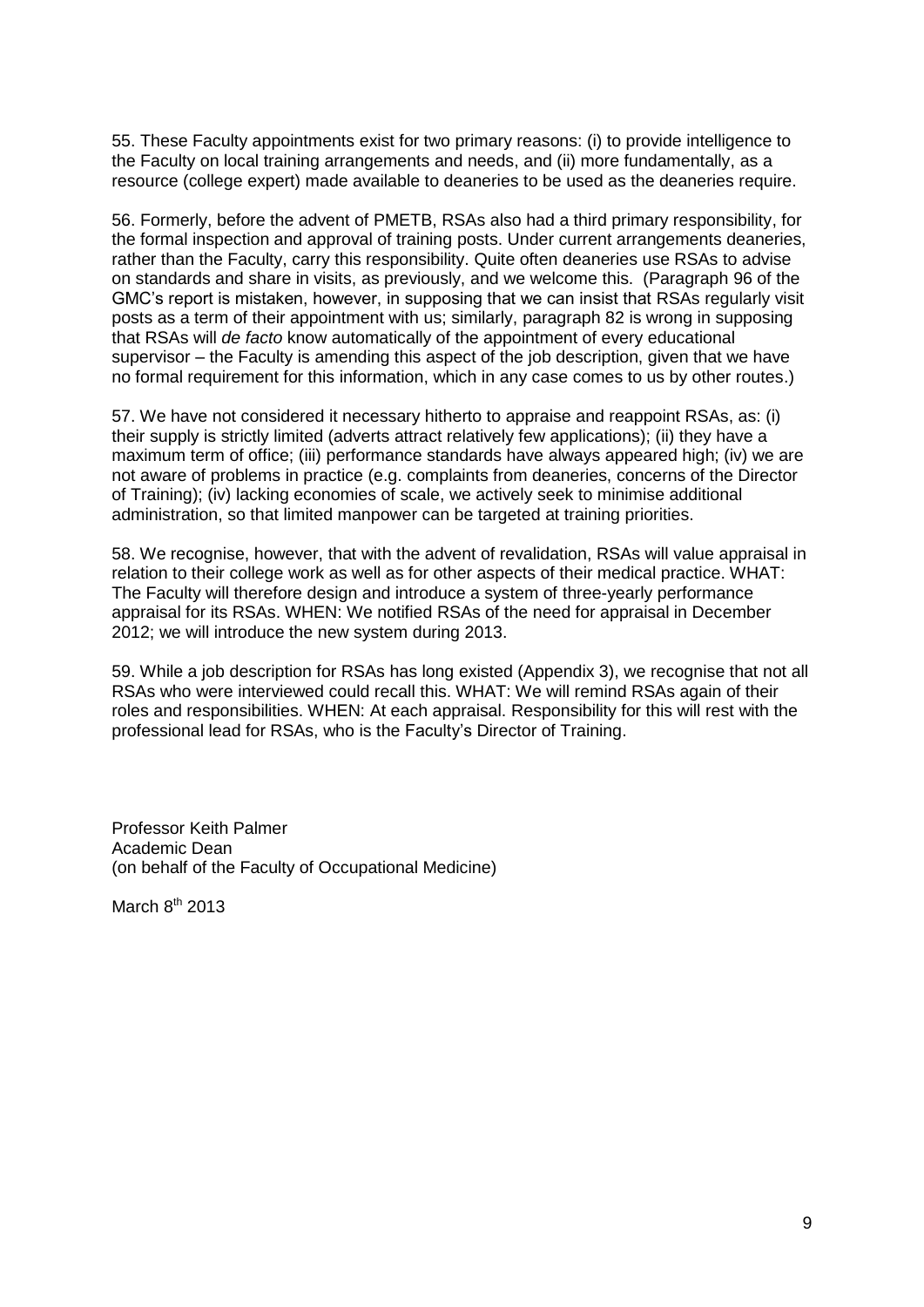55. These Faculty appointments exist for two primary reasons: (i) to provide intelligence to the Faculty on local training arrangements and needs, and (ii) more fundamentally, as a resource (college expert) made available to deaneries to be used as the deaneries require.

56. Formerly, before the advent of PMETB, RSAs also had a third primary responsibility, for the formal inspection and approval of training posts. Under current arrangements deaneries, rather than the Faculty, carry this responsibility. Quite often deaneries use RSAs to advise on standards and share in visits, as previously, and we welcome this. (Paragraph 96 of the GMC's report is mistaken, however, in supposing that we can insist that RSAs regularly visit posts as a term of their appointment with us; similarly, paragraph 82 is wrong in supposing that RSAs will *de facto* know automatically of the appointment of every educational supervisor – the Faculty is amending this aspect of the job description, given that we have no formal requirement for this information, which in any case comes to us by other routes.)

57. We have not considered it necessary hitherto to appraise and reappoint RSAs, as: (i) their supply is strictly limited (adverts attract relatively few applications); (ii) they have a maximum term of office; (iii) performance standards have always appeared high; (iv) we are not aware of problems in practice (e.g. complaints from deaneries, concerns of the Director of Training); (iv) lacking economies of scale, we actively seek to minimise additional administration, so that limited manpower can be targeted at training priorities.

58. We recognise, however, that with the advent of revalidation, RSAs will value appraisal in relation to their college work as well as for other aspects of their medical practice. WHAT: The Faculty will therefore design and introduce a system of three-yearly performance appraisal for its RSAs. WHEN: We notified RSAs of the need for appraisal in December 2012; we will introduce the new system during 2013.

59. While a job description for RSAs has long existed (Appendix 3), we recognise that not all RSAs who were interviewed could recall this. WHAT: We will remind RSAs again of their roles and responsibilities. WHEN: At each appraisal. Responsibility for this will rest with the professional lead for RSAs, who is the Faculty's Director of Training.

Professor Keith Palmer
Academic Dean
(on behalf of the Faculty of Occupational Medicine)

March 8th 2013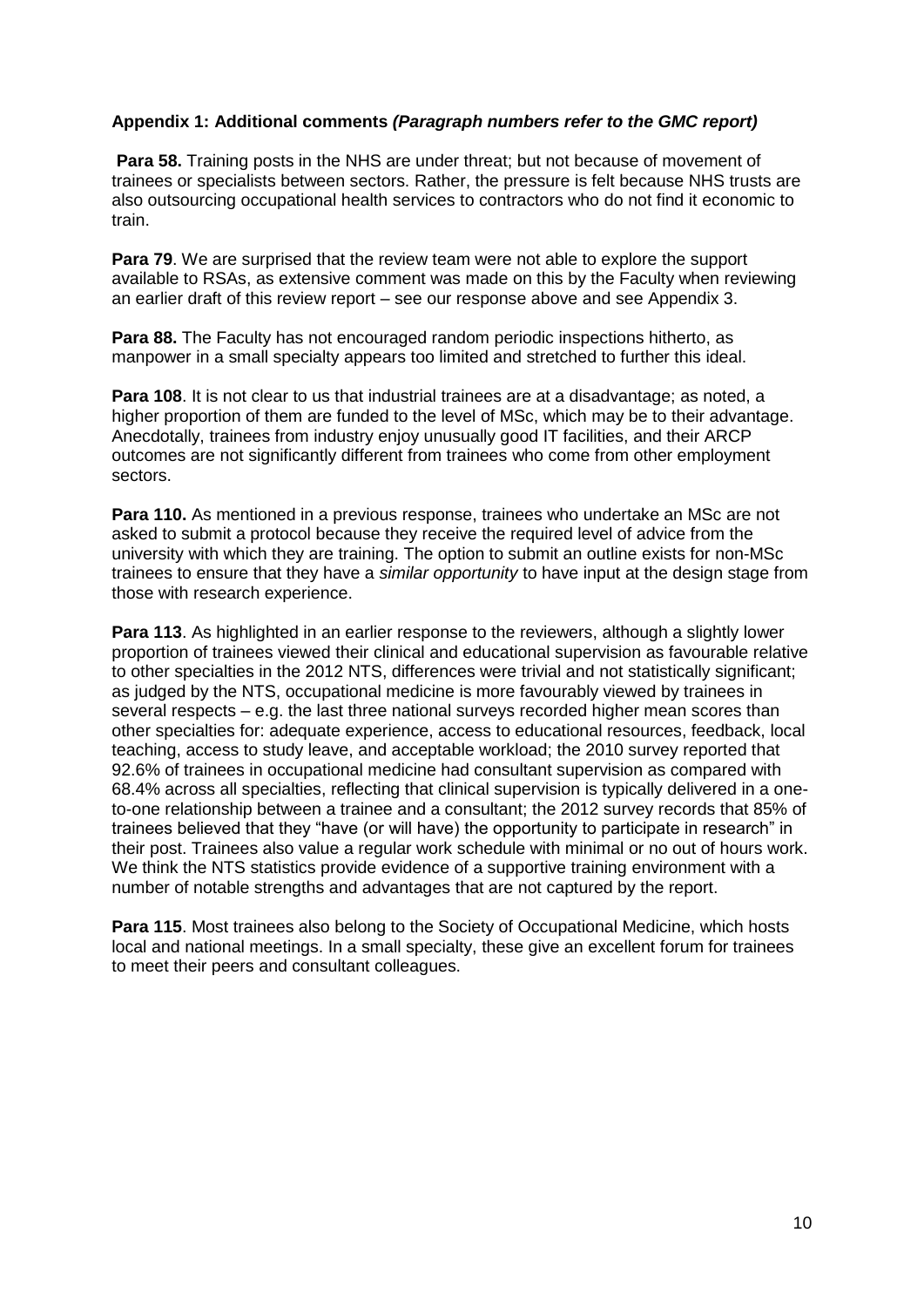**Appendix 1: Additional comments** ***(Paragraph numbers refer to the GMC report)***

**Para 58.** Training posts in the NHS are under threat; but not because of movement of trainees or specialists between sectors. Rather, the pressure is felt because NHS trusts are also outsourcing occupational health services to contractors who do not find it economic to train.

**Para 79**. We are surprised that the review team were not able to explore the support available to RSAs, as extensive comment was made on this by the Faculty when reviewing an earlier draft of this review report – see our response above and see Appendix 3.

**Para 88.** The Faculty has not encouraged random periodic inspections hitherto, as manpower in a small specialty appears too limited and stretched to further this ideal.

**Para 108**. It is not clear to us that industrial trainees are at a disadvantage; as noted, a higher proportion of them are funded to the level of MSc, which may be to their advantage. Anecdotally, trainees from industry enjoy unusually good IT facilities, and their ARCP outcomes are not significantly different from trainees who come from other employment sectors.

**Para 110.** As mentioned in a previous response, trainees who undertake an MSc are not asked to submit a protocol because they receive the required level of advice from the university with which they are training. The option to submit an outline exists for non-MSc trainees to ensure that they have a *similar opportunity* to have input at the design stage from those with research experience.

**Para 113**. As highlighted in an earlier response to the reviewers, although a slightly lower proportion of trainees viewed their clinical and educational supervision as favourable relative to other specialties in the 2012 NTS, differences were trivial and not statistically significant; as judged by the NTS, occupational medicine is more favourably viewed by trainees in several respects – e.g. the last three national surveys recorded higher mean scores than other specialties for: adequate experience, access to educational resources, feedback, local teaching, access to study leave, and acceptable workload; the 2010 survey reported that 92.6% of trainees in occupational medicine had consultant supervision as compared with 68.4% across all specialties, reflecting that clinical supervision is typically delivered in a one-to-one relationship between a trainee and a consultant; the 2012 survey records that 85% of trainees believed that they "have (or will have) the opportunity to participate in research" in their post. Trainees also value a regular work schedule with minimal or no out of hours work. We think the NTS statistics provide evidence of a supportive training environment with a number of notable strengths and advantages that are not captured by the report.

**Para 115**. Most trainees also belong to the Society of Occupational Medicine, which hosts local and national meetings. In a small specialty, these give an excellent forum for trainees to meet their peers and consultant colleagues.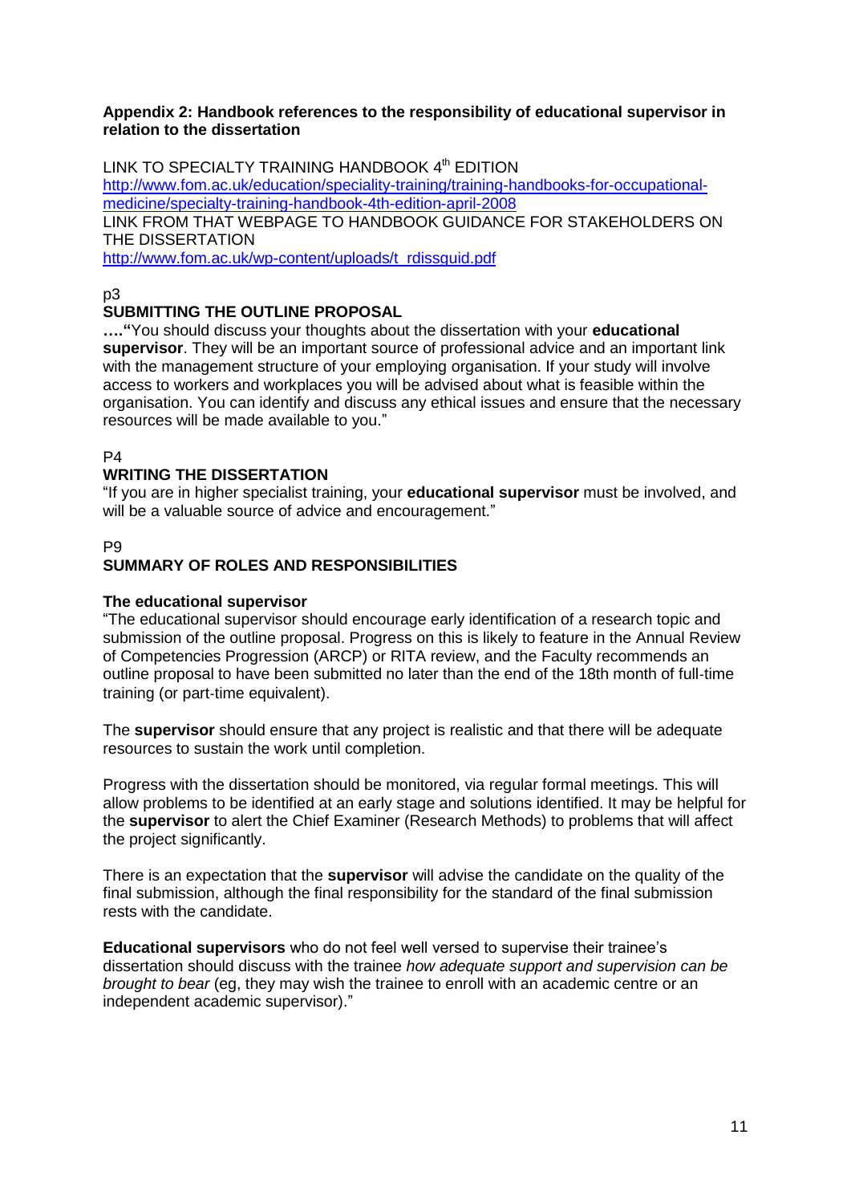**Appendix 2: Handbook references to the responsibility of educational supervisor in relation to the dissertation**

LINK TO SPECIALTY TRAINING HANDBOOK 4[th] EDITION
http://www.fom.ac.uk/education/speciality-training/training-handbooks-for-occupational-medicine/specialty-training-handbook-4th-edition-april-2008
LINK FROM THAT WEBPAGE TO HANDBOOK GUIDANCE FOR STAKEHOLDERS ON THE DISSERTATION
http://www.fom.ac.uk/wp-content/uploads/t_rdissguid.pdf

p3

**SUBMITTING THE OUTLINE PROPOSAL**

**…."**You should discuss your thoughts about the dissertation with your **educational supervisor**. They will be an important source of professional advice and an important link with the management structure of your employing organisation. If your study will involve access to workers and workplaces you will be advised about what is feasible within the organisation. You can identify and discuss any ethical issues and ensure that the necessary resources will be made available to you."

P4

**WRITING THE DISSERTATION**

"If you are in higher specialist training, your **educational supervisor** must be involved, and will be a valuable source of advice and encouragement."

P9

**SUMMARY OF ROLES AND RESPONSIBILITIES**

**The educational supervisor**

"The educational supervisor should encourage early identification of a research topic and submission of the outline proposal. Progress on this is likely to feature in the Annual Review of Competencies Progression (ARCP) or RITA review, and the Faculty recommends an outline proposal to have been submitted no later than the end of the 18th month of full-time training (or part-time equivalent).

The **supervisor** should ensure that any project is realistic and that there will be adequate resources to sustain the work until completion.

Progress with the dissertation should be monitored, via regular formal meetings. This will allow problems to be identified at an early stage and solutions identified. It may be helpful for the **supervisor** to alert the Chief Examiner (Research Methods) to problems that will affect the project significantly.

There is an expectation that the **supervisor** will advise the candidate on the quality of the final submission, although the final responsibility for the standard of the final submission rests with the candidate.

**Educational supervisors** who do not feel well versed to supervise their trainee's dissertation should discuss with the trainee *how adequate support and supervision can be brought to bear* (eg, they may wish the trainee to enroll with an academic centre or an independent academic supervisor)."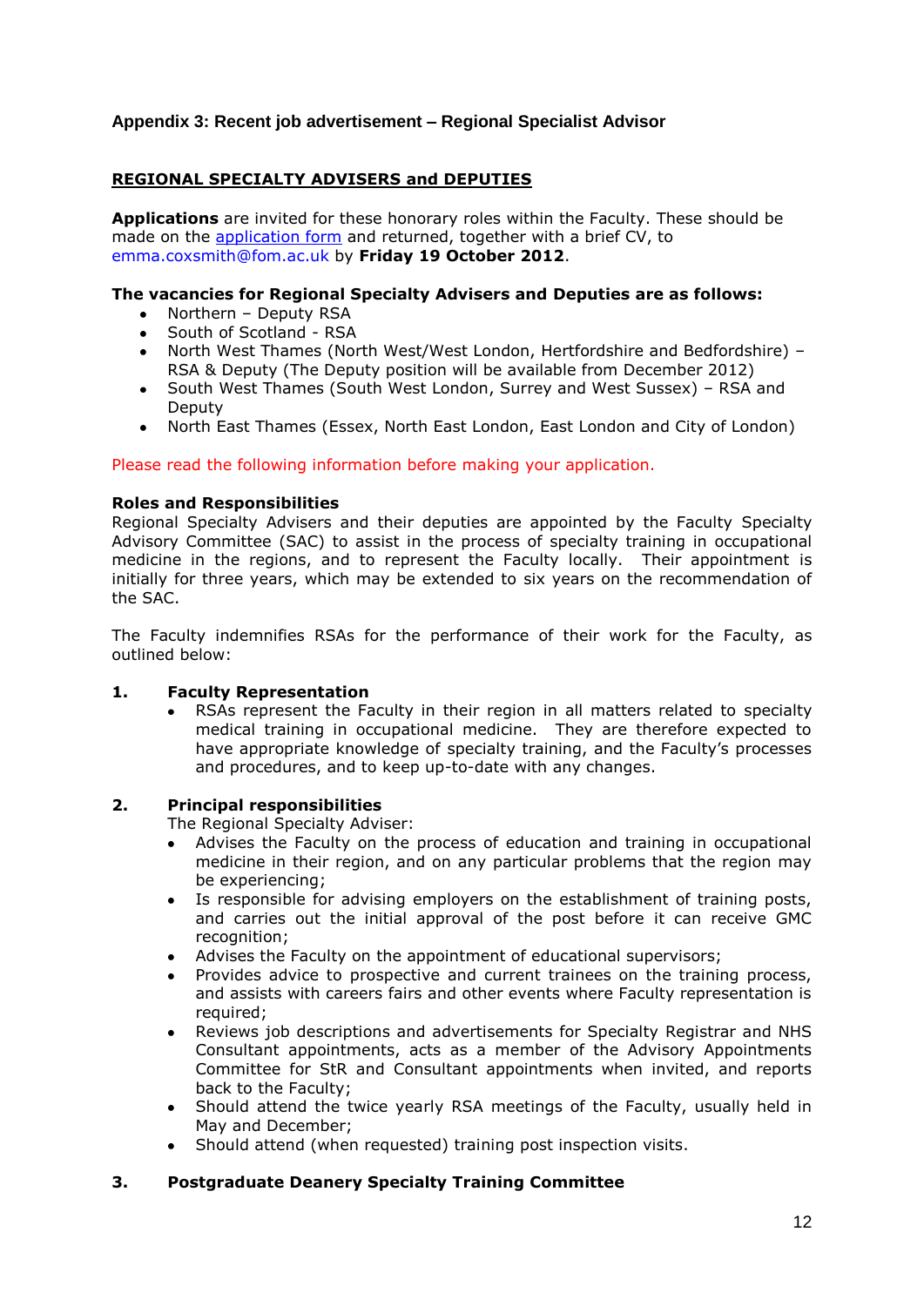### Appendix 3: Recent job advertisement – Regional Specialist Advisor

**REGIONAL SPECIALTY ADVISERS and DEPUTIES**

**Applications** are invited for these honorary roles within the Faculty. These should be made on the [application form](application form) and returned, together with a brief CV, to emma.coxsmith@fom.ac.uk by **Friday 19 October 2012**.

**The vacancies for Regional Specialty Advisers and Deputies are as follows:**

- Northern – Deputy RSA
- South of Scotland - RSA
- North West Thames (North West/West London, Hertfordshire and Bedfordshire) – RSA & Deputy (The Deputy position will be available from December 2012)
- South West Thames (South West London, Surrey and West Sussex) – RSA and Deputy
- North East Thames (Essex, North East London, East London and City of London)

Please read the following information before making your application.

**Roles and Responsibilities**

Regional Specialty Advisers and their deputies are appointed by the Faculty Specialty Advisory Committee (SAC) to assist in the process of specialty training in occupational medicine in the regions, and to represent the Faculty locally. Their appointment is initially for three years, which may be extended to six years on the recommendation of the SAC.

The Faculty indemnifies RSAs for the performance of their work for the Faculty, as outlined below:

**1. Faculty Representation**

- RSAs represent the Faculty in their region in all matters related to specialty medical training in occupational medicine. They are therefore expected to have appropriate knowledge of specialty training, and the Faculty's processes and procedures, and to keep up-to-date with any changes.

**2. Principal responsibilities**

The Regional Specialty Adviser:

- Advises the Faculty on the process of education and training in occupational medicine in their region, and on any particular problems that the region may be experiencing;
- Is responsible for advising employers on the establishment of training posts, and carries out the initial approval of the post before it can receive GMC recognition;
- Advises the Faculty on the appointment of educational supervisors;
- Provides advice to prospective and current trainees on the training process, and assists with careers fairs and other events where Faculty representation is required;
- Reviews job descriptions and advertisements for Specialty Registrar and NHS Consultant appointments, acts as a member of the Advisory Appointments Committee for StR and Consultant appointments when invited, and reports back to the Faculty;
- Should attend the twice yearly RSA meetings of the Faculty, usually held in May and December;
- Should attend (when requested) training post inspection visits.

**3. Postgraduate Deanery Specialty Training Committee**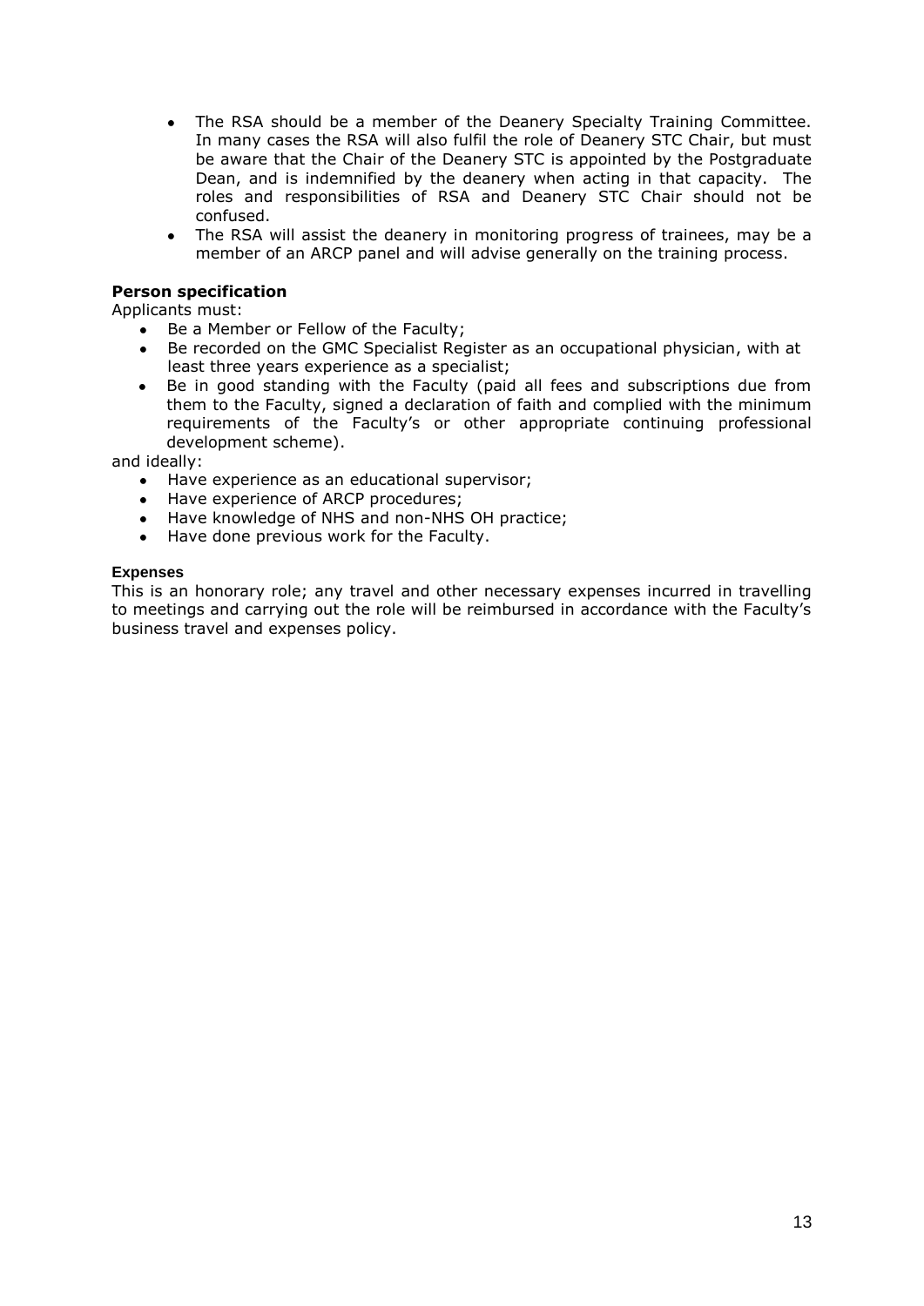- The RSA should be a member of the Deanery Specialty Training Committee. In many cases the RSA will also fulfil the role of Deanery STC Chair, but must be aware that the Chair of the Deanery STC is appointed by the Postgraduate Dean, and is indemnified by the deanery when acting in that capacity. The roles and responsibilities of RSA and Deanery STC Chair should not be confused.
- The RSA will assist the deanery in monitoring progress of trainees, may be a member of an ARCP panel and will advise generally on the training process.

**Person specification**

Applicants must:

- Be a Member or Fellow of the Faculty;
- Be recorded on the GMC Specialist Register as an occupational physician, with at least three years experience as a specialist;
- Be in good standing with the Faculty (paid all fees and subscriptions due from them to the Faculty, signed a declaration of faith and complied with the minimum requirements of the Faculty's or other appropriate continuing professional development scheme).

and ideally:

- Have experience as an educational supervisor;
- Have experience of ARCP procedures;
- Have knowledge of NHS and non-NHS OH practice;
- Have done previous work for the Faculty.

**Expenses**

This is an honorary role; any travel and other necessary expenses incurred in travelling to meetings and carrying out the role will be reimbursed in accordance with the Faculty's business travel and expenses policy.